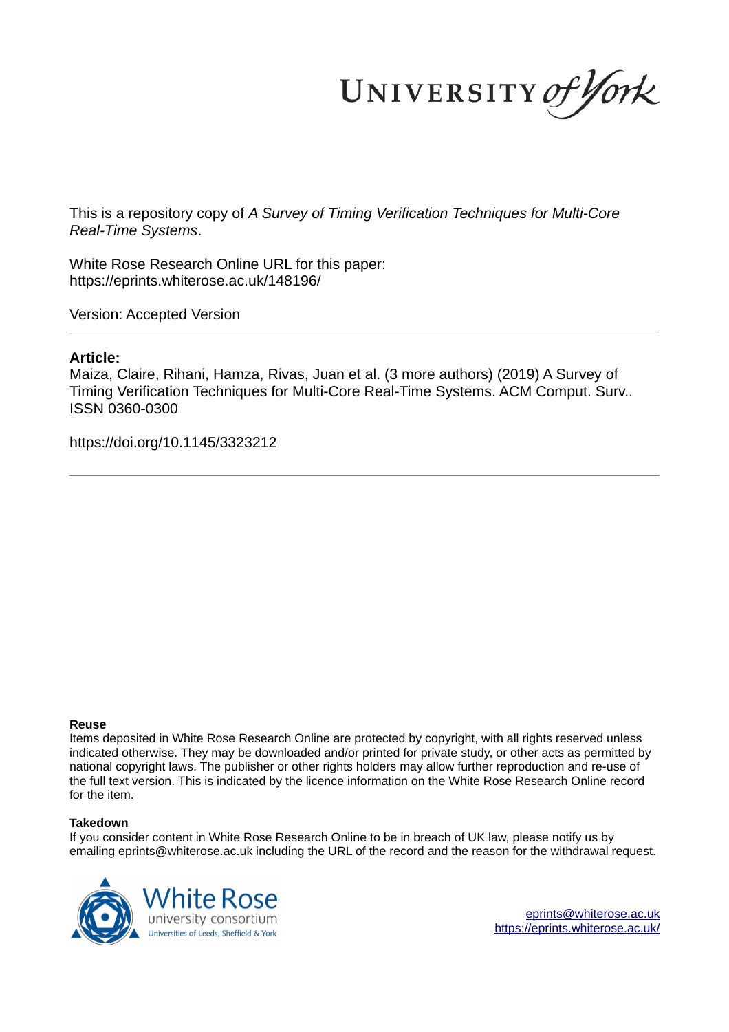This is a repository copy of *A Survey of Timing Verification Techniques for Multi-Core Real-Time Systems*.

White Rose Research Online URL for this paper:
https://eprints.whiterose.ac.uk/148196/

Version: Accepted Version

**Article:**

Maiza, Claire, Rihani, Hamza, Rivas, Juan et al. (3 more authors) (2019) A Survey of Timing Verification Techniques for Multi-Core Real-Time Systems. ACM Comput. Surv.. ISSN 0360-0300

https://doi.org/10.1145/3323212

**Reuse**

Items deposited in White Rose Research Online are protected by copyright, with all rights reserved unless indicated otherwise. They may be downloaded and/or printed for private study, or other acts as permitted by national copyright laws. The publisher or other rights holders may allow further reproduction and re-use of the full text version. This is indicated by the licence information on the White Rose Research Online record for the item.

**Takedown**

If you consider content in White Rose Research Online to be in breach of UK law, please notify us by emailing eprints@whiterose.ac.uk including the URL of the record and the reason for the withdrawal request.

eprints@whiterose.ac.uk
https://eprints.whiterose.ac.uk/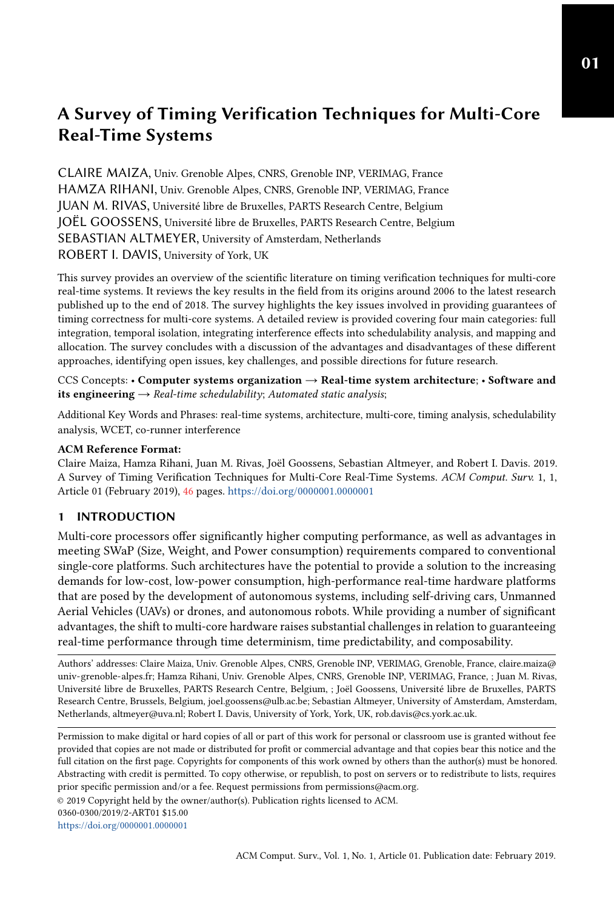# A Survey of Timing Verification Techniques for Multi-Core Real-Time Systems

CLAIRE MAIZA, Univ. Grenoble Alpes, CNRS, Grenoble INP, VERIMAG, France
HAMZA RIHANI, Univ. Grenoble Alpes, CNRS, Grenoble INP, VERIMAG, France
JUAN M. RIVAS, Université libre de Bruxelles, PARTS Research Centre, Belgium
JOËL GOOSSENS, Université libre de Bruxelles, PARTS Research Centre, Belgium
SEBASTIAN ALTMEYER, University of Amsterdam, Netherlands
ROBERT I. DAVIS, University of York, UK

This survey provides an overview of the scientific literature on timing verification techniques for multi-core real-time systems. It reviews the key results in the field from its origins around 2006 to the latest research published up to the end of 2018. The survey highlights the key issues involved in providing guarantees of timing correctness for multi-core systems. A detailed review is provided covering four main categories: full integration, temporal isolation, integrating interference effects into schedulability analysis, and mapping and allocation. The survey concludes with a discussion of the advantages and disadvantages of these different approaches, identifying open issues, key challenges, and possible directions for future research.

CCS Concepts: • **Computer systems organization** → **Real-time system architecture**; • **Software and its engineering** → *Real-time schedulability*; *Automated static analysis*;

Additional Key Words and Phrases: real-time systems, architecture, multi-core, timing analysis, schedulability analysis, WCET, co-runner interference

**ACM Reference Format:**
Claire Maiza, Hamza Rihani, Juan M. Rivas, Joël Goossens, Sebastian Altmeyer, and Robert I. Davis. 2019. A Survey of Timing Verification Techniques for Multi-Core Real-Time Systems. *ACM Comput. Surv.* 1, 1, Article 01 (February 2019), 46 pages. https://doi.org/0000001.0000001

## 1 INTRODUCTION

Multi-core processors offer significantly higher computing performance, as well as advantages in meeting SWaP (Size, Weight, and Power consumption) requirements compared to conventional single-core platforms. Such architectures have the potential to provide a solution to the increasing demands for low-cost, low-power consumption, high-performance real-time hardware platforms that are posed by the development of autonomous systems, including self-driving cars, Unmanned Aerial Vehicles (UAVs) or drones, and autonomous robots. While providing a number of significant advantages, the shift to multi-core hardware raises substantial challenges in relation to guaranteeing real-time performance through time determinism, time predictability, and composability.

Authors' addresses: Claire Maiza, Univ. Grenoble Alpes, CNRS, Grenoble INP, VERIMAG, Grenoble, France, claire.maiza@univ-grenoble-alpes.fr; Hamza Rihani, Univ. Grenoble Alpes, CNRS, Grenoble INP, VERIMAG, France, ; Juan M. Rivas, Université libre de Bruxelles, PARTS Research Centre, Belgium, ; Joël Goossens, Université libre de Bruxelles, PARTS Research Centre, Brussels, Belgium, joel.goossens@ulb.ac.be; Sebastian Altmeyer, University of Amsterdam, Amsterdam, Netherlands, altmeyer@uva.nl; Robert I. Davis, University of York, York, UK, rob.davis@cs.york.ac.uk.

Permission to make digital or hard copies of all or part of this work for personal or classroom use is granted without fee provided that copies are not made or distributed for profit or commercial advantage and that copies bear this notice and the full citation on the first page. Copyrights for components of this work owned by others than the author(s) must be honored. Abstracting with credit is permitted. To copy otherwise, or republish, to post on servers or to redistribute to lists, requires prior specific permission and/or a fee. Request permissions from permissions@acm.org.

© 2019 Copyright held by the owner/author(s). Publication rights licensed to ACM.
0360-0300/2019/2-ART01 $15.00
https://doi.org/0000001.0000001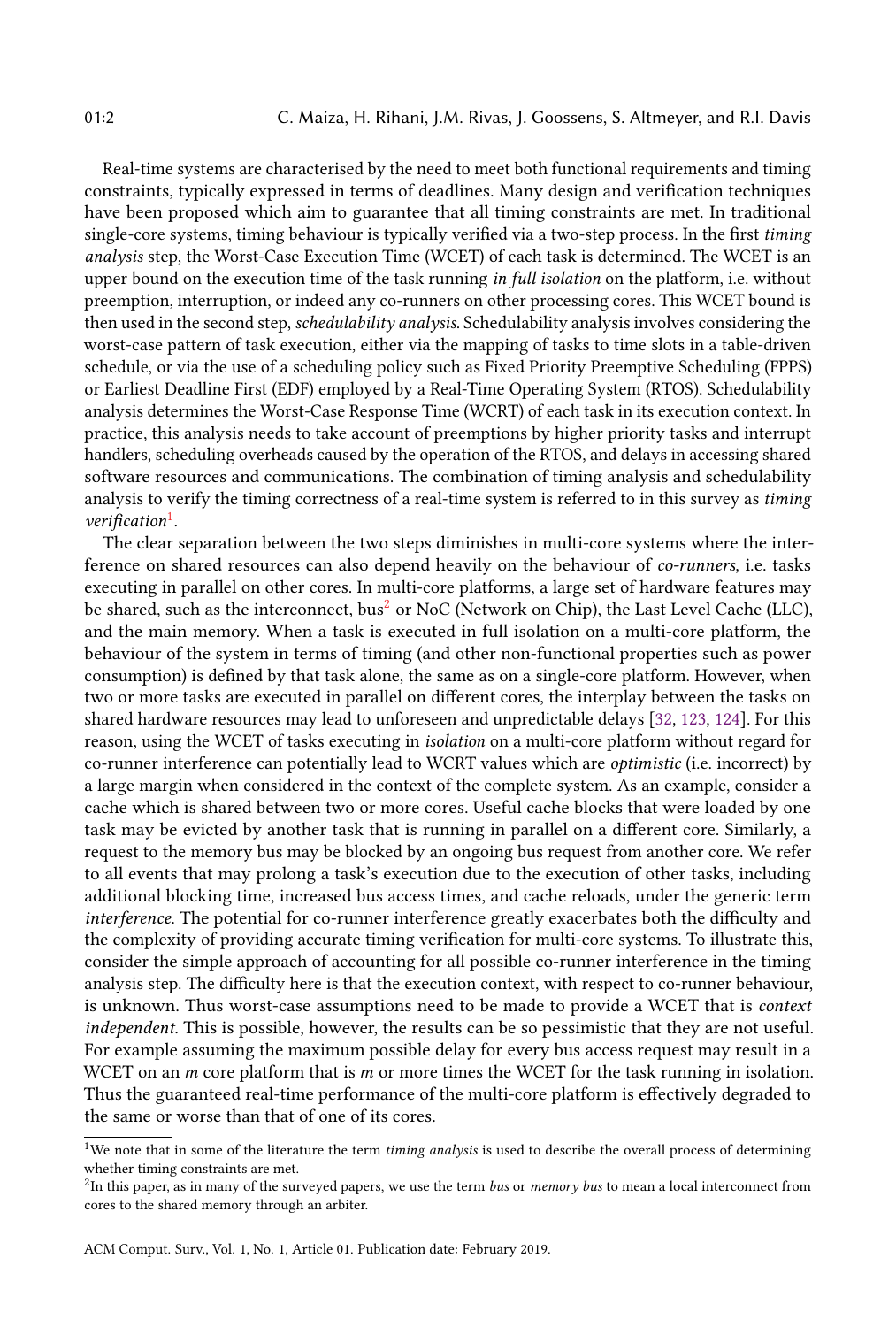Real-time systems are characterised by the need to meet both functional requirements and timing constraints, typically expressed in terms of deadlines. Many design and verification techniques have been proposed which aim to guarantee that all timing constraints are met. In traditional single-core systems, timing behaviour is typically verified via a two-step process. In the first *timing analysis* step, the Worst-Case Execution Time (WCET) of each task is determined. The WCET is an upper bound on the execution time of the task running *in full isolation* on the platform, i.e. without preemption, interruption, or indeed any co-runners on other processing cores. This WCET bound is then used in the second step, *schedulability analysis*. Schedulability analysis involves considering the worst-case pattern of task execution, either via the mapping of tasks to time slots in a table-driven schedule, or via the use of a scheduling policy such as Fixed Priority Preemptive Scheduling (FPPS) or Earliest Deadline First (EDF) employed by a Real-Time Operating System (RTOS). Schedulability analysis determines the Worst-Case Response Time (WCRT) of each task in its execution context. In practice, this analysis needs to take account of preemptions by higher priority tasks and interrupt handlers, scheduling overheads caused by the operation of the RTOS, and delays in accessing shared software resources and communications. The combination of timing analysis and schedulability analysis to verify the timing correctness of a real-time system is referred to in this survey as *timing verification*[1].

The clear separation between the two steps diminishes in multi-core systems where the interference on shared resources can also depend heavily on the behaviour of *co-runners*, i.e. tasks executing in parallel on other cores. In multi-core platforms, a large set of hardware features may be shared, such as the interconnect, bus[2] or NoC (Network on Chip), the Last Level Cache (LLC), and the main memory. When a task is executed in full isolation on a multi-core platform, the behaviour of the system in terms of timing (and other non-functional properties such as power consumption) is defined by that task alone, the same as on a single-core platform. However, when two or more tasks are executed in parallel on different cores, the interplay between the tasks on shared hardware resources may lead to unforeseen and unpredictable delays [32, 123, 124]. For this reason, using the WCET of tasks executing in *isolation* on a multi-core platform without regard for co-runner interference can potentially lead to WCRT values which are *optimistic* (i.e. incorrect) by a large margin when considered in the context of the complete system. As an example, consider a cache which is shared between two or more cores. Useful cache blocks that were loaded by one task may be evicted by another task that is running in parallel on a different core. Similarly, a request to the memory bus may be blocked by an ongoing bus request from another core. We refer to all events that may prolong a task's execution due to the execution of other tasks, including additional blocking time, increased bus access times, and cache reloads, under the generic term *interference*. The potential for co-runner interference greatly exacerbates both the difficulty and the complexity of providing accurate timing verification for multi-core systems. To illustrate this, consider the simple approach of accounting for all possible co-runner interference in the timing analysis step. The difficulty here is that the execution context, with respect to co-runner behaviour, is unknown. Thus worst-case assumptions need to be made to provide a WCET that is *context independent*. This is possible, however, the results can be so pessimistic that they are not useful. For example assuming the maximum possible delay for every bus access request may result in a WCET on an $m$ core platform that is $m$ or more times the WCET for the task running in isolation. Thus the guaranteed real-time performance of the multi-core platform is effectively degraded to the same or worse than that of one of its cores.

[1] We note that in some of the literature the term *timing analysis* is used to describe the overall process of determining whether timing constraints are met.

[2] In this paper, as in many of the surveyed papers, we use the term *bus* or *memory bus* to mean a local interconnect from cores to the shared memory through an arbiter.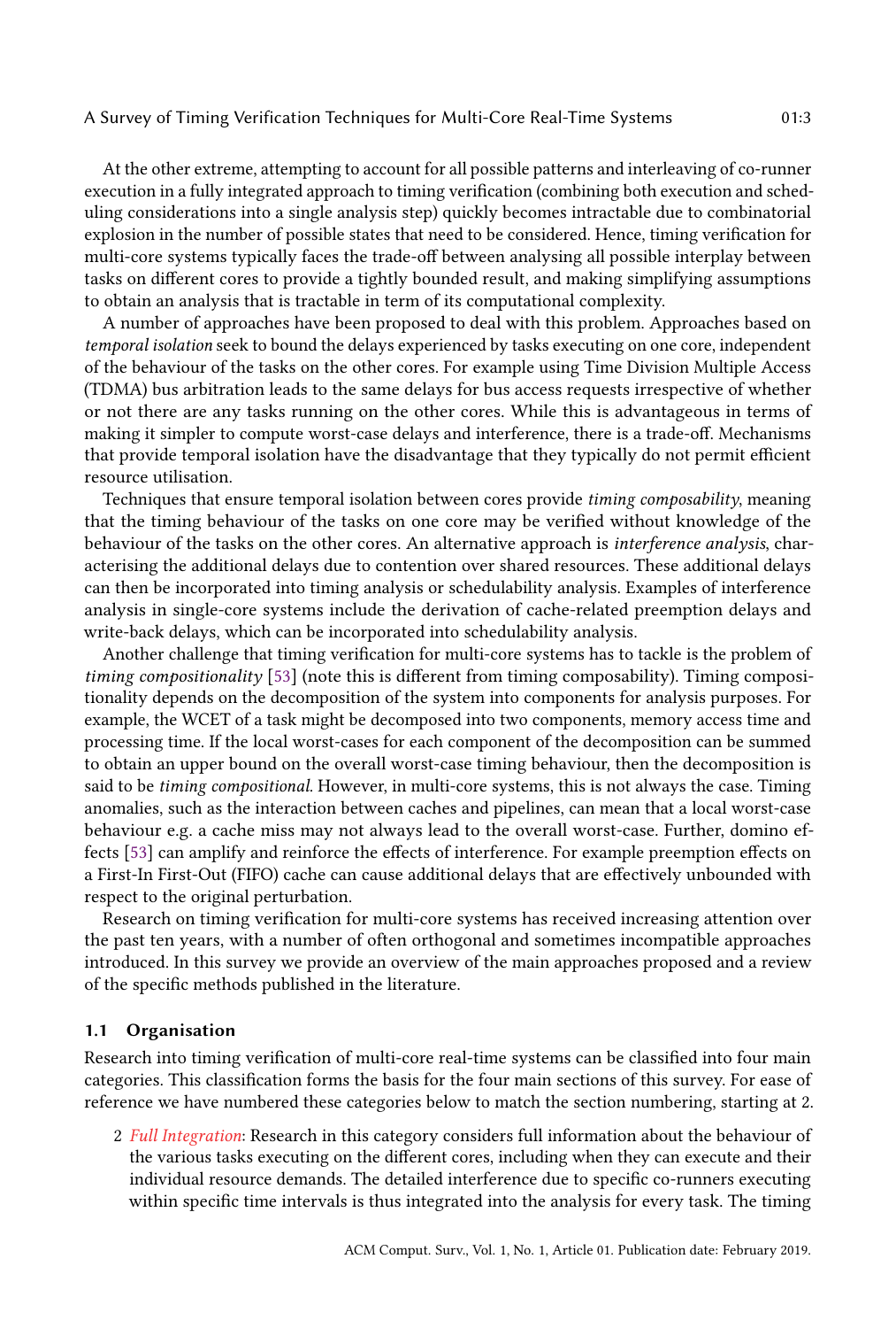At the other extreme, attempting to account for all possible patterns and interleaving of co-runner execution in a fully integrated approach to timing verification (combining both execution and scheduling considerations into a single analysis step) quickly becomes intractable due to combinatorial explosion in the number of possible states that need to be considered. Hence, timing verification for multi-core systems typically faces the trade-off between analysing all possible interplay between tasks on different cores to provide a tightly bounded result, and making simplifying assumptions to obtain an analysis that is tractable in term of its computational complexity.

A number of approaches have been proposed to deal with this problem. Approaches based on *temporal isolation* seek to bound the delays experienced by tasks executing on one core, independent of the behaviour of the tasks on the other cores. For example using Time Division Multiple Access (TDMA) bus arbitration leads to the same delays for bus access requests irrespective of whether or not there are any tasks running on the other cores. While this is advantageous in terms of making it simpler to compute worst-case delays and interference, there is a trade-off. Mechanisms that provide temporal isolation have the disadvantage that they typically do not permit efficient resource utilisation.

Techniques that ensure temporal isolation between cores provide *timing composability*, meaning that the timing behaviour of the tasks on one core may be verified without knowledge of the behaviour of the tasks on the other cores. An alternative approach is *interference analysis*, characterising the additional delays due to contention over shared resources. These additional delays can then be incorporated into timing analysis or schedulability analysis. Examples of interference analysis in single-core systems include the derivation of cache-related preemption delays and write-back delays, which can be incorporated into schedulability analysis.

Another challenge that timing verification for multi-core systems has to tackle is the problem of *timing compositionality* [53] (note this is different from timing composability). Timing compositionality depends on the decomposition of the system into components for analysis purposes. For example, the WCET of a task might be decomposed into two components, memory access time and processing time. If the local worst-cases for each component of the decomposition can be summed to obtain an upper bound on the overall worst-case timing behaviour, then the decomposition is said to be *timing compositional*. However, in multi-core systems, this is not always the case. Timing anomalies, such as the interaction between caches and pipelines, can mean that a local worst-case behaviour e.g. a cache miss may not always lead to the overall worst-case. Further, domino effects [53] can amplify and reinforce the effects of interference. For example preemption effects on a First-In First-Out (FIFO) cache can cause additional delays that are effectively unbounded with respect to the original perturbation.

Research on timing verification for multi-core systems has received increasing attention over the past ten years, with a number of often orthogonal and sometimes incompatible approaches introduced. In this survey we provide an overview of the main approaches proposed and a review of the specific methods published in the literature.

### 1.1 Organisation

Research into timing verification of multi-core real-time systems can be classified into four main categories. This classification forms the basis for the four main sections of this survey. For ease of reference we have numbered these categories below to match the section numbering, starting at 2.

2 *Full Integration*: Research in this category considers full information about the behaviour of the various tasks executing on the different cores, including when they can execute and their individual resource demands. The detailed interference due to specific co-runners executing within specific time intervals is thus integrated into the analysis for every task. The timing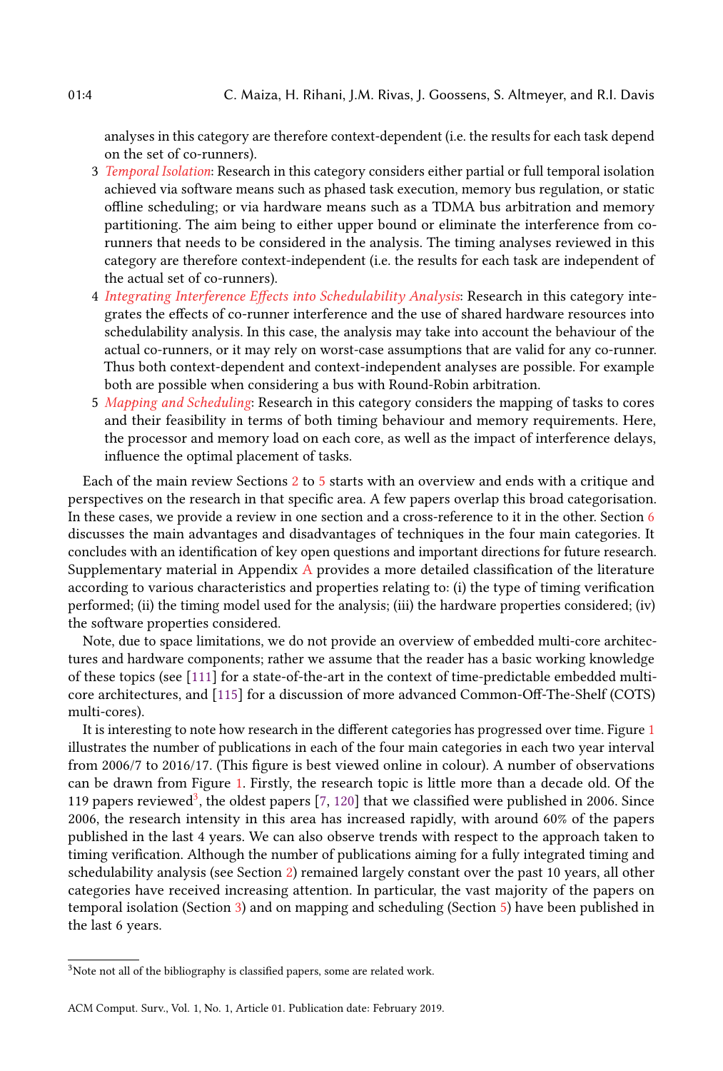analyses in this category are therefore context-dependent (i.e. the results for each task depend on the set of co-runners).

3. *Temporal Isolation*: Research in this category considers either partial or full temporal isolation achieved via software means such as phased task execution, memory bus regulation, or static offline scheduling; or via hardware means such as a TDMA bus arbitration and memory partitioning. The aim being to either upper bound or eliminate the interference from co-runners that needs to be considered in the analysis. The timing analyses reviewed in this category are therefore context-independent (i.e. the results for each task are independent of the actual set of co-runners).
4. *Integrating Interference Effects into Schedulability Analysis*: Research in this category integrates the effects of co-runner interference and the use of shared hardware resources into schedulability analysis. In this case, the analysis may take into account the behaviour of the actual co-runners, or it may rely on worst-case assumptions that are valid for any co-runner. Thus both context-dependent and context-independent analyses are possible. For example both are possible when considering a bus with Round-Robin arbitration.
5. *Mapping and Scheduling*: Research in this category considers the mapping of tasks to cores and their feasibility in terms of both timing behaviour and memory requirements. Here, the processor and memory load on each core, as well as the impact of interference delays, influence the optimal placement of tasks.

Each of the main review Sections 2 to 5 starts with an overview and ends with a critique and perspectives on the research in that specific area. A few papers overlap this broad categorisation. In these cases, we provide a review in one section and a cross-reference to it in the other. Section 6 discusses the main advantages and disadvantages of techniques in the four main categories. It concludes with an identification of key open questions and important directions for future research. Supplementary material in Appendix A provides a more detailed classification of the literature according to various characteristics and properties relating to: (i) the type of timing verification performed; (ii) the timing model used for the analysis; (iii) the hardware properties considered; (iv) the software properties considered.

Note, due to space limitations, we do not provide an overview of embedded multi-core architectures and hardware components; rather we assume that the reader has a basic working knowledge of these topics (see [111] for a state-of-the-art in the context of time-predictable embedded multi-core architectures, and [115] for a discussion of more advanced Common-Off-The-Shelf (COTS) multi-cores).

It is interesting to note how research in the different categories has progressed over time. Figure 1 illustrates the number of publications in each of the four main categories in each two year interval from 2006/7 to 2016/17. (This figure is best viewed online in colour). A number of observations can be drawn from Figure 1. Firstly, the research topic is little more than a decade old. Of the 119 papers reviewed[3], the oldest papers [7, 120] that we classified were published in 2006. Since 2006, the research intensity in this area has increased rapidly, with around 60% of the papers published in the last 4 years. We can also observe trends with respect to the approach taken to timing verification. Although the number of publications aiming for a fully integrated timing and schedulability analysis (see Section 2) remained largely constant over the past 10 years, all other categories have received increasing attention. In particular, the vast majority of the papers on temporal isolation (Section 3) and on mapping and scheduling (Section 5) have been published in the last 6 years.

[3]Note not all of the bibliography is classified papers, some are related work.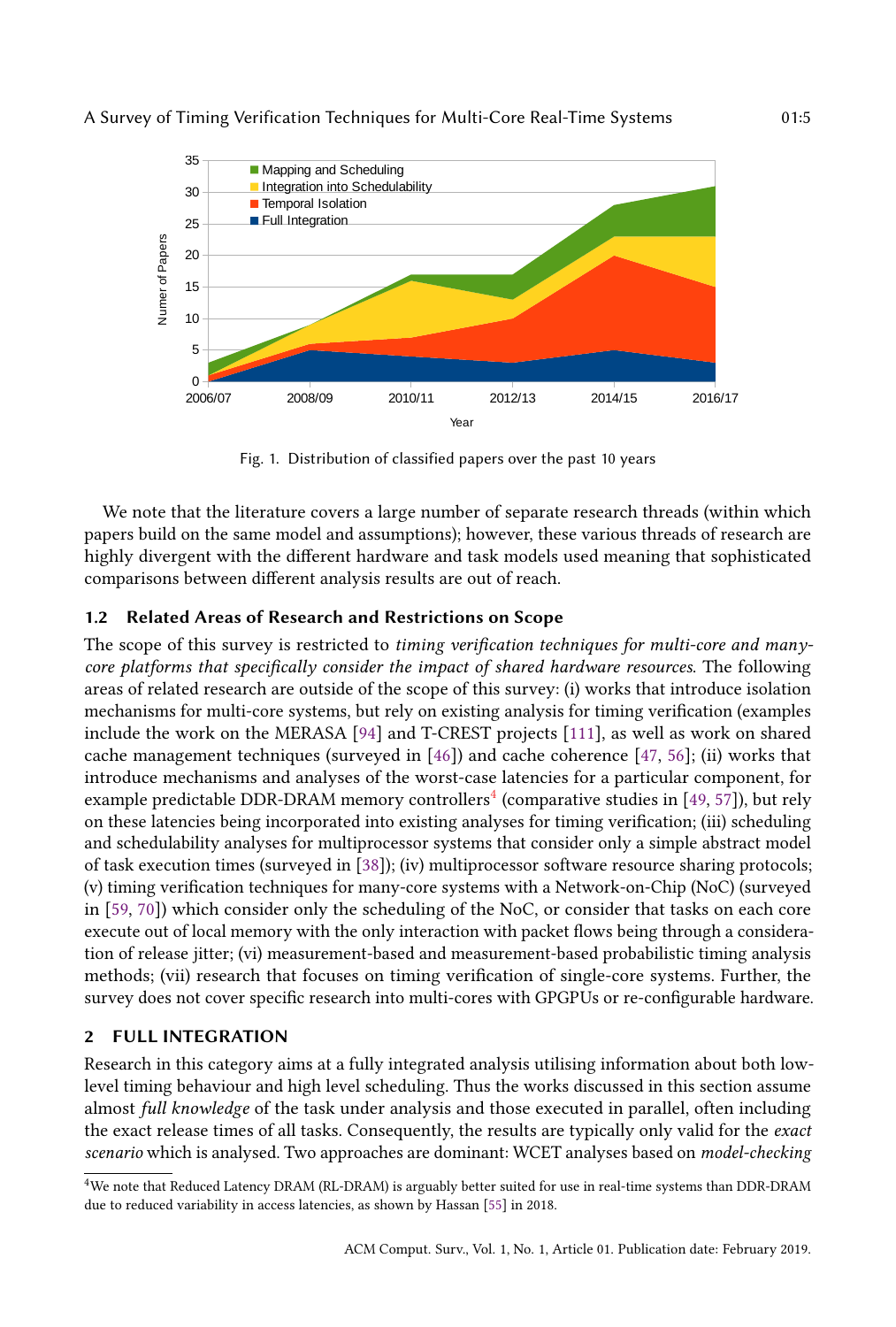Fig. 1. Distribution of classified papers over the past 10 years

We note that the literature covers a large number of separate research threads (within which papers build on the same model and assumptions); however, these various threads of research are highly divergent with the different hardware and task models used meaning that sophisticated comparisons between different analysis results are out of reach.

### 1.2 Related Areas of Research and Restrictions on Scope

The scope of this survey is restricted to *timing verification techniques for multi-core and many-core platforms that specifically consider the impact of shared hardware resources*. The following areas of related research are outside of the scope of this survey: (i) works that introduce isolation mechanisms for multi-core systems, but rely on existing analysis for timing verification (examples include the work on the MERASA [94] and T-CREST projects [111], as well as work on shared cache management techniques (surveyed in [46]) and cache coherence [47, 56]; (ii) works that introduce mechanisms and analyses of the worst-case latencies for a particular component, for example predictable DDR-DRAM memory controllers[4] (comparative studies in [49, 57]), but rely on these latencies being incorporated into existing analyses for timing verification; (iii) scheduling and schedulability analyses for multiprocessor systems that consider only a simple abstract model of task execution times (surveyed in [38]); (iv) multiprocessor software resource sharing protocols; (v) timing verification techniques for many-core systems with a Network-on-Chip (NoC) (surveyed in [59, 70]) which consider only the scheduling of the NoC, or consider that tasks on each core execute out of local memory with the only interaction with packet flows being through a consideration of release jitter; (vi) measurement-based and measurement-based probabilistic timing analysis methods; (vii) research that focuses on timing verification of single-core systems. Further, the survey does not cover specific research into multi-cores with GPGPUs or re-configurable hardware.

## 2 FULL INTEGRATION

Research in this category aims at a fully integrated analysis utilising information about both low-level timing behaviour and high level scheduling. Thus the works discussed in this section assume almost *full knowledge* of the task under analysis and those executed in parallel, often including the exact release times of all tasks. Consequently, the results are typically only valid for the *exact scenario* which is analysed. Two approaches are dominant: WCET analyses based on *model-checking*

[4] We note that Reduced Latency DRAM (RL-DRAM) is arguably better suited for use in real-time systems than DDR-DRAM due to reduced variability in access latencies, as shown by Hassan [55] in 2018.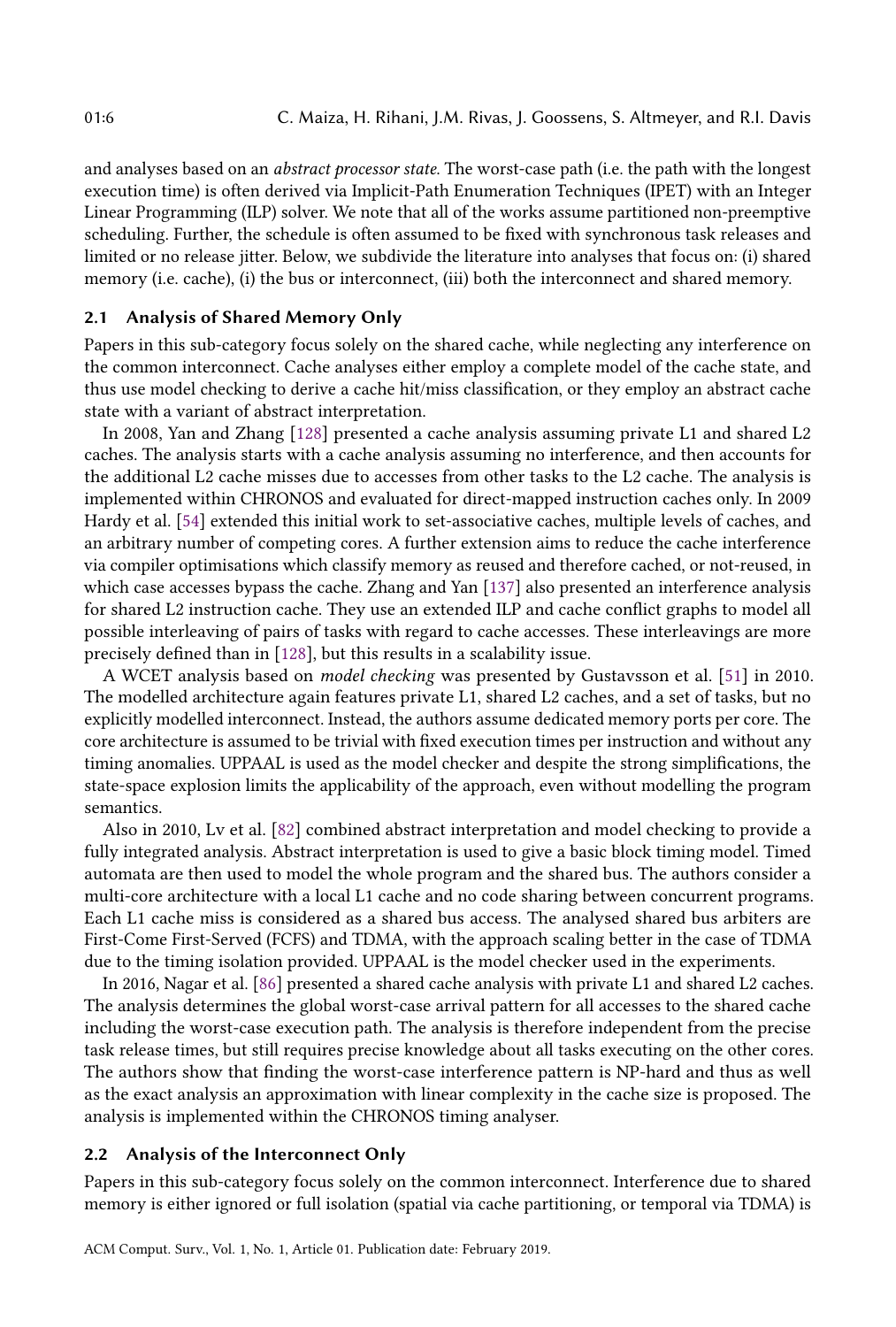and analyses based on an *abstract processor state*. The worst-case path (i.e. the path with the longest execution time) is often derived via Implicit-Path Enumeration Techniques (IPET) with an Integer Linear Programming (ILP) solver. We note that all of the works assume partitioned non-preemptive scheduling. Further, the schedule is often assumed to be fixed with synchronous task releases and limited or no release jitter. Below, we subdivide the literature into analyses that focus on: (i) shared memory (i.e. cache), (i) the bus or interconnect, (iii) both the interconnect and shared memory.

## 2.1 Analysis of Shared Memory Only

Papers in this sub-category focus solely on the shared cache, while neglecting any interference on the common interconnect. Cache analyses either employ a complete model of the cache state, and thus use model checking to derive a cache hit/miss classification, or they employ an abstract cache state with a variant of abstract interpretation.

In 2008, Yan and Zhang [128] presented a cache analysis assuming private L1 and shared L2 caches. The analysis starts with a cache analysis assuming no interference, and then accounts for the additional L2 cache misses due to accesses from other tasks to the L2 cache. The analysis is implemented within CHRONOS and evaluated for direct-mapped instruction caches only. In 2009 Hardy et al. [54] extended this initial work to set-associative caches, multiple levels of caches, and an arbitrary number of competing cores. A further extension aims to reduce the cache interference via compiler optimisations which classify memory as reused and therefore cached, or not-reused, in which case accesses bypass the cache. Zhang and Yan [137] also presented an interference analysis for shared L2 instruction cache. They use an extended ILP and cache conflict graphs to model all possible interleaving of pairs of tasks with regard to cache accesses. These interleavings are more precisely defined than in [128], but this results in a scalability issue.

A WCET analysis based on *model checking* was presented by Gustavsson et al. [51] in 2010. The modelled architecture again features private L1, shared L2 caches, and a set of tasks, but no explicitly modelled interconnect. Instead, the authors assume dedicated memory ports per core. The core architecture is assumed to be trivial with fixed execution times per instruction and without any timing anomalies. UPPAAL is used as the model checker and despite the strong simplifications, the state-space explosion limits the applicability of the approach, even without modelling the program semantics.

Also in 2010, Lv et al. [82] combined abstract interpretation and model checking to provide a fully integrated analysis. Abstract interpretation is used to give a basic block timing model. Timed automata are then used to model the whole program and the shared bus. The authors consider a multi-core architecture with a local L1 cache and no code sharing between concurrent programs. Each L1 cache miss is considered as a shared bus access. The analysed shared bus arbiters are First-Come First-Served (FCFS) and TDMA, with the approach scaling better in the case of TDMA due to the timing isolation provided. UPPAAL is the model checker used in the experiments.

In 2016, Nagar et al. [86] presented a shared cache analysis with private L1 and shared L2 caches. The analysis determines the global worst-case arrival pattern for all accesses to the shared cache including the worst-case execution path. The analysis is therefore independent from the precise task release times, but still requires precise knowledge about all tasks executing on the other cores. The authors show that finding the worst-case interference pattern is NP-hard and thus as well as the exact analysis an approximation with linear complexity in the cache size is proposed. The analysis is implemented within the CHRONOS timing analyser.

## 2.2 Analysis of the Interconnect Only

Papers in this sub-category focus solely on the common interconnect. Interference due to shared memory is either ignored or full isolation (spatial via cache partitioning, or temporal via TDMA) is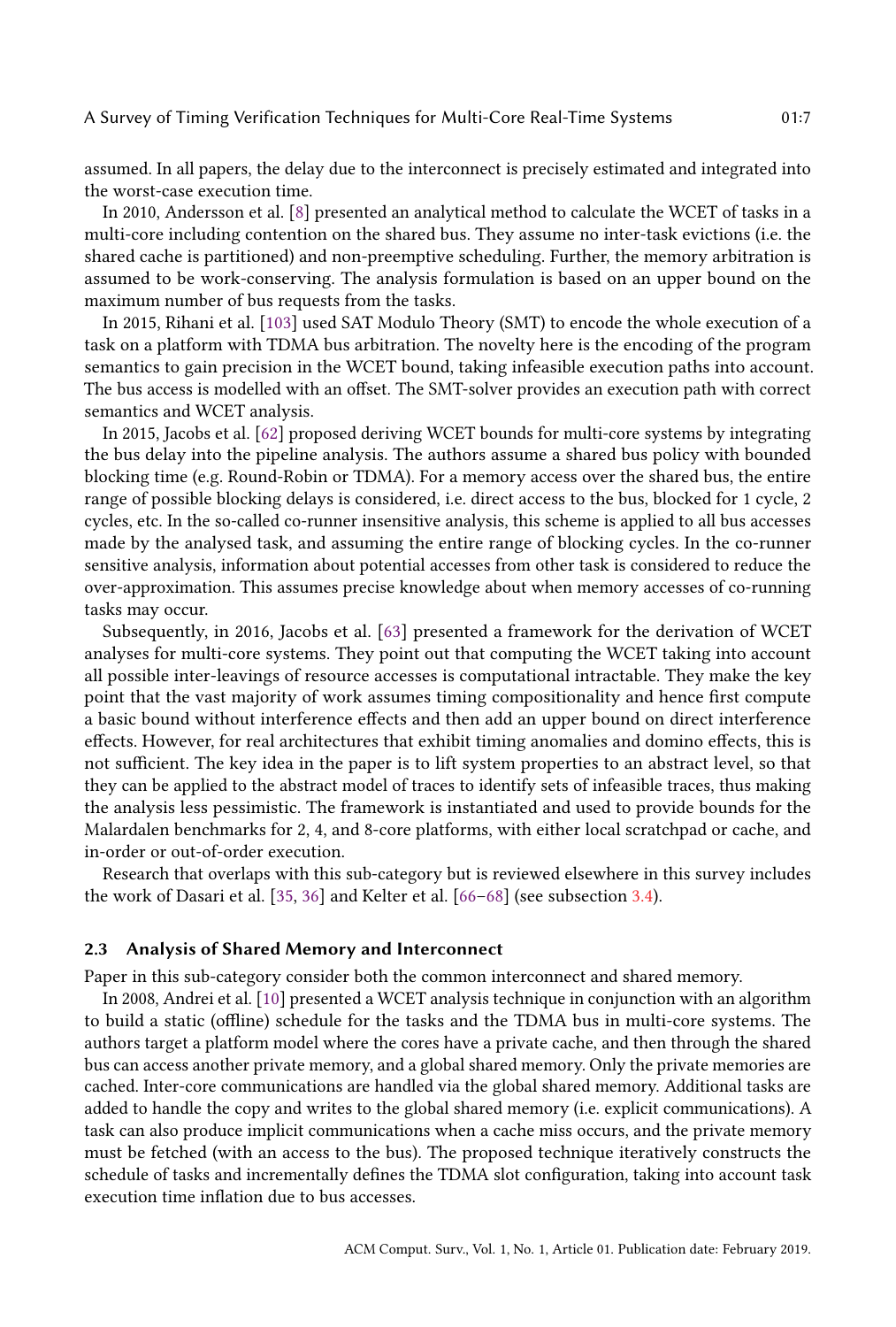assumed. In all papers, the delay due to the interconnect is precisely estimated and integrated into the worst-case execution time.

In 2010, Andersson et al. [8] presented an analytical method to calculate the WCET of tasks in a multi-core including contention on the shared bus. They assume no inter-task evictions (i.e. the shared cache is partitioned) and non-preemptive scheduling. Further, the memory arbitration is assumed to be work-conserving. The analysis formulation is based on an upper bound on the maximum number of bus requests from the tasks.

In 2015, Rihani et al. [103] used SAT Modulo Theory (SMT) to encode the whole execution of a task on a platform with TDMA bus arbitration. The novelty here is the encoding of the program semantics to gain precision in the WCET bound, taking infeasible execution paths into account. The bus access is modelled with an offset. The SMT-solver provides an execution path with correct semantics and WCET analysis.

In 2015, Jacobs et al. [62] proposed deriving WCET bounds for multi-core systems by integrating the bus delay into the pipeline analysis. The authors assume a shared bus policy with bounded blocking time (e.g. Round-Robin or TDMA). For a memory access over the shared bus, the entire range of possible blocking delays is considered, i.e. direct access to the bus, blocked for 1 cycle, 2 cycles, etc. In the so-called co-runner insensitive analysis, this scheme is applied to all bus accesses made by the analysed task, and assuming the entire range of blocking cycles. In the co-runner sensitive analysis, information about potential accesses from other task is considered to reduce the over-approximation. This assumes precise knowledge about when memory accesses of co-running tasks may occur.

Subsequently, in 2016, Jacobs et al. [63] presented a framework for the derivation of WCET analyses for multi-core systems. They point out that computing the WCET taking into account all possible inter-leavings of resource accesses is computational intractable. They make the key point that the vast majority of work assumes timing compositionality and hence first compute a basic bound without interference effects and then add an upper bound on direct interference effects. However, for real architectures that exhibit timing anomalies and domino effects, this is not sufficient. The key idea in the paper is to lift system properties to an abstract level, so that they can be applied to the abstract model of traces to identify sets of infeasible traces, thus making the analysis less pessimistic. The framework is instantiated and used to provide bounds for the Malardalen benchmarks for 2, 4, and 8-core platforms, with either local scratchpad or cache, and in-order or out-of-order execution.

Research that overlaps with this sub-category but is reviewed elsewhere in this survey includes the work of Dasari et al. [35, 36] and Kelter et al. [66–68] (see subsection 3.4).

### 2.3 Analysis of Shared Memory and Interconnect

Paper in this sub-category consider both the common interconnect and shared memory.

In 2008, Andrei et al. [10] presented a WCET analysis technique in conjunction with an algorithm to build a static (offline) schedule for the tasks and the TDMA bus in multi-core systems. The authors target a platform model where the cores have a private cache, and then through the shared bus can access another private memory, and a global shared memory. Only the private memories are cached. Inter-core communications are handled via the global shared memory. Additional tasks are added to handle the copy and writes to the global shared memory (i.e. explicit communications). A task can also produce implicit communications when a cache miss occurs, and the private memory must be fetched (with an access to the bus). The proposed technique iteratively constructs the schedule of tasks and incrementally defines the TDMA slot configuration, taking into account task execution time inflation due to bus accesses.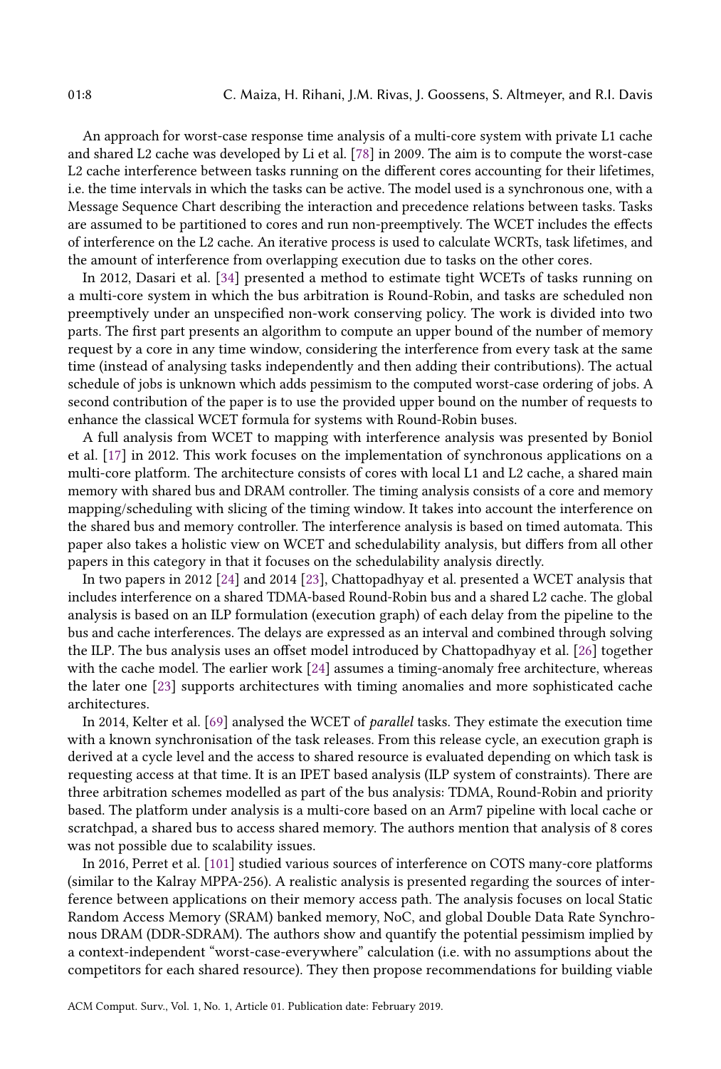An approach for worst-case response time analysis of a multi-core system with private L1 cache and shared L2 cache was developed by Li et al. [78] in 2009. The aim is to compute the worst-case L2 cache interference between tasks running on the different cores accounting for their lifetimes, i.e. the time intervals in which the tasks can be active. The model used is a synchronous one, with a Message Sequence Chart describing the interaction and precedence relations between tasks. Tasks are assumed to be partitioned to cores and run non-preemptively. The WCET includes the effects of interference on the L2 cache. An iterative process is used to calculate WCRTs, task lifetimes, and the amount of interference from overlapping execution due to tasks on the other cores.

In 2012, Dasari et al. [34] presented a method to estimate tight WCETs of tasks running on a multi-core system in which the bus arbitration is Round-Robin, and tasks are scheduled non preemptively under an unspecified non-work conserving policy. The work is divided into two parts. The first part presents an algorithm to compute an upper bound of the number of memory request by a core in any time window, considering the interference from every task at the same time (instead of analysing tasks independently and then adding their contributions). The actual schedule of jobs is unknown which adds pessimism to the computed worst-case ordering of jobs. A second contribution of the paper is to use the provided upper bound on the number of requests to enhance the classical WCET formula for systems with Round-Robin buses.

A full analysis from WCET to mapping with interference analysis was presented by Boniol et al. [17] in 2012. This work focuses on the implementation of synchronous applications on a multi-core platform. The architecture consists of cores with local L1 and L2 cache, a shared main memory with shared bus and DRAM controller. The timing analysis consists of a core and memory mapping/scheduling with slicing of the timing window. It takes into account the interference on the shared bus and memory controller. The interference analysis is based on timed automata. This paper also takes a holistic view on WCET and schedulability analysis, but differs from all other papers in this category in that it focuses on the schedulability analysis directly.

In two papers in 2012 [24] and 2014 [23], Chattopadhyay et al. presented a WCET analysis that includes interference on a shared TDMA-based Round-Robin bus and a shared L2 cache. The global analysis is based on an ILP formulation (execution graph) of each delay from the pipeline to the bus and cache interferences. The delays are expressed as an interval and combined through solving the ILP. The bus analysis uses an offset model introduced by Chattopadhyay et al. [26] together with the cache model. The earlier work [24] assumes a timing-anomaly free architecture, whereas the later one [23] supports architectures with timing anomalies and more sophisticated cache architectures.

In 2014, Kelter et al. [69] analysed the WCET of *parallel* tasks. They estimate the execution time with a known synchronisation of the task releases. From this release cycle, an execution graph is derived at a cycle level and the access to shared resource is evaluated depending on which task is requesting access at that time. It is an IPET based analysis (ILP system of constraints). There are three arbitration schemes modelled as part of the bus analysis: TDMA, Round-Robin and priority based. The platform under analysis is a multi-core based on an Arm7 pipeline with local cache or scratchpad, a shared bus to access shared memory. The authors mention that analysis of 8 cores was not possible due to scalability issues.

In 2016, Perret et al. [101] studied various sources of interference on COTS many-core platforms (similar to the Kalray MPPA-256). A realistic analysis is presented regarding the sources of interference between applications on their memory access path. The analysis focuses on local Static Random Access Memory (SRAM) banked memory, NoC, and global Double Data Rate Synchronous DRAM (DDR-SDRAM). The authors show and quantify the potential pessimism implied by a context-independent "worst-case-everywhere" calculation (i.e. with no assumptions about the competitors for each shared resource). They then propose recommendations for building viable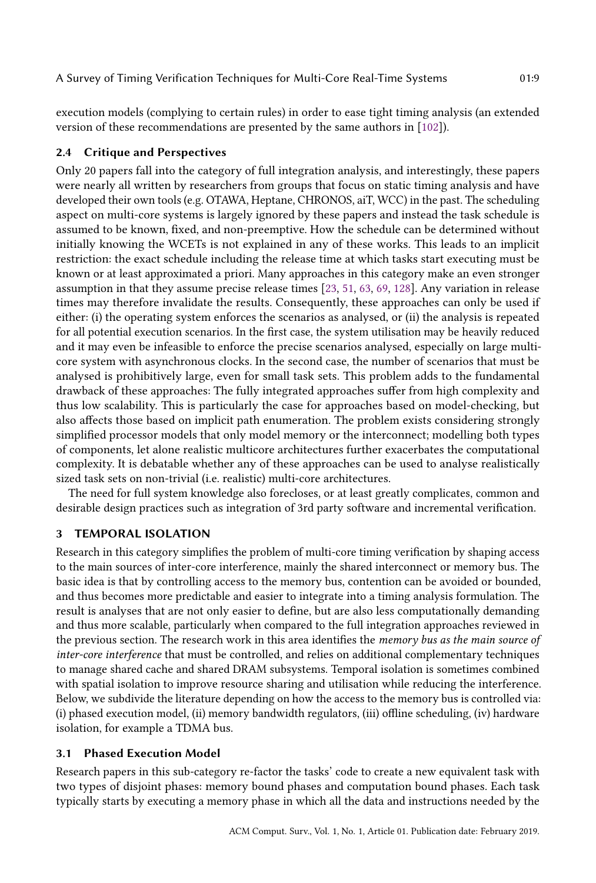execution models (complying to certain rules) in order to ease tight timing analysis (an extended version of these recommendations are presented by the same authors in [102]).

### 2.4 Critique and Perspectives

Only 20 papers fall into the category of full integration analysis, and interestingly, these papers were nearly all written by researchers from groups that focus on static timing analysis and have developed their own tools (e.g. OTAWA, Heptane, CHRONOS, aiT, WCC) in the past. The scheduling aspect on multi-core systems is largely ignored by these papers and instead the task schedule is assumed to be known, fixed, and non-preemptive. How the schedule can be determined without initially knowing the WCETs is not explained in any of these works. This leads to an implicit restriction: the exact schedule including the release time at which tasks start executing must be known or at least approximated a priori. Many approaches in this category make an even stronger assumption in that they assume precise release times [23, 51, 63, 69, 128]. Any variation in release times may therefore invalidate the results. Consequently, these approaches can only be used if either: (i) the operating system enforces the scenarios as analysed, or (ii) the analysis is repeated for all potential execution scenarios. In the first case, the system utilisation may be heavily reduced and it may even be infeasible to enforce the precise scenarios analysed, especially on large multi-core system with asynchronous clocks. In the second case, the number of scenarios that must be analysed is prohibitively large, even for small task sets. This problem adds to the fundamental drawback of these approaches: The fully integrated approaches suffer from high complexity and thus low scalability. This is particularly the case for approaches based on model-checking, but also affects those based on implicit path enumeration. The problem exists considering strongly simplified processor models that only model memory or the interconnect; modelling both types of components, let alone realistic multicore architectures further exacerbates the computational complexity. It is debatable whether any of these approaches can be used to analyse realistically sized task sets on non-trivial (i.e. realistic) multi-core architectures.

The need for full system knowledge also forecloses, or at least greatly complicates, common and desirable design practices such as integration of 3rd party software and incremental verification.

## 3 TEMPORAL ISOLATION

Research in this category simplifies the problem of multi-core timing verification by shaping access to the main sources of inter-core interference, mainly the shared interconnect or memory bus. The basic idea is that by controlling access to the memory bus, contention can be avoided or bounded, and thus becomes more predictable and easier to integrate into a timing analysis formulation. The result is analyses that are not only easier to define, but are also less computationally demanding and thus more scalable, particularly when compared to the full integration approaches reviewed in the previous section. The research work in this area identifies the *memory bus as the main source of inter-core interference* that must be controlled, and relies on additional complementary techniques to manage shared cache and shared DRAM subsystems. Temporal isolation is sometimes combined with spatial isolation to improve resource sharing and utilisation while reducing the interference. Below, we subdivide the literature depending on how the access to the memory bus is controlled via: (i) phased execution model, (ii) memory bandwidth regulators, (iii) offline scheduling, (iv) hardware isolation, for example a TDMA bus.

### 3.1 Phased Execution Model

Research papers in this sub-category re-factor the tasks' code to create a new equivalent task with two types of disjoint phases: memory bound phases and computation bound phases. Each task typically starts by executing a memory phase in which all the data and instructions needed by the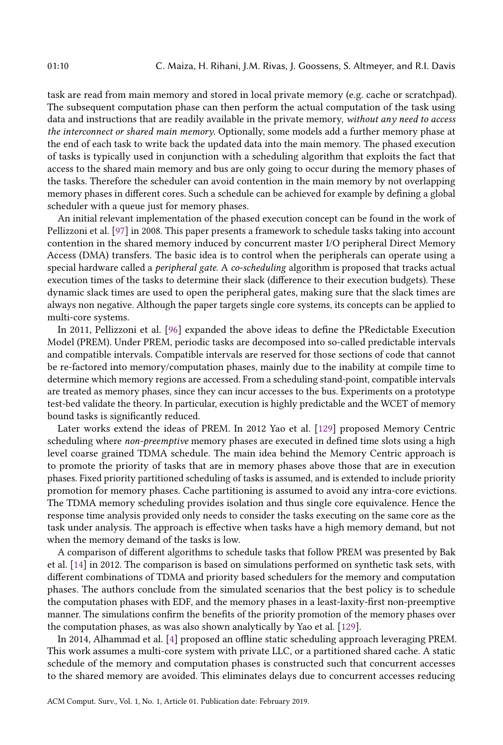task are read from main memory and stored in local private memory (e.g. cache or scratchpad). The subsequent computation phase can then perform the actual computation of the task using data and instructions that are readily available in the private memory, *without any need to access the interconnect or shared main memory.* Optionally, some models add a further memory phase at the end of each task to write back the updated data into the main memory. The phased execution of tasks is typically used in conjunction with a scheduling algorithm that exploits the fact that access to the shared main memory and bus are only going to occur during the memory phases of the tasks. Therefore the scheduler can avoid contention in the main memory by not overlapping memory phases in different cores. Such a schedule can be achieved for example by defining a global scheduler with a queue just for memory phases.

An initial relevant implementation of the phased execution concept can be found in the work of Pellizzoni et al. [97] in 2008. This paper presents a framework to schedule tasks taking into account contention in the shared memory induced by concurrent master I/O peripheral Direct Memory Access (DMA) transfers. The basic idea is to control when the peripherals can operate using a special hardware called a *peripheral gate*. A *co-scheduling* algorithm is proposed that tracks actual execution times of the tasks to determine their slack (difference to their execution budgets). These dynamic slack times are used to open the peripheral gates, making sure that the slack times are always non negative. Although the paper targets single core systems, its concepts can be applied to multi-core systems.

In 2011, Pellizzoni et al. [96] expanded the above ideas to define the PRedictable Execution Model (PREM). Under PREM, periodic tasks are decomposed into so-called predictable intervals and compatible intervals. Compatible intervals are reserved for those sections of code that cannot be re-factored into memory/computation phases, mainly due to the inability at compile time to determine which memory regions are accessed. From a scheduling stand-point, compatible intervals are treated as memory phases, since they can incur accesses to the bus. Experiments on a prototype test-bed validate the theory. In particular, execution is highly predictable and the WCET of memory bound tasks is significantly reduced.

Later works extend the ideas of PREM. In 2012 Yao et al. [129] proposed Memory Centric scheduling where *non-preemptive* memory phases are executed in defined time slots using a high level coarse grained TDMA schedule. The main idea behind the Memory Centric approach is to promote the priority of tasks that are in memory phases above those that are in execution phases. Fixed priority partitioned scheduling of tasks is assumed, and is extended to include priority promotion for memory phases. Cache partitioning is assumed to avoid any intra-core evictions. The TDMA memory scheduling provides isolation and thus single core equivalence. Hence the response time analysis provided only needs to consider the tasks executing on the same core as the task under analysis. The approach is effective when tasks have a high memory demand, but not when the memory demand of the tasks is low.

A comparison of different algorithms to schedule tasks that follow PREM was presented by Bak et al. [14] in 2012. The comparison is based on simulations performed on synthetic task sets, with different combinations of TDMA and priority based schedulers for the memory and computation phases. The authors conclude from the simulated scenarios that the best policy is to schedule the computation phases with EDF, and the memory phases in a least-laxity-first non-preemptive manner. The simulations confirm the benefits of the priority promotion of the memory phases over the computation phases, as was also shown analytically by Yao et al. [129].

In 2014, Alhammad et al. [4] proposed an offline static scheduling approach leveraging PREM. This work assumes a multi-core system with private LLC, or a partitioned shared cache. A static schedule of the memory and computation phases is constructed such that concurrent accesses to the shared memory are avoided. This eliminates delays due to concurrent accesses reducing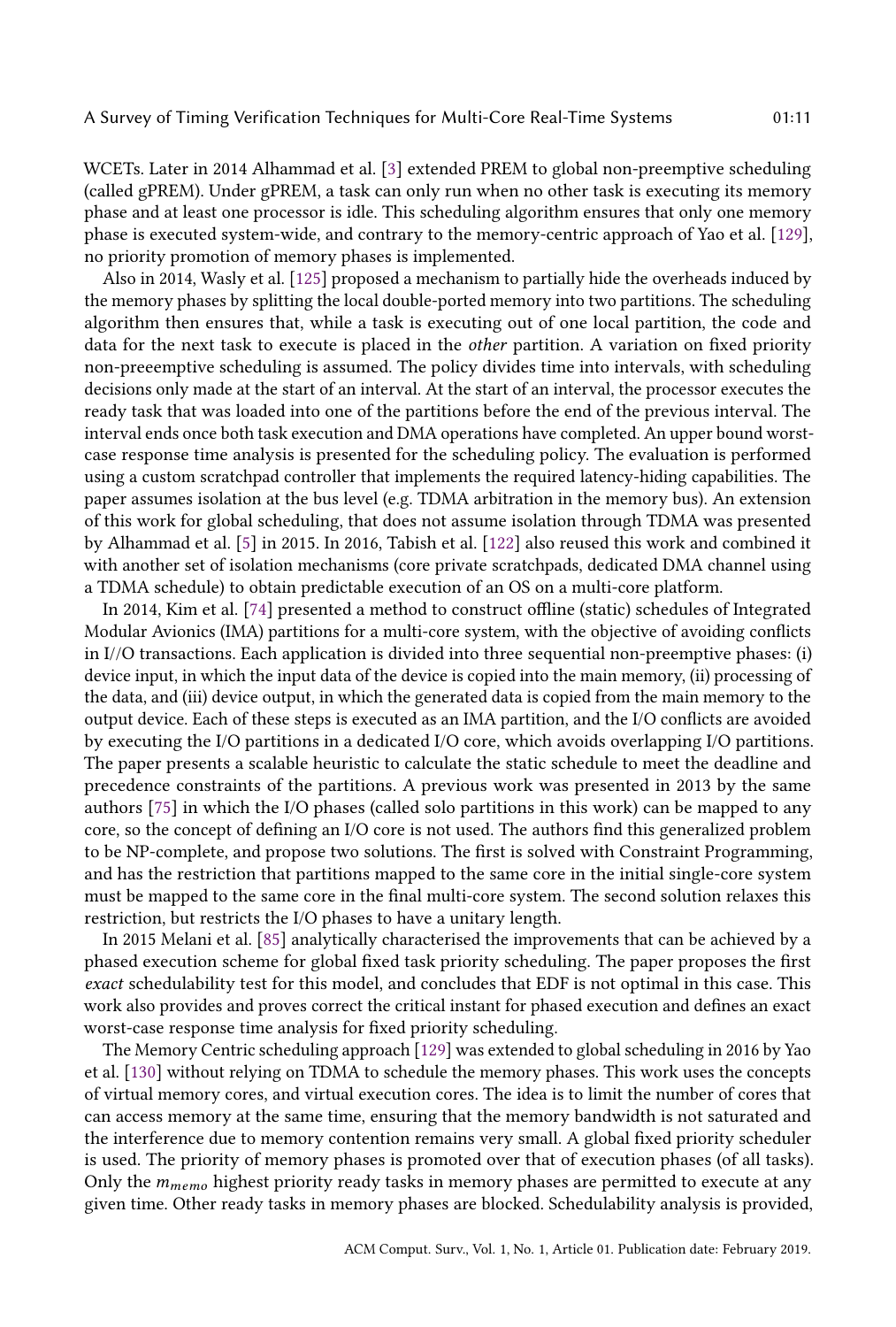WCETs. Later in 2014 Alhammad et al. [3] extended PREM to global non-preemptive scheduling (called gPREM). Under gPREM, a task can only run when no other task is executing its memory phase and at least one processor is idle. This scheduling algorithm ensures that only one memory phase is executed system-wide, and contrary to the memory-centric approach of Yao et al. [129], no priority promotion of memory phases is implemented.

Also in 2014, Wasly et al. [125] proposed a mechanism to partially hide the overheads induced by the memory phases by splitting the local double-ported memory into two partitions. The scheduling algorithm then ensures that, while a task is executing out of one local partition, the code and data for the next task to execute is placed in the *other* partition. A variation on fixed priority non-preeemptive scheduling is assumed. The policy divides time into intervals, with scheduling decisions only made at the start of an interval. At the start of an interval, the processor executes the ready task that was loaded into one of the partitions before the end of the previous interval. The interval ends once both task execution and DMA operations have completed. An upper bound worst-case response time analysis is presented for the scheduling policy. The evaluation is performed using a custom scratchpad controller that implements the required latency-hiding capabilities. The paper assumes isolation at the bus level (e.g. TDMA arbitration in the memory bus). An extension of this work for global scheduling, that does not assume isolation through TDMA was presented by Alhammad et al. [5] in 2015. In 2016, Tabish et al. [122] also reused this work and combined it with another set of isolation mechanisms (core private scratchpads, dedicated DMA channel using a TDMA schedule) to obtain predictable execution of an OS on a multi-core platform.

In 2014, Kim et al. [74] presented a method to construct offline (static) schedules of Integrated Modular Avionics (IMA) partitions for a multi-core system, with the objective of avoiding conflicts in I//O transactions. Each application is divided into three sequential non-preemptive phases: (i) device input, in which the input data of the device is copied into the main memory, (ii) processing of the data, and (iii) device output, in which the generated data is copied from the main memory to the output device. Each of these steps is executed as an IMA partition, and the I/O conflicts are avoided by executing the I/O partitions in a dedicated I/O core, which avoids overlapping I/O partitions. The paper presents a scalable heuristic to calculate the static schedule to meet the deadline and precedence constraints of the partitions. A previous work was presented in 2013 by the same authors [75] in which the I/O phases (called solo partitions in this work) can be mapped to any core, so the concept of defining an I/O core is not used. The authors find this generalized problem to be NP-complete, and propose two solutions. The first is solved with Constraint Programming, and has the restriction that partitions mapped to the same core in the initial single-core system must be mapped to the same core in the final multi-core system. The second solution relaxes this restriction, but restricts the I/O phases to have a unitary length.

In 2015 Melani et al. [85] analytically characterised the improvements that can be achieved by a phased execution scheme for global fixed task priority scheduling. The paper proposes the first *exact* schedulability test for this model, and concludes that EDF is not optimal in this case. This work also provides and proves correct the critical instant for phased execution and defines an exact worst-case response time analysis for fixed priority scheduling.

The Memory Centric scheduling approach [129] was extended to global scheduling in 2016 by Yao et al. [130] without relying on TDMA to schedule the memory phases. This work uses the concepts of virtual memory cores, and virtual execution cores. The idea is to limit the number of cores that can access memory at the same time, ensuring that the memory bandwidth is not saturated and the interference due to memory contention remains very small. A global fixed priority scheduler is used. The priority of memory phases is promoted over that of execution phases (of all tasks). Only the $m_{memo}$ highest priority ready tasks in memory phases are permitted to execute at any given time. Other ready tasks in memory phases are blocked. Schedulability analysis is provided,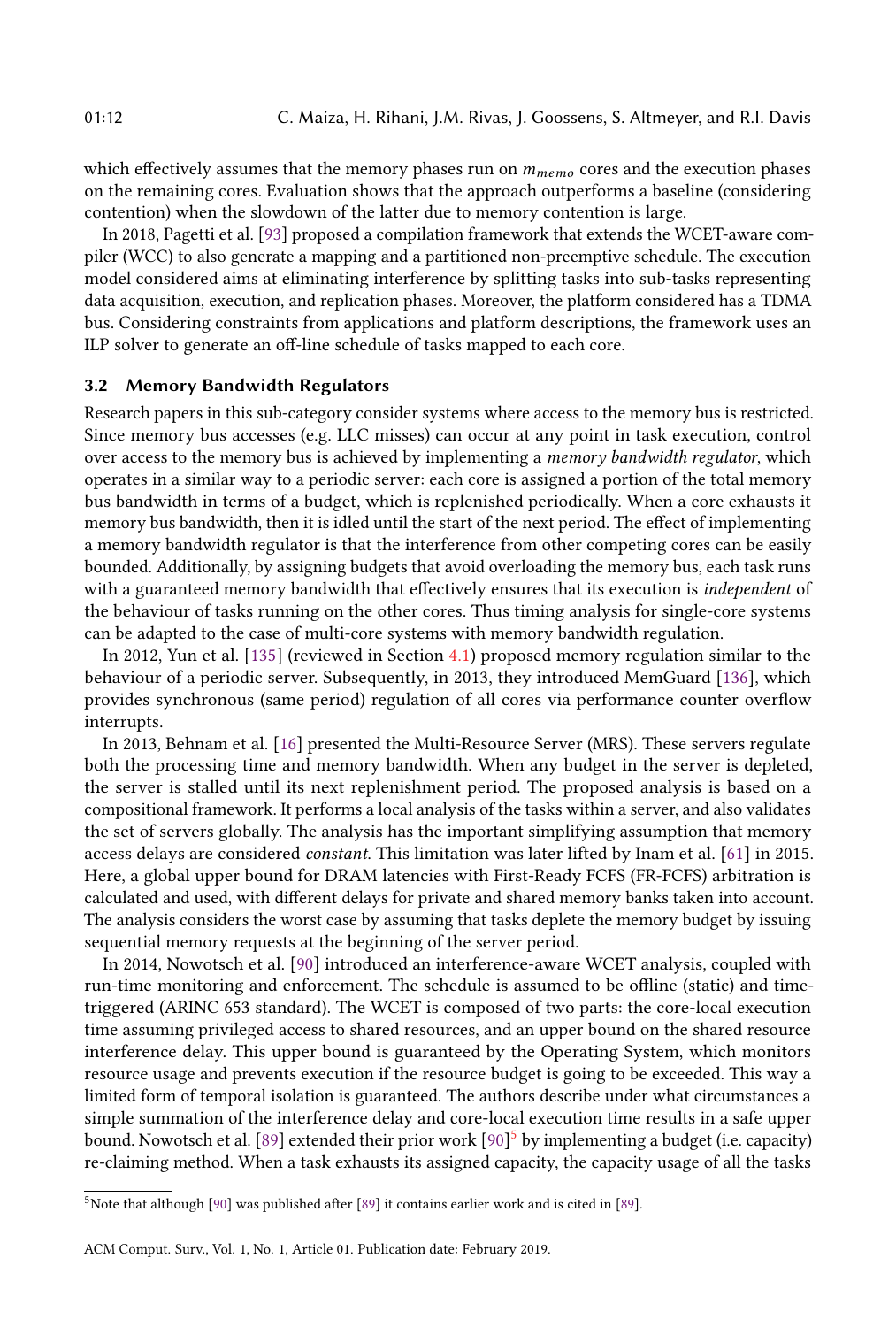which effectively assumes that the memory phases run on $m_{memo}$ cores and the execution phases on the remaining cores. Evaluation shows that the approach outperforms a baseline (considering contention) when the slowdown of the latter due to memory contention is large.

In 2018, Pagetti et al. [93] proposed a compilation framework that extends the WCET-aware compiler (WCC) to also generate a mapping and a partitioned non-preemptive schedule. The execution model considered aims at eliminating interference by splitting tasks into sub-tasks representing data acquisition, execution, and replication phases. Moreover, the platform considered has a TDMA bus. Considering constraints from applications and platform descriptions, the framework uses an ILP solver to generate an off-line schedule of tasks mapped to each core.

### 3.2 Memory Bandwidth Regulators

Research papers in this sub-category consider systems where access to the memory bus is restricted. Since memory bus accesses (e.g. LLC misses) can occur at any point in task execution, control over access to the memory bus is achieved by implementing a *memory bandwidth regulator*, which operates in a similar way to a periodic server: each core is assigned a portion of the total memory bus bandwidth in terms of a budget, which is replenished periodically. When a core exhausts it memory bus bandwidth, then it is idled until the start of the next period. The effect of implementing a memory bandwidth regulator is that the interference from other competing cores can be easily bounded. Additionally, by assigning budgets that avoid overloading the memory bus, each task runs with a guaranteed memory bandwidth that effectively ensures that its execution is *independent* of the behaviour of tasks running on the other cores. Thus timing analysis for single-core systems can be adapted to the case of multi-core systems with memory bandwidth regulation.

In 2012, Yun et al. [135] (reviewed in Section 4.1) proposed memory regulation similar to the behaviour of a periodic server. Subsequently, in 2013, they introduced MemGuard [136], which provides synchronous (same period) regulation of all cores via performance counter overflow interrupts.

In 2013, Behnam et al. [16] presented the Multi-Resource Server (MRS). These servers regulate both the processing time and memory bandwidth. When any budget in the server is depleted, the server is stalled until its next replenishment period. The proposed analysis is based on a compositional framework. It performs a local analysis of the tasks within a server, and also validates the set of servers globally. The analysis has the important simplifying assumption that memory access delays are considered *constant*. This limitation was later lifted by Inam et al. [61] in 2015. Here, a global upper bound for DRAM latencies with First-Ready FCFS (FR-FCFS) arbitration is calculated and used, with different delays for private and shared memory banks taken into account. The analysis considers the worst case by assuming that tasks deplete the memory budget by issuing sequential memory requests at the beginning of the server period.

In 2014, Nowotsch et al. [90] introduced an interference-aware WCET analysis, coupled with run-time monitoring and enforcement. The schedule is assumed to be offline (static) and time-triggered (ARINC 653 standard). The WCET is composed of two parts: the core-local execution time assuming privileged access to shared resources, and an upper bound on the shared resource interference delay. This upper bound is guaranteed by the Operating System, which monitors resource usage and prevents execution if the resource budget is going to be exceeded. This way a limited form of temporal isolation is guaranteed. The authors describe under what circumstances a simple summation of the interference delay and core-local execution time results in a safe upper bound. Nowotsch et al. [89] extended their prior work [90][5] by implementing a budget (i.e. capacity) re-claiming method. When a task exhausts its assigned capacity, the capacity usage of all the tasks

[5]Note that although [90] was published after [89] it contains earlier work and is cited in [89].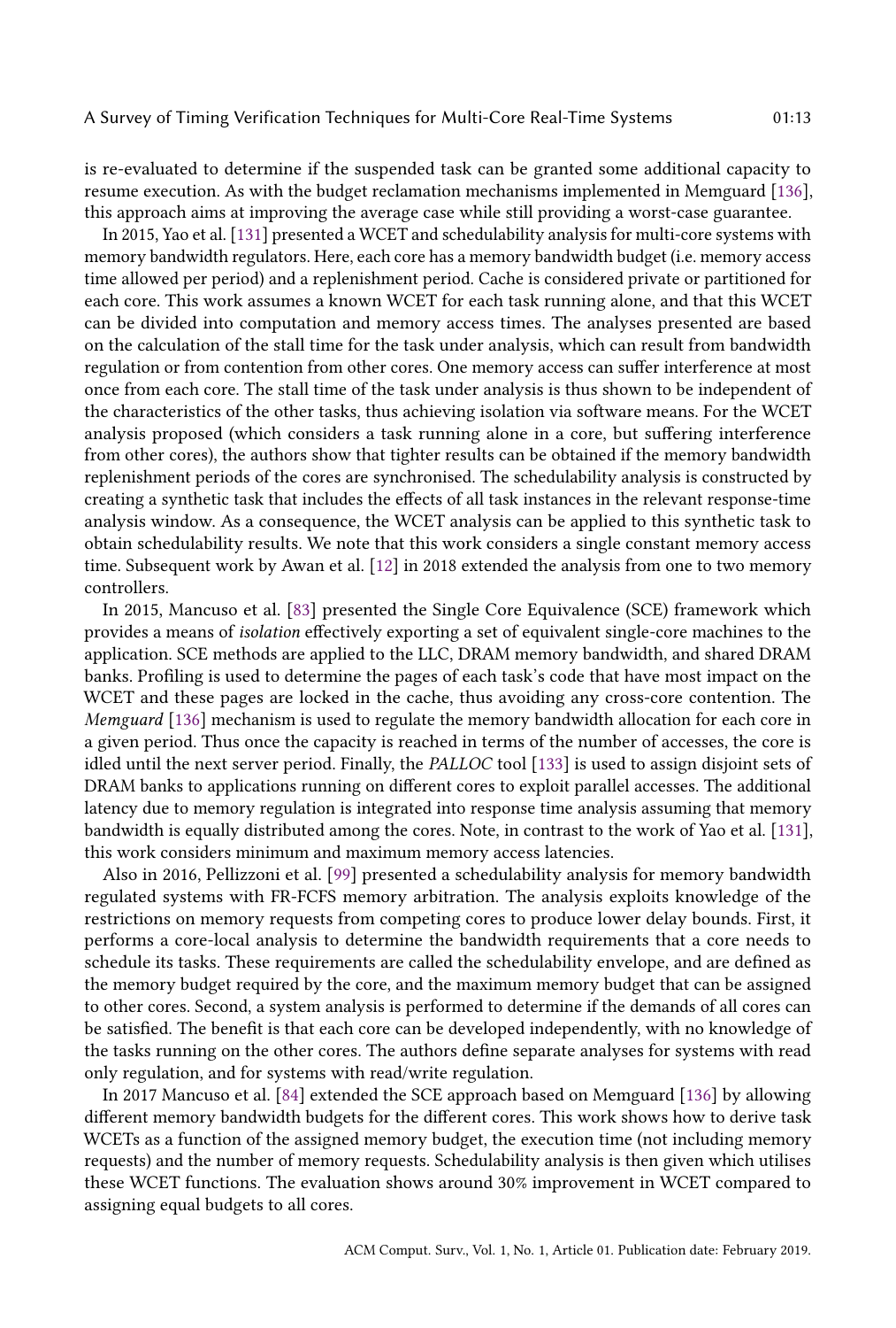is re-evaluated to determine if the suspended task can be granted some additional capacity to resume execution. As with the budget reclamation mechanisms implemented in Memguard [136], this approach aims at improving the average case while still providing a worst-case guarantee.

In 2015, Yao et al. [131] presented a WCET and schedulability analysis for multi-core systems with memory bandwidth regulators. Here, each core has a memory bandwidth budget (i.e. memory access time allowed per period) and a replenishment period. Cache is considered private or partitioned for each core. This work assumes a known WCET for each task running alone, and that this WCET can be divided into computation and memory access times. The analyses presented are based on the calculation of the stall time for the task under analysis, which can result from bandwidth regulation or from contention from other cores. One memory access can suffer interference at most once from each core. The stall time of the task under analysis is thus shown to be independent of the characteristics of the other tasks, thus achieving isolation via software means. For the WCET analysis proposed (which considers a task running alone in a core, but suffering interference from other cores), the authors show that tighter results can be obtained if the memory bandwidth replenishment periods of the cores are synchronised. The schedulability analysis is constructed by creating a synthetic task that includes the effects of all task instances in the relevant response-time analysis window. As a consequence, the WCET analysis can be applied to this synthetic task to obtain schedulability results. We note that this work considers a single constant memory access time. Subsequent work by Awan et al. [12] in 2018 extended the analysis from one to two memory controllers.

In 2015, Mancuso et al. [83] presented the Single Core Equivalence (SCE) framework which provides a means of *isolation* effectively exporting a set of equivalent single-core machines to the application. SCE methods are applied to the LLC, DRAM memory bandwidth, and shared DRAM banks. Profiling is used to determine the pages of each task's code that have most impact on the WCET and these pages are locked in the cache, thus avoiding any cross-core contention. The *Memguard* [136] mechanism is used to regulate the memory bandwidth allocation for each core in a given period. Thus once the capacity is reached in terms of the number of accesses, the core is idled until the next server period. Finally, the *PALLOC* tool [133] is used to assign disjoint sets of DRAM banks to applications running on different cores to exploit parallel accesses. The additional latency due to memory regulation is integrated into response time analysis assuming that memory bandwidth is equally distributed among the cores. Note, in contrast to the work of Yao et al. [131], this work considers minimum and maximum memory access latencies.

Also in 2016, Pellizzoni et al. [99] presented a schedulability analysis for memory bandwidth regulated systems with FR-FCFS memory arbitration. The analysis exploits knowledge of the restrictions on memory requests from competing cores to produce lower delay bounds. First, it performs a core-local analysis to determine the bandwidth requirements that a core needs to schedule its tasks. These requirements are called the schedulability envelope, and are defined as the memory budget required by the core, and the maximum memory budget that can be assigned to other cores. Second, a system analysis is performed to determine if the demands of all cores can be satisfied. The benefit is that each core can be developed independently, with no knowledge of the tasks running on the other cores. The authors define separate analyses for systems with read only regulation, and for systems with read/write regulation.

In 2017 Mancuso et al. [84] extended the SCE approach based on Memguard [136] by allowing different memory bandwidth budgets for the different cores. This work shows how to derive task WCETs as a function of the assigned memory budget, the execution time (not including memory requests) and the number of memory requests. Schedulability analysis is then given which utilises these WCET functions. The evaluation shows around 30% improvement in WCET compared to assigning equal budgets to all cores.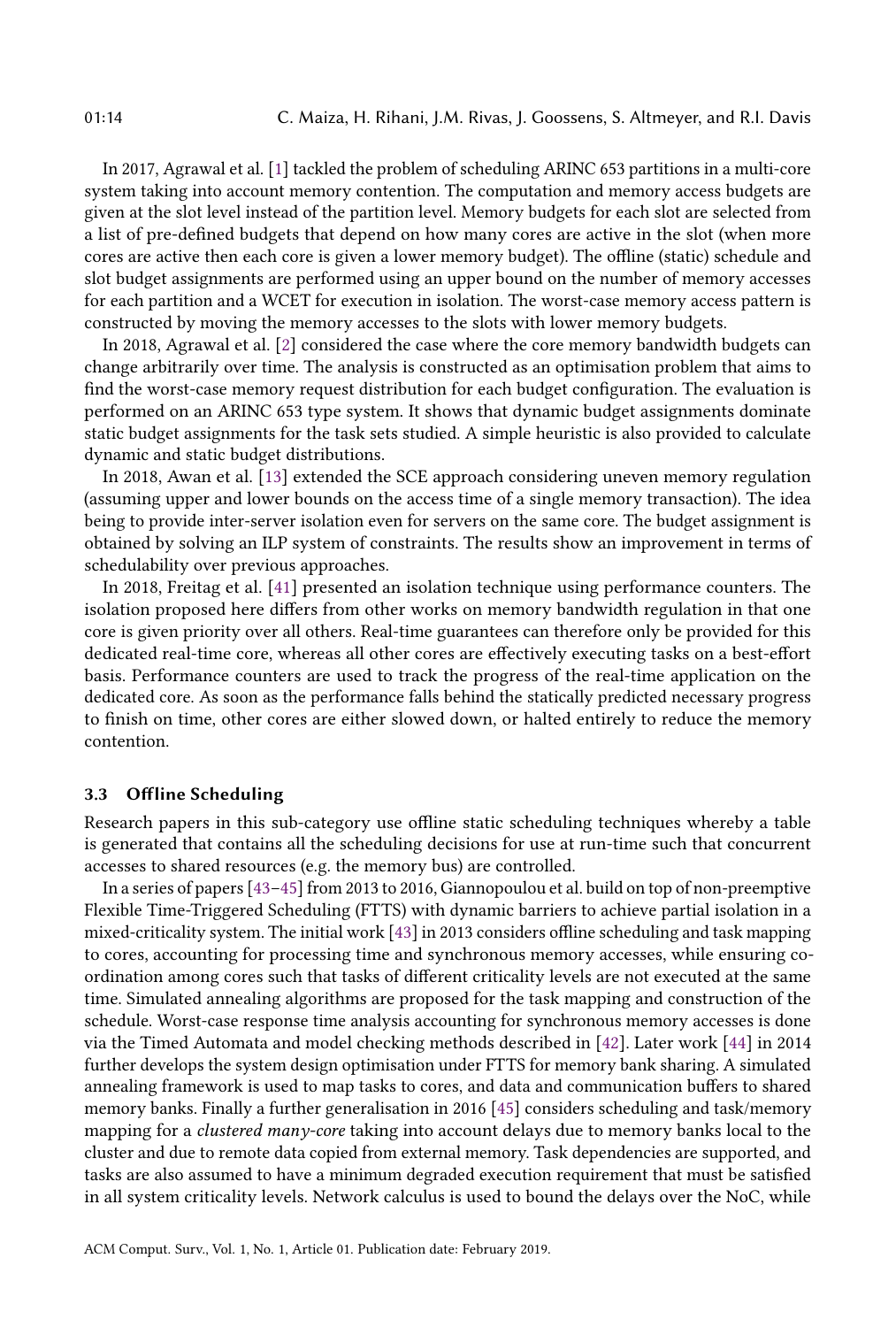In 2017, Agrawal et al. [1] tackled the problem of scheduling ARINC 653 partitions in a multi-core system taking into account memory contention. The computation and memory access budgets are given at the slot level instead of the partition level. Memory budgets for each slot are selected from a list of pre-defined budgets that depend on how many cores are active in the slot (when more cores are active then each core is given a lower memory budget). The offline (static) schedule and slot budget assignments are performed using an upper bound on the number of memory accesses for each partition and a WCET for execution in isolation. The worst-case memory access pattern is constructed by moving the memory accesses to the slots with lower memory budgets.

In 2018, Agrawal et al. [2] considered the case where the core memory bandwidth budgets can change arbitrarily over time. The analysis is constructed as an optimisation problem that aims to find the worst-case memory request distribution for each budget configuration. The evaluation is performed on an ARINC 653 type system. It shows that dynamic budget assignments dominate static budget assignments for the task sets studied. A simple heuristic is also provided to calculate dynamic and static budget distributions.

In 2018, Awan et al. [13] extended the SCE approach considering uneven memory regulation (assuming upper and lower bounds on the access time of a single memory transaction). The idea being to provide inter-server isolation even for servers on the same core. The budget assignment is obtained by solving an ILP system of constraints. The results show an improvement in terms of schedulability over previous approaches.

In 2018, Freitag et al. [41] presented an isolation technique using performance counters. The isolation proposed here differs from other works on memory bandwidth regulation in that one core is given priority over all others. Real-time guarantees can therefore only be provided for this dedicated real-time core, whereas all other cores are effectively executing tasks on a best-effort basis. Performance counters are used to track the progress of the real-time application on the dedicated core. As soon as the performance falls behind the statically predicted necessary progress to finish on time, other cores are either slowed down, or halted entirely to reduce the memory contention.

### 3.3 Offline Scheduling

Research papers in this sub-category use offline static scheduling techniques whereby a table is generated that contains all the scheduling decisions for use at run-time such that concurrent accesses to shared resources (e.g. the memory bus) are controlled.

In a series of papers [43–45] from 2013 to 2016, Giannopoulou et al. build on top of non-preemptive Flexible Time-Triggered Scheduling (FTTS) with dynamic barriers to achieve partial isolation in a mixed-criticality system. The initial work [43] in 2013 considers offline scheduling and task mapping to cores, accounting for processing time and synchronous memory accesses, while ensuring co-ordination among cores such that tasks of different criticality levels are not executed at the same time. Simulated annealing algorithms are proposed for the task mapping and construction of the schedule. Worst-case response time analysis accounting for synchronous memory accesses is done via the Timed Automata and model checking methods described in [42]. Later work [44] in 2014 further develops the system design optimisation under FTTS for memory bank sharing. A simulated annealing framework is used to map tasks to cores, and data and communication buffers to shared memory banks. Finally a further generalisation in 2016 [45] considers scheduling and task/memory mapping for a *clustered many-core* taking into account delays due to memory banks local to the cluster and due to remote data copied from external memory. Task dependencies are supported, and tasks are also assumed to have a minimum degraded execution requirement that must be satisfied in all system criticality levels. Network calculus is used to bound the delays over the NoC, while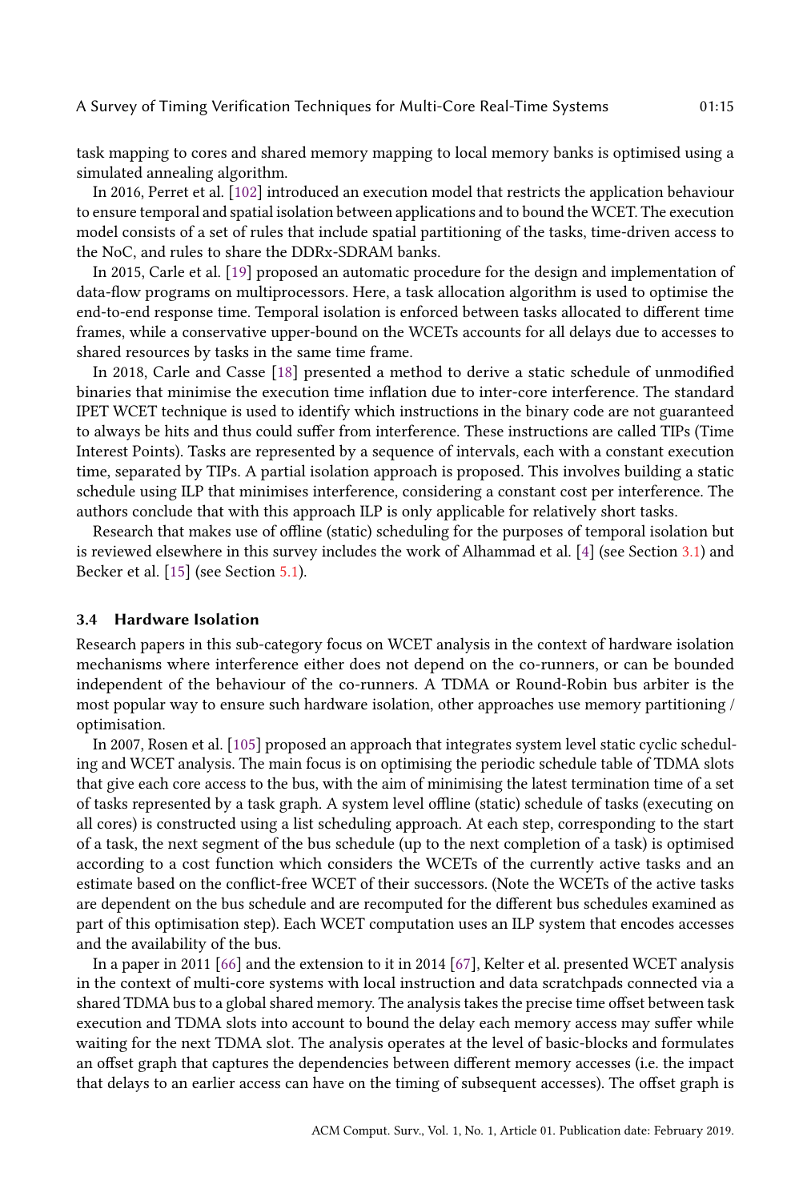task mapping to cores and shared memory mapping to local memory banks is optimised using a simulated annealing algorithm.

In 2016, Perret et al. [102] introduced an execution model that restricts the application behaviour to ensure temporal and spatial isolation between applications and to bound the WCET. The execution model consists of a set of rules that include spatial partitioning of the tasks, time-driven access to the NoC, and rules to share the DDRx-SDRAM banks.

In 2015, Carle et al. [19] proposed an automatic procedure for the design and implementation of data-flow programs on multiprocessors. Here, a task allocation algorithm is used to optimise the end-to-end response time. Temporal isolation is enforced between tasks allocated to different time frames, while a conservative upper-bound on the WCETs accounts for all delays due to accesses to shared resources by tasks in the same time frame.

In 2018, Carle and Casse [18] presented a method to derive a static schedule of unmodified binaries that minimise the execution time inflation due to inter-core interference. The standard IPET WCET technique is used to identify which instructions in the binary code are not guaranteed to always be hits and thus could suffer from interference. These instructions are called TIPs (Time Interest Points). Tasks are represented by a sequence of intervals, each with a constant execution time, separated by TIPs. A partial isolation approach is proposed. This involves building a static schedule using ILP that minimises interference, considering a constant cost per interference. The authors conclude that with this approach ILP is only applicable for relatively short tasks.

Research that makes use of offline (static) scheduling for the purposes of temporal isolation but is reviewed elsewhere in this survey includes the work of Alhammad et al. [4] (see Section 3.1) and Becker et al. [15] (see Section 5.1).

### 3.4 Hardware Isolation

Research papers in this sub-category focus on WCET analysis in the context of hardware isolation mechanisms where interference either does not depend on the co-runners, or can be bounded independent of the behaviour of the co-runners. A TDMA or Round-Robin bus arbiter is the most popular way to ensure such hardware isolation, other approaches use memory partitioning / optimisation.

In 2007, Rosen et al. [105] proposed an approach that integrates system level static cyclic scheduling and WCET analysis. The main focus is on optimising the periodic schedule table of TDMA slots that give each core access to the bus, with the aim of minimising the latest termination time of a set of tasks represented by a task graph. A system level offline (static) schedule of tasks (executing on all cores) is constructed using a list scheduling approach. At each step, corresponding to the start of a task, the next segment of the bus schedule (up to the next completion of a task) is optimised according to a cost function which considers the WCETs of the currently active tasks and an estimate based on the conflict-free WCET of their successors. (Note the WCETs of the active tasks are dependent on the bus schedule and are recomputed for the different bus schedules examined as part of this optimisation step). Each WCET computation uses an ILP system that encodes accesses and the availability of the bus.

In a paper in 2011 [66] and the extension to it in 2014 [67], Kelter et al. presented WCET analysis in the context of multi-core systems with local instruction and data scratchpads connected via a shared TDMA bus to a global shared memory. The analysis takes the precise time offset between task execution and TDMA slots into account to bound the delay each memory access may suffer while waiting for the next TDMA slot. The analysis operates at the level of basic-blocks and formulates an offset graph that captures the dependencies between different memory accesses (i.e. the impact that delays to an earlier access can have on the timing of subsequent accesses). The offset graph is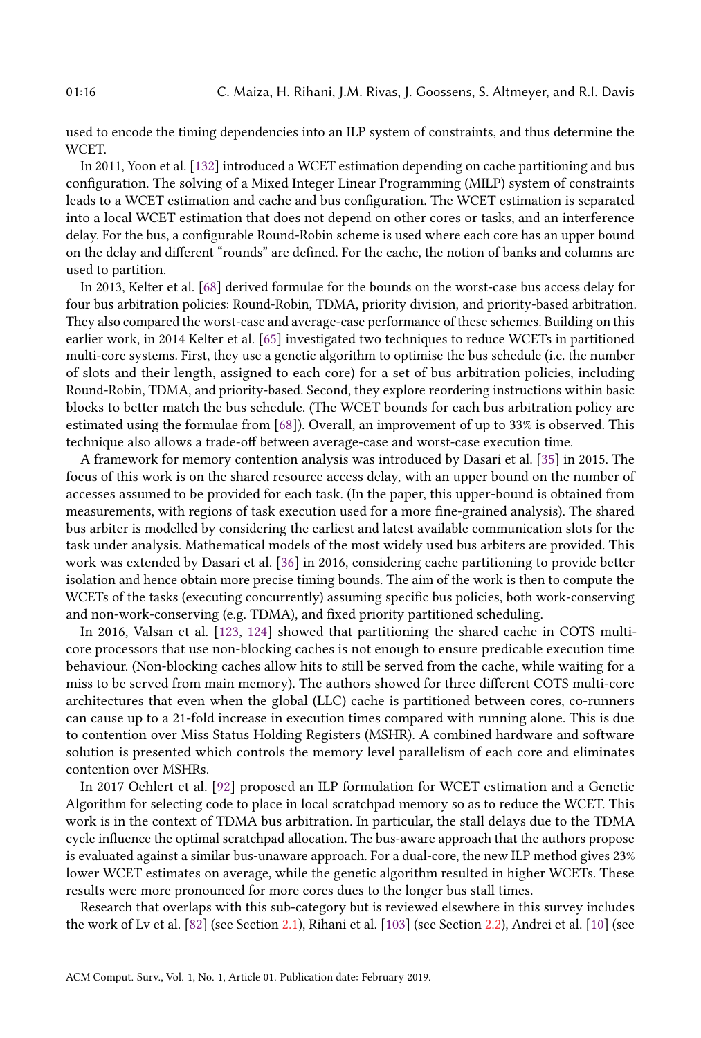used to encode the timing dependencies into an ILP system of constraints, and thus determine the WCET.

In 2011, Yoon et al. [132] introduced a WCET estimation depending on cache partitioning and bus configuration. The solving of a Mixed Integer Linear Programming (MILP) system of constraints leads to a WCET estimation and cache and bus configuration. The WCET estimation is separated into a local WCET estimation that does not depend on other cores or tasks, and an interference delay. For the bus, a configurable Round-Robin scheme is used where each core has an upper bound on the delay and different "rounds" are defined. For the cache, the notion of banks and columns are used to partition.

In 2013, Kelter et al. [68] derived formulae for the bounds on the worst-case bus access delay for four bus arbitration policies: Round-Robin, TDMA, priority division, and priority-based arbitration. They also compared the worst-case and average-case performance of these schemes. Building on this earlier work, in 2014 Kelter et al. [65] investigated two techniques to reduce WCETs in partitioned multi-core systems. First, they use a genetic algorithm to optimise the bus schedule (i.e. the number of slots and their length, assigned to each core) for a set of bus arbitration policies, including Round-Robin, TDMA, and priority-based. Second, they explore reordering instructions within basic blocks to better match the bus schedule. (The WCET bounds for each bus arbitration policy are estimated using the formulae from [68]). Overall, an improvement of up to 33% is observed. This technique also allows a trade-off between average-case and worst-case execution time.

A framework for memory contention analysis was introduced by Dasari et al. [35] in 2015. The focus of this work is on the shared resource access delay, with an upper bound on the number of accesses assumed to be provided for each task. (In the paper, this upper-bound is obtained from measurements, with regions of task execution used for a more fine-grained analysis). The shared bus arbiter is modelled by considering the earliest and latest available communication slots for the task under analysis. Mathematical models of the most widely used bus arbiters are provided. This work was extended by Dasari et al. [36] in 2016, considering cache partitioning to provide better isolation and hence obtain more precise timing bounds. The aim of the work is then to compute the WCETs of the tasks (executing concurrently) assuming specific bus policies, both work-conserving and non-work-conserving (e.g. TDMA), and fixed priority partitioned scheduling.

In 2016, Valsan et al. [123, 124] showed that partitioning the shared cache in COTS multi-core processors that use non-blocking caches is not enough to ensure predicable execution time behaviour. (Non-blocking caches allow hits to still be served from the cache, while waiting for a miss to be served from main memory). The authors showed for three different COTS multi-core architectures that even when the global (LLC) cache is partitioned between cores, co-runners can cause up to a 21-fold increase in execution times compared with running alone. This is due to contention over Miss Status Holding Registers (MSHR). A combined hardware and software solution is presented which controls the memory level parallelism of each core and eliminates contention over MSHRs.

In 2017 Oehlert et al. [92] proposed an ILP formulation for WCET estimation and a Genetic Algorithm for selecting code to place in local scratchpad memory so as to reduce the WCET. This work is in the context of TDMA bus arbitration. In particular, the stall delays due to the TDMA cycle influence the optimal scratchpad allocation. The bus-aware approach that the authors propose is evaluated against a similar bus-unaware approach. For a dual-core, the new ILP method gives 23% lower WCET estimates on average, while the genetic algorithm resulted in higher WCETs. These results were more pronounced for more cores dues to the longer bus stall times.

Research that overlaps with this sub-category but is reviewed elsewhere in this survey includes the work of Lv et al. [82] (see Section 2.1), Rihani et al. [103] (see Section 2.2), Andrei et al. [10] (see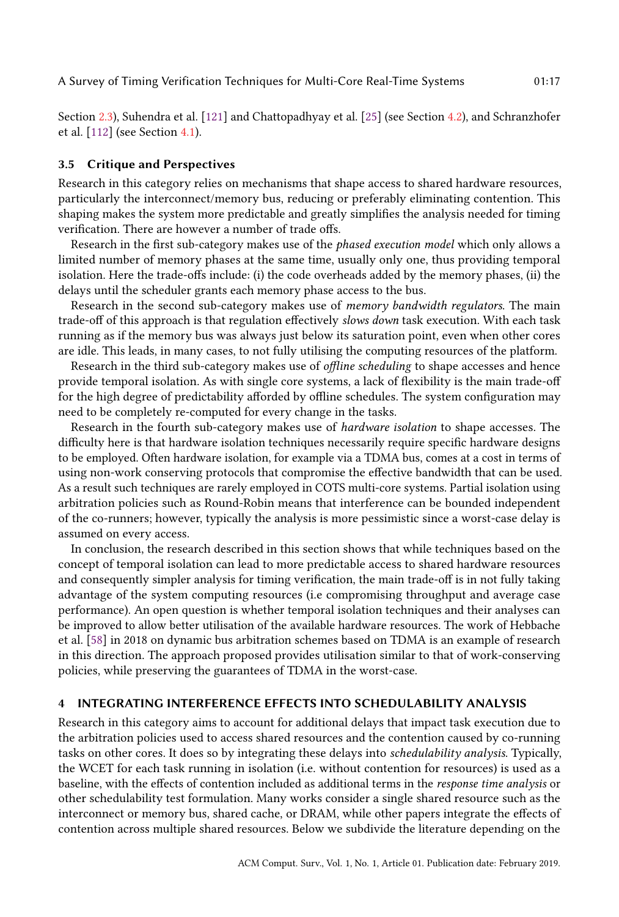Section 2.3), Suhendra et al. [121] and Chattopadhyay et al. [25] (see Section 4.2), and Schranzhofer et al. [112] (see Section 4.1).

### 3.5 Critique and Perspectives

Research in this category relies on mechanisms that shape access to shared hardware resources, particularly the interconnect/memory bus, reducing or preferably eliminating contention. This shaping makes the system more predictable and greatly simplifies the analysis needed for timing verification. There are however a number of trade offs.

Research in the first sub-category makes use of the *phased execution model* which only allows a limited number of memory phases at the same time, usually only one, thus providing temporal isolation. Here the trade-offs include: (i) the code overheads added by the memory phases, (ii) the delays until the scheduler grants each memory phase access to the bus.

Research in the second sub-category makes use of *memory bandwidth regulators*. The main trade-off of this approach is that regulation effectively *slows down* task execution. With each task running as if the memory bus was always just below its saturation point, even when other cores are idle. This leads, in many cases, to not fully utilising the computing resources of the platform.

Research in the third sub-category makes use of *offline scheduling* to shape accesses and hence provide temporal isolation. As with single core systems, a lack of flexibility is the main trade-off for the high degree of predictability afforded by offline schedules. The system configuration may need to be completely re-computed for every change in the tasks.

Research in the fourth sub-category makes use of *hardware isolation* to shape accesses. The difficulty here is that hardware isolation techniques necessarily require specific hardware designs to be employed. Often hardware isolation, for example via a TDMA bus, comes at a cost in terms of using non-work conserving protocols that compromise the effective bandwidth that can be used. As a result such techniques are rarely employed in COTS multi-core systems. Partial isolation using arbitration policies such as Round-Robin means that interference can be bounded independent of the co-runners; however, typically the analysis is more pessimistic since a worst-case delay is assumed on every access.

In conclusion, the research described in this section shows that while techniques based on the concept of temporal isolation can lead to more predictable access to shared hardware resources and consequently simpler analysis for timing verification, the main trade-off is in not fully taking advantage of the system computing resources (i.e compromising throughput and average case performance). An open question is whether temporal isolation techniques and their analyses can be improved to allow better utilisation of the available hardware resources. The work of Hebbache et al. [58] in 2018 on dynamic bus arbitration schemes based on TDMA is an example of research in this direction. The approach proposed provides utilisation similar to that of work-conserving policies, while preserving the guarantees of TDMA in the worst-case.

## 4 INTEGRATING INTERFERENCE EFFECTS INTO SCHEDULABILITY ANALYSIS

Research in this category aims to account for additional delays that impact task execution due to the arbitration policies used to access shared resources and the contention caused by co-running tasks on other cores. It does so by integrating these delays into *schedulability analysis*. Typically, the WCET for each task running in isolation (i.e. without contention for resources) is used as a baseline, with the effects of contention included as additional terms in the *response time analysis* or other schedulability test formulation. Many works consider a single shared resource such as the interconnect or memory bus, shared cache, or DRAM, while other papers integrate the effects of contention across multiple shared resources. Below we subdivide the literature depending on the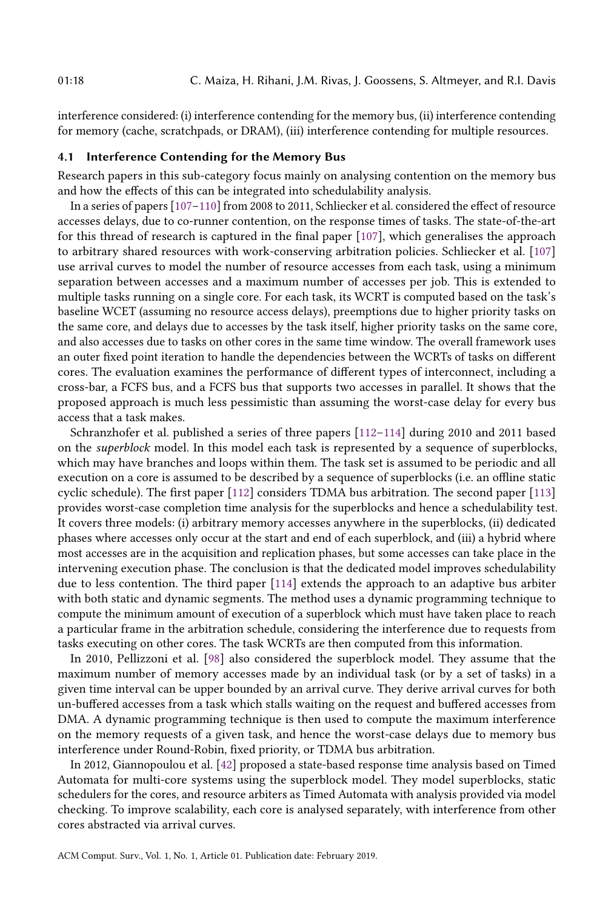interference considered: (i) interference contending for the memory bus, (ii) interference contending for memory (cache, scratchpads, or DRAM), (iii) interference contending for multiple resources.

### 4.1 Interference Contending for the Memory Bus

Research papers in this sub-category focus mainly on analysing contention on the memory bus and how the effects of this can be integrated into schedulability analysis.

In a series of papers [107–110] from 2008 to 2011, Schliecker et al. considered the effect of resource accesses delays, due to co-runner contention, on the response times of tasks. The state-of-the-art for this thread of research is captured in the final paper [107], which generalises the approach to arbitrary shared resources with work-conserving arbitration policies. Schliecker et al. [107] use arrival curves to model the number of resource accesses from each task, using a minimum separation between accesses and a maximum number of accesses per job. This is extended to multiple tasks running on a single core. For each task, its WCRT is computed based on the task's baseline WCET (assuming no resource access delays), preemptions due to higher priority tasks on the same core, and delays due to accesses by the task itself, higher priority tasks on the same core, and also accesses due to tasks on other cores in the same time window. The overall framework uses an outer fixed point iteration to handle the dependencies between the WCRTs of tasks on different cores. The evaluation examines the performance of different types of interconnect, including a cross-bar, a FCFS bus, and a FCFS bus that supports two accesses in parallel. It shows that the proposed approach is much less pessimistic than assuming the worst-case delay for every bus access that a task makes.

Schranzhofer et al. published a series of three papers [112–114] during 2010 and 2011 based on the *superblock* model. In this model each task is represented by a sequence of superblocks, which may have branches and loops within them. The task set is assumed to be periodic and all execution on a core is assumed to be described by a sequence of superblocks (i.e. an offline static cyclic schedule). The first paper [112] considers TDMA bus arbitration. The second paper [113] provides worst-case completion time analysis for the superblocks and hence a schedulability test. It covers three models: (i) arbitrary memory accesses anywhere in the superblocks, (ii) dedicated phases where accesses only occur at the start and end of each superblock, and (iii) a hybrid where most accesses are in the acquisition and replication phases, but some accesses can take place in the intervening execution phase. The conclusion is that the dedicated model improves schedulability due to less contention. The third paper [114] extends the approach to an adaptive bus arbiter with both static and dynamic segments. The method uses a dynamic programming technique to compute the minimum amount of execution of a superblock which must have taken place to reach a particular frame in the arbitration schedule, considering the interference due to requests from tasks executing on other cores. The task WCRTs are then computed from this information.

In 2010, Pellizzoni et al. [98] also considered the superblock model. They assume that the maximum number of memory accesses made by an individual task (or by a set of tasks) in a given time interval can be upper bounded by an arrival curve. They derive arrival curves for both un-buffered accesses from a task which stalls waiting on the request and buffered accesses from DMA. A dynamic programming technique is then used to compute the maximum interference on the memory requests of a given task, and hence the worst-case delays due to memory bus interference under Round-Robin, fixed priority, or TDMA bus arbitration.

In 2012, Giannopoulou et al. [42] proposed a state-based response time analysis based on Timed Automata for multi-core systems using the superblock model. They model superblocks, static schedulers for the cores, and resource arbiters as Timed Automata with analysis provided via model checking. To improve scalability, each core is analysed separately, with interference from other cores abstracted via arrival curves.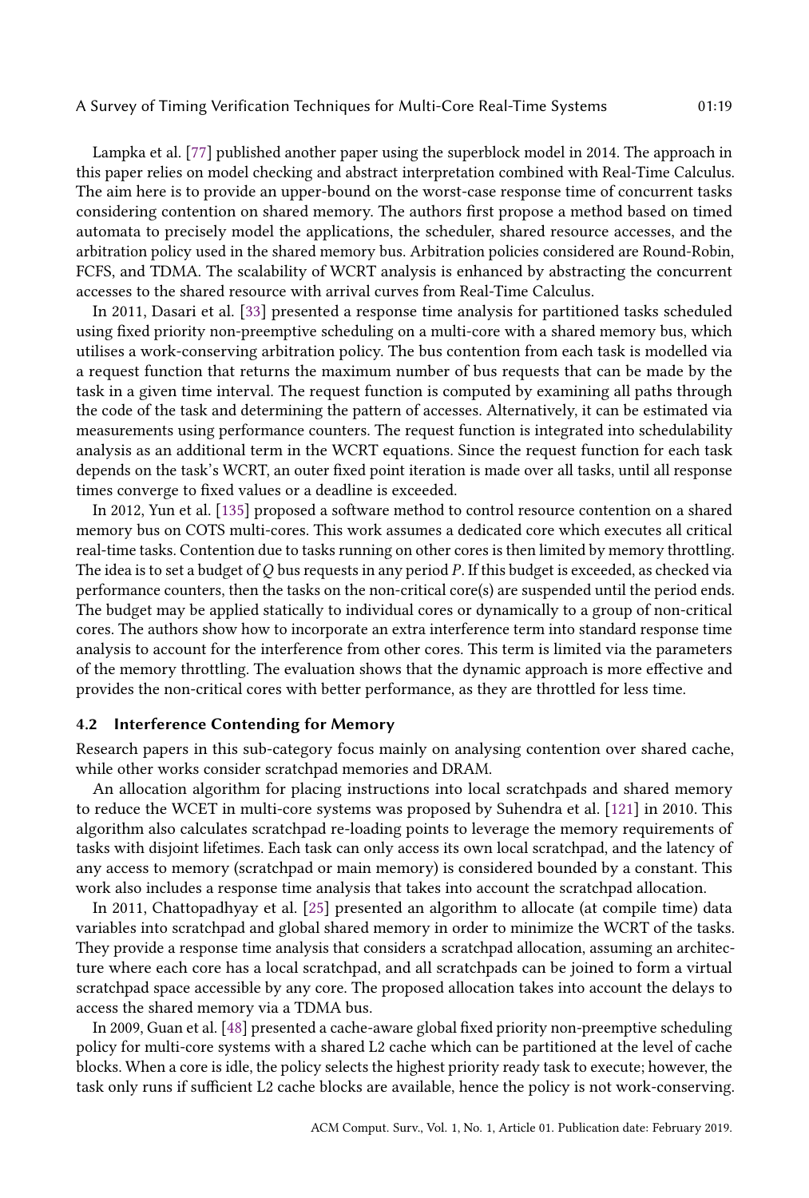Lampka et al. [77] published another paper using the superblock model in 2014. The approach in this paper relies on model checking and abstract interpretation combined with Real-Time Calculus. The aim here is to provide an upper-bound on the worst-case response time of concurrent tasks considering contention on shared memory. The authors first propose a method based on timed automata to precisely model the applications, the scheduler, shared resource accesses, and the arbitration policy used in the shared memory bus. Arbitration policies considered are Round-Robin, FCFS, and TDMA. The scalability of WCRT analysis is enhanced by abstracting the concurrent accesses to the shared resource with arrival curves from Real-Time Calculus.

In 2011, Dasari et al. [33] presented a response time analysis for partitioned tasks scheduled using fixed priority non-preemptive scheduling on a multi-core with a shared memory bus, which utilises a work-conserving arbitration policy. The bus contention from each task is modelled via a request function that returns the maximum number of bus requests that can be made by the task in a given time interval. The request function is computed by examining all paths through the code of the task and determining the pattern of accesses. Alternatively, it can be estimated via measurements using performance counters. The request function is integrated into schedulability analysis as an additional term in the WCRT equations. Since the request function for each task depends on the task's WCRT, an outer fixed point iteration is made over all tasks, until all response times converge to fixed values or a deadline is exceeded.

In 2012, Yun et al. [135] proposed a software method to control resource contention on a shared memory bus on COTS multi-cores. This work assumes a dedicated core which executes all critical real-time tasks. Contention due to tasks running on other cores is then limited by memory throttling. The idea is to set a budget of $Q$ bus requests in any period $P$. If this budget is exceeded, as checked via performance counters, then the tasks on the non-critical core(s) are suspended until the period ends. The budget may be applied statically to individual cores or dynamically to a group of non-critical cores. The authors show how to incorporate an extra interference term into standard response time analysis to account for the interference from other cores. This term is limited via the parameters of the memory throttling. The evaluation shows that the dynamic approach is more effective and provides the non-critical cores with better performance, as they are throttled for less time.

### 4.2 Interference Contending for Memory

Research papers in this sub-category focus mainly on analysing contention over shared cache, while other works consider scratchpad memories and DRAM.

An allocation algorithm for placing instructions into local scratchpads and shared memory to reduce the WCET in multi-core systems was proposed by Suhendra et al. [121] in 2010. This algorithm also calculates scratchpad re-loading points to leverage the memory requirements of tasks with disjoint lifetimes. Each task can only access its own local scratchpad, and the latency of any access to memory (scratchpad or main memory) is considered bounded by a constant. This work also includes a response time analysis that takes into account the scratchpad allocation.

In 2011, Chattopadhyay et al. [25] presented an algorithm to allocate (at compile time) data variables into scratchpad and global shared memory in order to minimize the WCRT of the tasks. They provide a response time analysis that considers a scratchpad allocation, assuming an architecture where each core has a local scratchpad, and all scratchpads can be joined to form a virtual scratchpad space accessible by any core. The proposed allocation takes into account the delays to access the shared memory via a TDMA bus.

In 2009, Guan et al. [48] presented a cache-aware global fixed priority non-preemptive scheduling policy for multi-core systems with a shared L2 cache which can be partitioned at the level of cache blocks. When a core is idle, the policy selects the highest priority ready task to execute; however, the task only runs if sufficient L2 cache blocks are available, hence the policy is not work-conserving.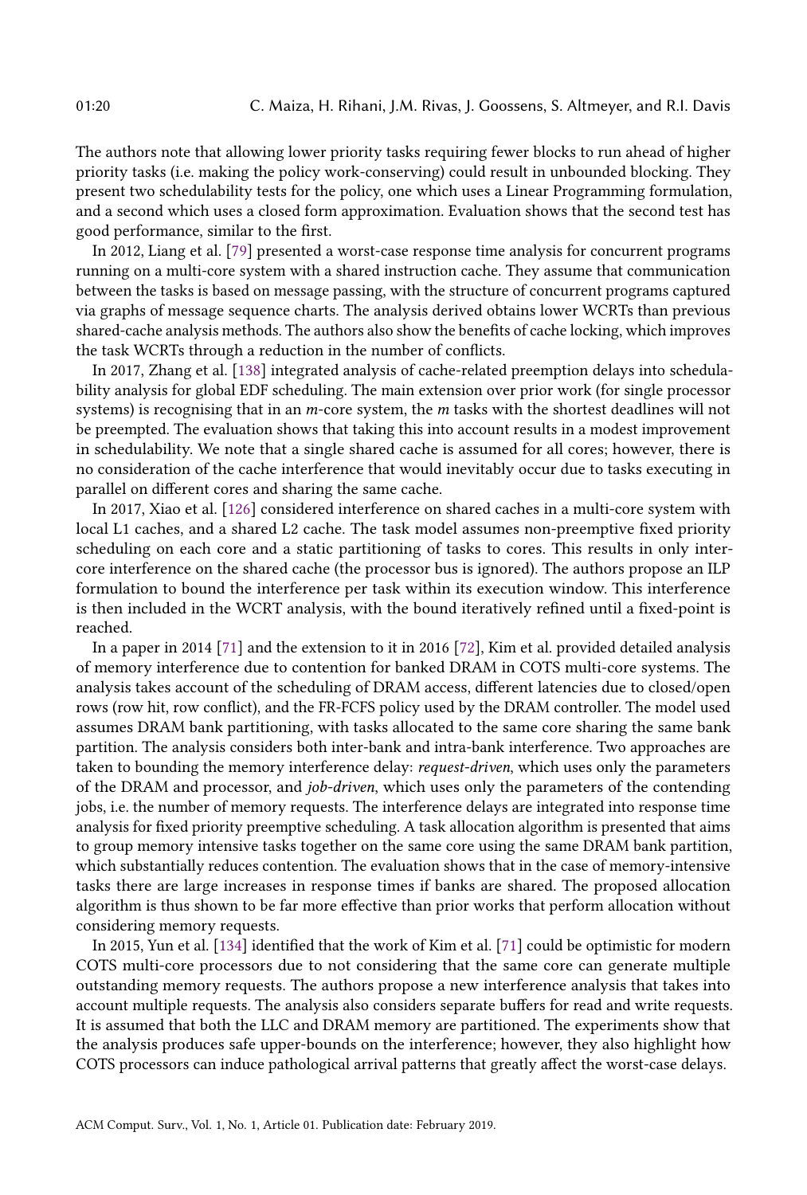The authors note that allowing lower priority tasks requiring fewer blocks to run ahead of higher priority tasks (i.e. making the policy work-conserving) could result in unbounded blocking. They present two schedulability tests for the policy, one which uses a Linear Programming formulation, and a second which uses a closed form approximation. Evaluation shows that the second test has good performance, similar to the first.

In 2012, Liang et al. [79] presented a worst-case response time analysis for concurrent programs running on a multi-core system with a shared instruction cache. They assume that communication between the tasks is based on message passing, with the structure of concurrent programs captured via graphs of message sequence charts. The analysis derived obtains lower WCRTs than previous shared-cache analysis methods. The authors also show the benefits of cache locking, which improves the task WCRTs through a reduction in the number of conflicts.

In 2017, Zhang et al. [138] integrated analysis of cache-related preemption delays into schedulability analysis for global EDF scheduling. The main extension over prior work (for single processor systems) is recognising that in an $m$-core system, the $m$ tasks with the shortest deadlines will not be preempted. The evaluation shows that taking this into account results in a modest improvement in schedulability. We note that a single shared cache is assumed for all cores; however, there is no consideration of the cache interference that would inevitably occur due to tasks executing in parallel on different cores and sharing the same cache.

In 2017, Xiao et al. [126] considered interference on shared caches in a multi-core system with local L1 caches, and a shared L2 cache. The task model assumes non-preemptive fixed priority scheduling on each core and a static partitioning of tasks to cores. This results in only inter-core interference on the shared cache (the processor bus is ignored). The authors propose an ILP formulation to bound the interference per task within its execution window. This interference is then included in the WCRT analysis, with the bound iteratively refined until a fixed-point is reached.

In a paper in 2014 [71] and the extension to it in 2016 [72], Kim et al. provided detailed analysis of memory interference due to contention for banked DRAM in COTS multi-core systems. The analysis takes account of the scheduling of DRAM access, different latencies due to closed/open rows (row hit, row conflict), and the FR-FCFS policy used by the DRAM controller. The model used assumes DRAM bank partitioning, with tasks allocated to the same core sharing the same bank partition. The analysis considers both inter-bank and intra-bank interference. Two approaches are taken to bounding the memory interference delay: *request-driven*, which uses only the parameters of the DRAM and processor, and *job-driven*, which uses only the parameters of the contending jobs, i.e. the number of memory requests. The interference delays are integrated into response time analysis for fixed priority preemptive scheduling. A task allocation algorithm is presented that aims to group memory intensive tasks together on the same core using the same DRAM bank partition, which substantially reduces contention. The evaluation shows that in the case of memory-intensive tasks there are large increases in response times if banks are shared. The proposed allocation algorithm is thus shown to be far more effective than prior works that perform allocation without considering memory requests.

In 2015, Yun et al. [134] identified that the work of Kim et al. [71] could be optimistic for modern COTS multi-core processors due to not considering that the same core can generate multiple outstanding memory requests. The authors propose a new interference analysis that takes into account multiple requests. The analysis also considers separate buffers for read and write requests. It is assumed that both the LLC and DRAM memory are partitioned. The experiments show that the analysis produces safe upper-bounds on the interference; however, they also highlight how COTS processors can induce pathological arrival patterns that greatly affect the worst-case delays.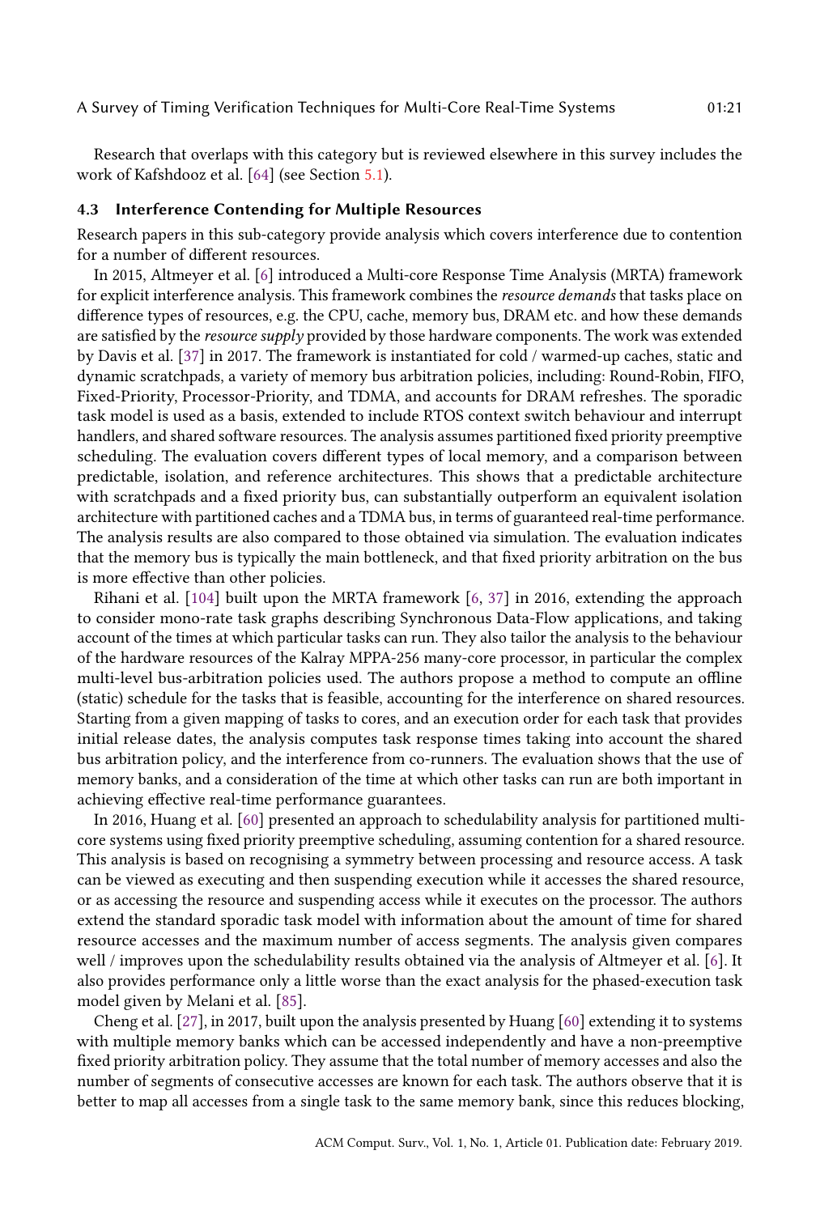Research that overlaps with this category but is reviewed elsewhere in this survey includes the work of Kafshdooz et al. [64] (see Section 5.1).

### 4.3 Interference Contending for Multiple Resources

Research papers in this sub-category provide analysis which covers interference due to contention for a number of different resources.

In 2015, Altmeyer et al. [6] introduced a Multi-core Response Time Analysis (MRTA) framework for explicit interference analysis. This framework combines the *resource demands* that tasks place on difference types of resources, e.g. the CPU, cache, memory bus, DRAM etc. and how these demands are satisfied by the *resource supply* provided by those hardware components. The work was extended by Davis et al. [37] in 2017. The framework is instantiated for cold / warmed-up caches, static and dynamic scratchpads, a variety of memory bus arbitration policies, including: Round-Robin, FIFO, Fixed-Priority, Processor-Priority, and TDMA, and accounts for DRAM refreshes. The sporadic task model is used as a basis, extended to include RTOS context switch behaviour and interrupt handlers, and shared software resources. The analysis assumes partitioned fixed priority preemptive scheduling. The evaluation covers different types of local memory, and a comparison between predictable, isolation, and reference architectures. This shows that a predictable architecture with scratchpads and a fixed priority bus, can substantially outperform an equivalent isolation architecture with partitioned caches and a TDMA bus, in terms of guaranteed real-time performance. The analysis results are also compared to those obtained via simulation. The evaluation indicates that the memory bus is typically the main bottleneck, and that fixed priority arbitration on the bus is more effective than other policies.

Rihani et al. [104] built upon the MRTA framework [6, 37] in 2016, extending the approach to consider mono-rate task graphs describing Synchronous Data-Flow applications, and taking account of the times at which particular tasks can run. They also tailor the analysis to the behaviour of the hardware resources of the Kalray MPPA-256 many-core processor, in particular the complex multi-level bus-arbitration policies used. The authors propose a method to compute an offline (static) schedule for the tasks that is feasible, accounting for the interference on shared resources. Starting from a given mapping of tasks to cores, and an execution order for each task that provides initial release dates, the analysis computes task response times taking into account the shared bus arbitration policy, and the interference from co-runners. The evaluation shows that the use of memory banks, and a consideration of the time at which other tasks can run are both important in achieving effective real-time performance guarantees.

In 2016, Huang et al. [60] presented an approach to schedulability analysis for partitioned multi-core systems using fixed priority preemptive scheduling, assuming contention for a shared resource. This analysis is based on recognising a symmetry between processing and resource access. A task can be viewed as executing and then suspending execution while it accesses the shared resource, or as accessing the resource and suspending access while it executes on the processor. The authors extend the standard sporadic task model with information about the amount of time for shared resource accesses and the maximum number of access segments. The analysis given compares well / improves upon the schedulability results obtained via the analysis of Altmeyer et al. [6]. It also provides performance only a little worse than the exact analysis for the phased-execution task model given by Melani et al. [85].

Cheng et al. [27], in 2017, built upon the analysis presented by Huang [60] extending it to systems with multiple memory banks which can be accessed independently and have a non-preemptive fixed priority arbitration policy. They assume that the total number of memory accesses and also the number of segments of consecutive accesses are known for each task. The authors observe that it is better to map all accesses from a single task to the same memory bank, since this reduces blocking,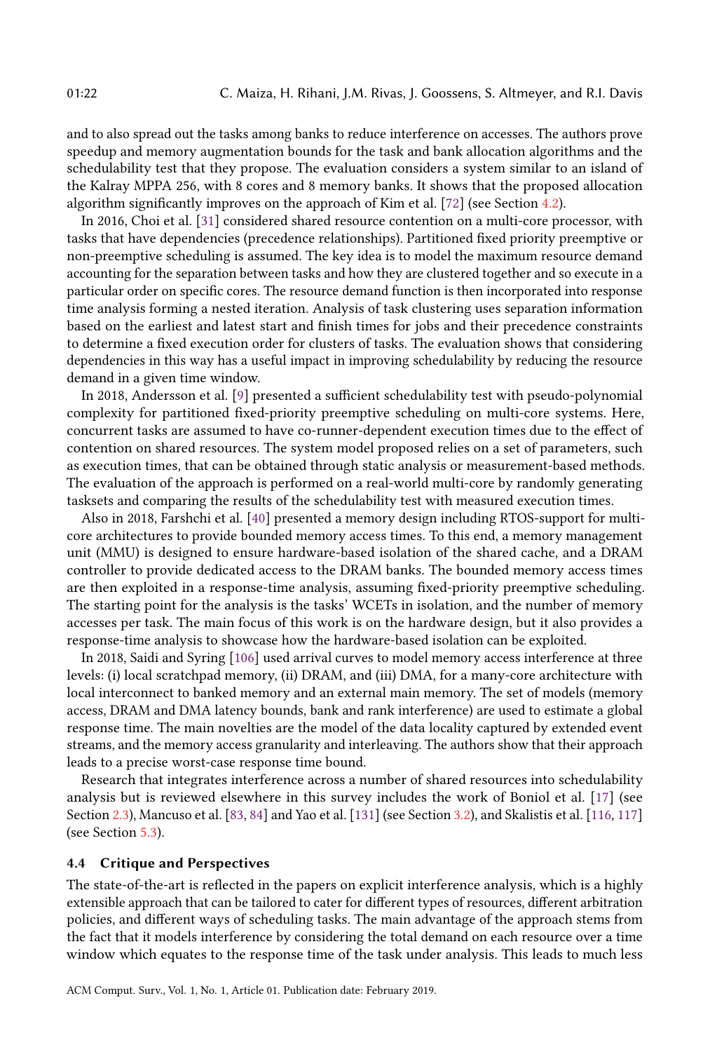and to also spread out the tasks among banks to reduce interference on accesses. The authors prove speedup and memory augmentation bounds for the task and bank allocation algorithms and the schedulability test that they propose. The evaluation considers a system similar to an island of the Kalray MPPA 256, with 8 cores and 8 memory banks. It shows that the proposed allocation algorithm significantly improves on the approach of Kim et al. [72] (see Section 4.2).

In 2016, Choi et al. [31] considered shared resource contention on a multi-core processor, with tasks that have dependencies (precedence relationships). Partitioned fixed priority preemptive or non-preemptive scheduling is assumed. The key idea is to model the maximum resource demand accounting for the separation between tasks and how they are clustered together and so execute in a particular order on specific cores. The resource demand function is then incorporated into response time analysis forming a nested iteration. Analysis of task clustering uses separation information based on the earliest and latest start and finish times for jobs and their precedence constraints to determine a fixed execution order for clusters of tasks. The evaluation shows that considering dependencies in this way has a useful impact in improving schedulability by reducing the resource demand in a given time window.

In 2018, Andersson et al. [9] presented a sufficient schedulability test with pseudo-polynomial complexity for partitioned fixed-priority preemptive scheduling on multi-core systems. Here, concurrent tasks are assumed to have co-runner-dependent execution times due to the effect of contention on shared resources. The system model proposed relies on a set of parameters, such as execution times, that can be obtained through static analysis or measurement-based methods. The evaluation of the approach is performed on a real-world multi-core by randomly generating tasksets and comparing the results of the schedulability test with measured execution times.

Also in 2018, Farshchi et al. [40] presented a memory design including RTOS-support for multi-core architectures to provide bounded memory access times. To this end, a memory management unit (MMU) is designed to ensure hardware-based isolation of the shared cache, and a DRAM controller to provide dedicated access to the DRAM banks. The bounded memory access times are then exploited in a response-time analysis, assuming fixed-priority preemptive scheduling. The starting point for the analysis is the tasks' WCETs in isolation, and the number of memory accesses per task. The main focus of this work is on the hardware design, but it also provides a response-time analysis to showcase how the hardware-based isolation can be exploited.

In 2018, Saidi and Syring [106] used arrival curves to model memory access interference at three levels: (i) local scratchpad memory, (ii) DRAM, and (iii) DMA, for a many-core architecture with local interconnect to banked memory and an external main memory. The set of models (memory access, DRAM and DMA latency bounds, bank and rank interference) are used to estimate a global response time. The main novelties are the model of the data locality captured by extended event streams, and the memory access granularity and interleaving. The authors show that their approach leads to a precise worst-case response time bound.

Research that integrates interference across a number of shared resources into schedulability analysis but is reviewed elsewhere in this survey includes the work of Boniol et al. [17] (see Section 2.3), Mancuso et al. [83, 84] and Yao et al. [131] (see Section 3.2), and Skalistis et al. [116, 117] (see Section 5.3).

### 4.4 Critique and Perspectives

The state-of-the-art is reflected in the papers on explicit interference analysis, which is a highly extensible approach that can be tailored to cater for different types of resources, different arbitration policies, and different ways of scheduling tasks. The main advantage of the approach stems from the fact that it models interference by considering the total demand on each resource over a time window which equates to the response time of the task under analysis. This leads to much less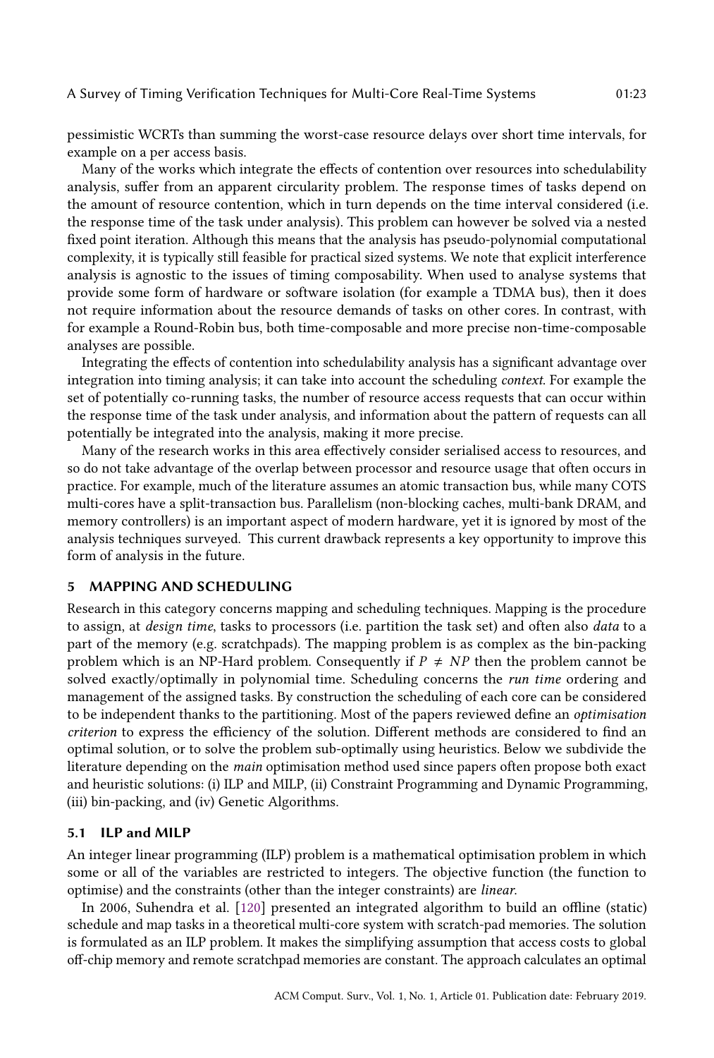pessimistic WCRTs than summing the worst-case resource delays over short time intervals, for example on a per access basis.

Many of the works which integrate the effects of contention over resources into schedulability analysis, suffer from an apparent circularity problem. The response times of tasks depend on the amount of resource contention, which in turn depends on the time interval considered (i.e. the response time of the task under analysis). This problem can however be solved via a nested fixed point iteration. Although this means that the analysis has pseudo-polynomial computational complexity, it is typically still feasible for practical sized systems. We note that explicit interference analysis is agnostic to the issues of timing composability. When used to analyse systems that provide some form of hardware or software isolation (for example a TDMA bus), then it does not require information about the resource demands of tasks on other cores. In contrast, with for example a Round-Robin bus, both time-composable and more precise non-time-composable analyses are possible.

Integrating the effects of contention into schedulability analysis has a significant advantage over integration into timing analysis; it can take into account the scheduling *context*. For example the set of potentially co-running tasks, the number of resource access requests that can occur within the response time of the task under analysis, and information about the pattern of requests can all potentially be integrated into the analysis, making it more precise.

Many of the research works in this area effectively consider serialised access to resources, and so do not take advantage of the overlap between processor and resource usage that often occurs in practice. For example, much of the literature assumes an atomic transaction bus, while many COTS multi-cores have a split-transaction bus. Parallelism (non-blocking caches, multi-bank DRAM, and memory controllers) is an important aspect of modern hardware, yet it is ignored by most of the analysis techniques surveyed. This current drawback represents a key opportunity to improve this form of analysis in the future.

## 5 MAPPING AND SCHEDULING

Research in this category concerns mapping and scheduling techniques. Mapping is the procedure to assign, at *design time*, tasks to processors (i.e. partition the task set) and often also *data* to a part of the memory (e.g. scratchpads). The mapping problem is as complex as the bin-packing problem which is an NP-Hard problem. Consequently if $P \neq NP$ then the problem cannot be solved exactly/optimally in polynomial time. Scheduling concerns the *run time* ordering and management of the assigned tasks. By construction the scheduling of each core can be considered to be independent thanks to the partitioning. Most of the papers reviewed define an *optimisation criterion* to express the efficiency of the solution. Different methods are considered to find an optimal solution, or to solve the problem sub-optimally using heuristics. Below we subdivide the literature depending on the *main* optimisation method used since papers often propose both exact and heuristic solutions: (i) ILP and MILP, (ii) Constraint Programming and Dynamic Programming, (iii) bin-packing, and (iv) Genetic Algorithms.

### 5.1 ILP and MILP

An integer linear programming (ILP) problem is a mathematical optimisation problem in which some or all of the variables are restricted to integers. The objective function (the function to optimise) and the constraints (other than the integer constraints) are *linear*.

In 2006, Suhendra et al. [120] presented an integrated algorithm to build an offline (static) schedule and map tasks in a theoretical multi-core system with scratch-pad memories. The solution is formulated as an ILP problem. It makes the simplifying assumption that access costs to global off-chip memory and remote scratchpad memories are constant. The approach calculates an optimal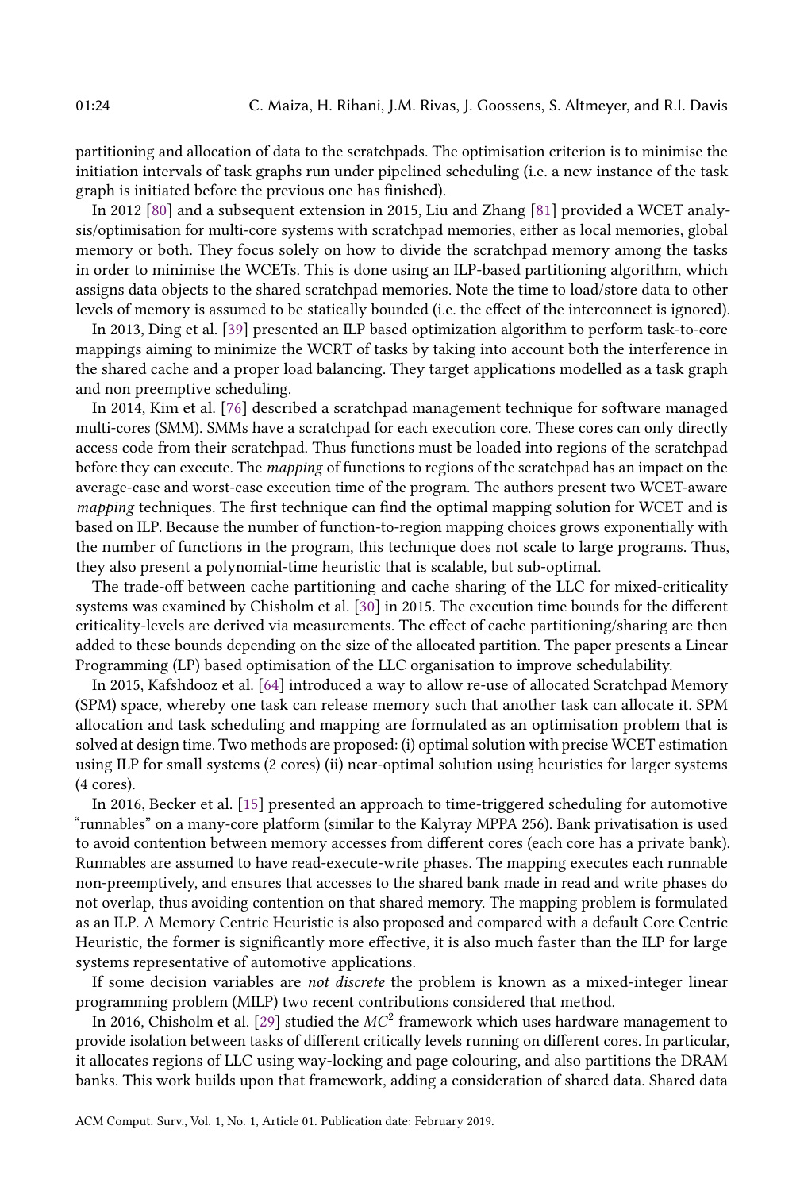partitioning and allocation of data to the scratchpads. The optimisation criterion is to minimise the initiation intervals of task graphs run under pipelined scheduling (i.e. a new instance of the task graph is initiated before the previous one has finished).

In 2012 [80] and a subsequent extension in 2015, Liu and Zhang [81] provided a WCET analysis/optimisation for multi-core systems with scratchpad memories, either as local memories, global memory or both. They focus solely on how to divide the scratchpad memory among the tasks in order to minimise the WCETs. This is done using an ILP-based partitioning algorithm, which assigns data objects to the shared scratchpad memories. Note the time to load/store data to other levels of memory is assumed to be statically bounded (i.e. the effect of the interconnect is ignored).

In 2013, Ding et al. [39] presented an ILP based optimization algorithm to perform task-to-core mappings aiming to minimize the WCRT of tasks by taking into account both the interference in the shared cache and a proper load balancing. They target applications modelled as a task graph and non preemptive scheduling.

In 2014, Kim et al. [76] described a scratchpad management technique for software managed multi-cores (SMM). SMMs have a scratchpad for each execution core. These cores can only directly access code from their scratchpad. Thus functions must be loaded into regions of the scratchpad before they can execute. The *mapping* of functions to regions of the scratchpad has an impact on the average-case and worst-case execution time of the program. The authors present two WCET-aware *mapping* techniques. The first technique can find the optimal mapping solution for WCET and is based on ILP. Because the number of function-to-region mapping choices grows exponentially with the number of functions in the program, this technique does not scale to large programs. Thus, they also present a polynomial-time heuristic that is scalable, but sub-optimal.

The trade-off between cache partitioning and cache sharing of the LLC for mixed-criticality systems was examined by Chisholm et al. [30] in 2015. The execution time bounds for the different criticality-levels are derived via measurements. The effect of cache partitioning/sharing are then added to these bounds depending on the size of the allocated partition. The paper presents a Linear Programming (LP) based optimisation of the LLC organisation to improve schedulability.

In 2015, Kafshdooz et al. [64] introduced a way to allow re-use of allocated Scratchpad Memory (SPM) space, whereby one task can release memory such that another task can allocate it. SPM allocation and task scheduling and mapping are formulated as an optimisation problem that is solved at design time. Two methods are proposed: (i) optimal solution with precise WCET estimation using ILP for small systems (2 cores) (ii) near-optimal solution using heuristics for larger systems (4 cores).

In 2016, Becker et al. [15] presented an approach to time-triggered scheduling for automotive "runnables" on a many-core platform (similar to the Kalyray MPPA 256). Bank privatisation is used to avoid contention between memory accesses from different cores (each core has a private bank). Runnables are assumed to have read-execute-write phases. The mapping executes each runnable non-preemptively, and ensures that accesses to the shared bank made in read and write phases do not overlap, thus avoiding contention on that shared memory. The mapping problem is formulated as an ILP. A Memory Centric Heuristic is also proposed and compared with a default Core Centric Heuristic, the former is significantly more effective, it is also much faster than the ILP for large systems representative of automotive applications.

If some decision variables are *not discrete* the problem is known as a mixed-integer linear programming problem (MILP) two recent contributions considered that method.

In 2016, Chisholm et al. [29] studied the $MC^2$ framework which uses hardware management to provide isolation between tasks of different critically levels running on different cores. In particular, it allocates regions of LLC using way-locking and page colouring, and also partitions the DRAM banks. This work builds upon that framework, adding a consideration of shared data. Shared data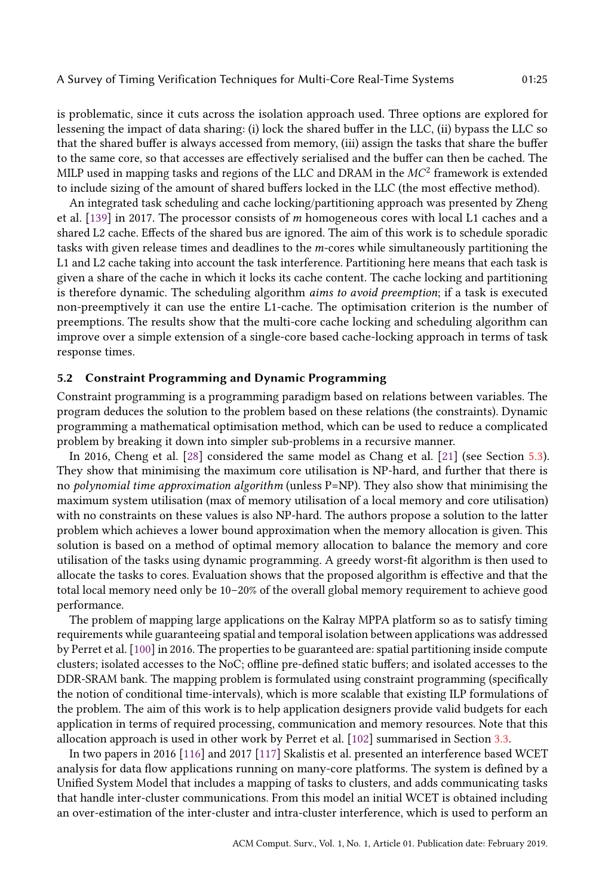is problematic, since it cuts across the isolation approach used. Three options are explored for lessening the impact of data sharing: (i) lock the shared buffer in the LLC, (ii) bypass the LLC so that the shared buffer is always accessed from memory, (iii) assign the tasks that share the buffer to the same core, so that accesses are effectively serialised and the buffer can then be cached. The MILP used in mapping tasks and regions of the LLC and DRAM in the $MC^2$ framework is extended to include sizing of the amount of shared buffers locked in the LLC (the most effective method).

An integrated task scheduling and cache locking/partitioning approach was presented by Zheng et al. [139] in 2017. The processor consists of $m$ homogeneous cores with local L1 caches and a shared L2 cache. Effects of the shared bus are ignored. The aim of this work is to schedule sporadic tasks with given release times and deadlines to the $m$-cores while simultaneously partitioning the L1 and L2 cache taking into account the task interference. Partitioning here means that each task is given a share of the cache in which it locks its cache content. The cache locking and partitioning is therefore dynamic. The scheduling algorithm *aims to avoid preemption*; if a task is executed non-preemptively it can use the entire L1-cache. The optimisation criterion is the number of preemptions. The results show that the multi-core cache locking and scheduling algorithm can improve over a simple extension of a single-core based cache-locking approach in terms of task response times.

## 5.2 Constraint Programming and Dynamic Programming

Constraint programming is a programming paradigm based on relations between variables. The program deduces the solution to the problem based on these relations (the constraints). Dynamic programming a mathematical optimisation method, which can be used to reduce a complicated problem by breaking it down into simpler sub-problems in a recursive manner.

In 2016, Cheng et al. [28] considered the same model as Chang et al. [21] (see Section 5.3). They show that minimising the maximum core utilisation is NP-hard, and further that there is no *polynomial time approximation algorithm* (unless P=NP). They also show that minimising the maximum system utilisation (max of memory utilisation of a local memory and core utilisation) with no constraints on these values is also NP-hard. The authors propose a solution to the latter problem which achieves a lower bound approximation when the memory allocation is given. This solution is based on a method of optimal memory allocation to balance the memory and core utilisation of the tasks using dynamic programming. A greedy worst-fit algorithm is then used to allocate the tasks to cores. Evaluation shows that the proposed algorithm is effective and that the total local memory need only be 10–20% of the overall global memory requirement to achieve good performance.

The problem of mapping large applications on the Kalray MPPA platform so as to satisfy timing requirements while guaranteeing spatial and temporal isolation between applications was addressed by Perret et al. [100] in 2016. The properties to be guaranteed are: spatial partitioning inside compute clusters; isolated accesses to the NoC; offline pre-defined static buffers; and isolated accesses to the DDR-SRAM bank. The mapping problem is formulated using constraint programming (specifically the notion of conditional time-intervals), which is more scalable that existing ILP formulations of the problem. The aim of this work is to help application designers provide valid budgets for each application in terms of required processing, communication and memory resources. Note that this allocation approach is used in other work by Perret et al. [102] summarised in Section 3.3.

In two papers in 2016 [116] and 2017 [117] Skalistis et al. presented an interference based WCET analysis for data flow applications running on many-core platforms. The system is defined by a Unified System Model that includes a mapping of tasks to clusters, and adds communicating tasks that handle inter-cluster communications. From this model an initial WCET is obtained including an over-estimation of the inter-cluster and intra-cluster interference, which is used to perform an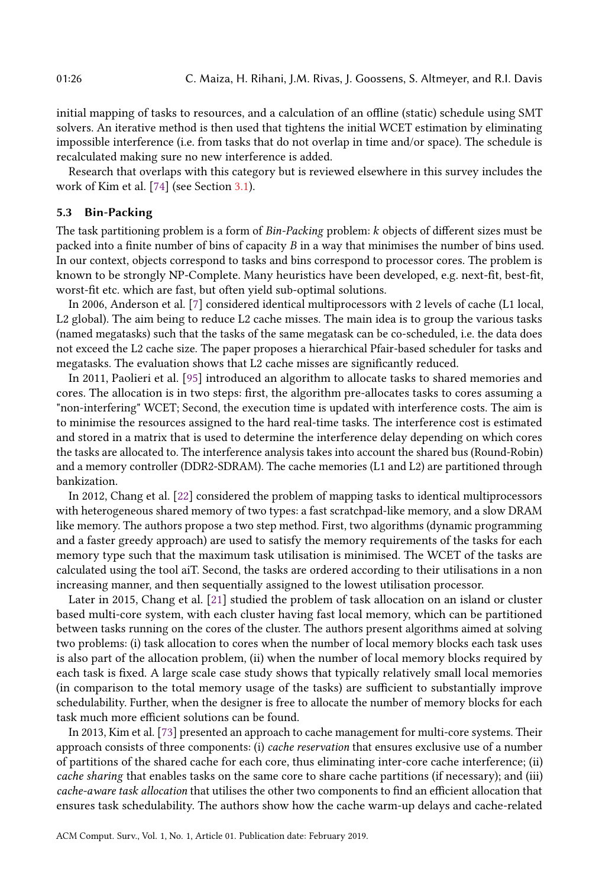initial mapping of tasks to resources, and a calculation of an offline (static) schedule using SMT solvers. An iterative method is then used that tightens the initial WCET estimation by eliminating impossible interference (i.e. from tasks that do not overlap in time and/or space). The schedule is recalculated making sure no new interference is added.

Research that overlaps with this category but is reviewed elsewhere in this survey includes the work of Kim et al. [74] (see Section 3.1).

### 5.3 Bin-Packing

The task partitioning problem is a form of *Bin-Packing* problem: $k$ objects of different sizes must be packed into a finite number of bins of capacity $B$ in a way that minimises the number of bins used. In our context, objects correspond to tasks and bins correspond to processor cores. The problem is known to be strongly NP-Complete. Many heuristics have been developed, e.g. next-fit, best-fit, worst-fit etc. which are fast, but often yield sub-optimal solutions.

In 2006, Anderson et al. [7] considered identical multiprocessors with 2 levels of cache (L1 local, L2 global). The aim being to reduce L2 cache misses. The main idea is to group the various tasks (named megatasks) such that the tasks of the same megatask can be co-scheduled, i.e. the data does not exceed the L2 cache size. The paper proposes a hierarchical Pfair-based scheduler for tasks and megatasks. The evaluation shows that L2 cache misses are significantly reduced.

In 2011, Paolieri et al. [95] introduced an algorithm to allocate tasks to shared memories and cores. The allocation is in two steps: first, the algorithm pre-allocates tasks to cores assuming a "non-interfering" WCET; Second, the execution time is updated with interference costs. The aim is to minimise the resources assigned to the hard real-time tasks. The interference cost is estimated and stored in a matrix that is used to determine the interference delay depending on which cores the tasks are allocated to. The interference analysis takes into account the shared bus (Round-Robin) and a memory controller (DDR2-SDRAM). The cache memories (L1 and L2) are partitioned through bankization.

In 2012, Chang et al. [22] considered the problem of mapping tasks to identical multiprocessors with heterogeneous shared memory of two types: a fast scratchpad-like memory, and a slow DRAM like memory. The authors propose a two step method. First, two algorithms (dynamic programming and a faster greedy approach) are used to satisfy the memory requirements of the tasks for each memory type such that the maximum task utilisation is minimised. The WCET of the tasks are calculated using the tool aiT. Second, the tasks are ordered according to their utilisations in a non increasing manner, and then sequentially assigned to the lowest utilisation processor.

Later in 2015, Chang et al. [21] studied the problem of task allocation on an island or cluster based multi-core system, with each cluster having fast local memory, which can be partitioned between tasks running on the cores of the cluster. The authors present algorithms aimed at solving two problems: (i) task allocation to cores when the number of local memory blocks each task uses is also part of the allocation problem, (ii) when the number of local memory blocks required by each task is fixed. A large scale case study shows that typically relatively small local memories (in comparison to the total memory usage of the tasks) are sufficient to substantially improve schedulability. Further, when the designer is free to allocate the number of memory blocks for each task much more efficient solutions can be found.

In 2013, Kim et al. [73] presented an approach to cache management for multi-core systems. Their approach consists of three components: (i) *cache reservation* that ensures exclusive use of a number of partitions of the shared cache for each core, thus eliminating inter-core cache interference; (ii) *cache sharing* that enables tasks on the same core to share cache partitions (if necessary); and (iii) *cache-aware task allocation* that utilises the other two components to find an efficient allocation that ensures task schedulability. The authors show how the cache warm-up delays and cache-related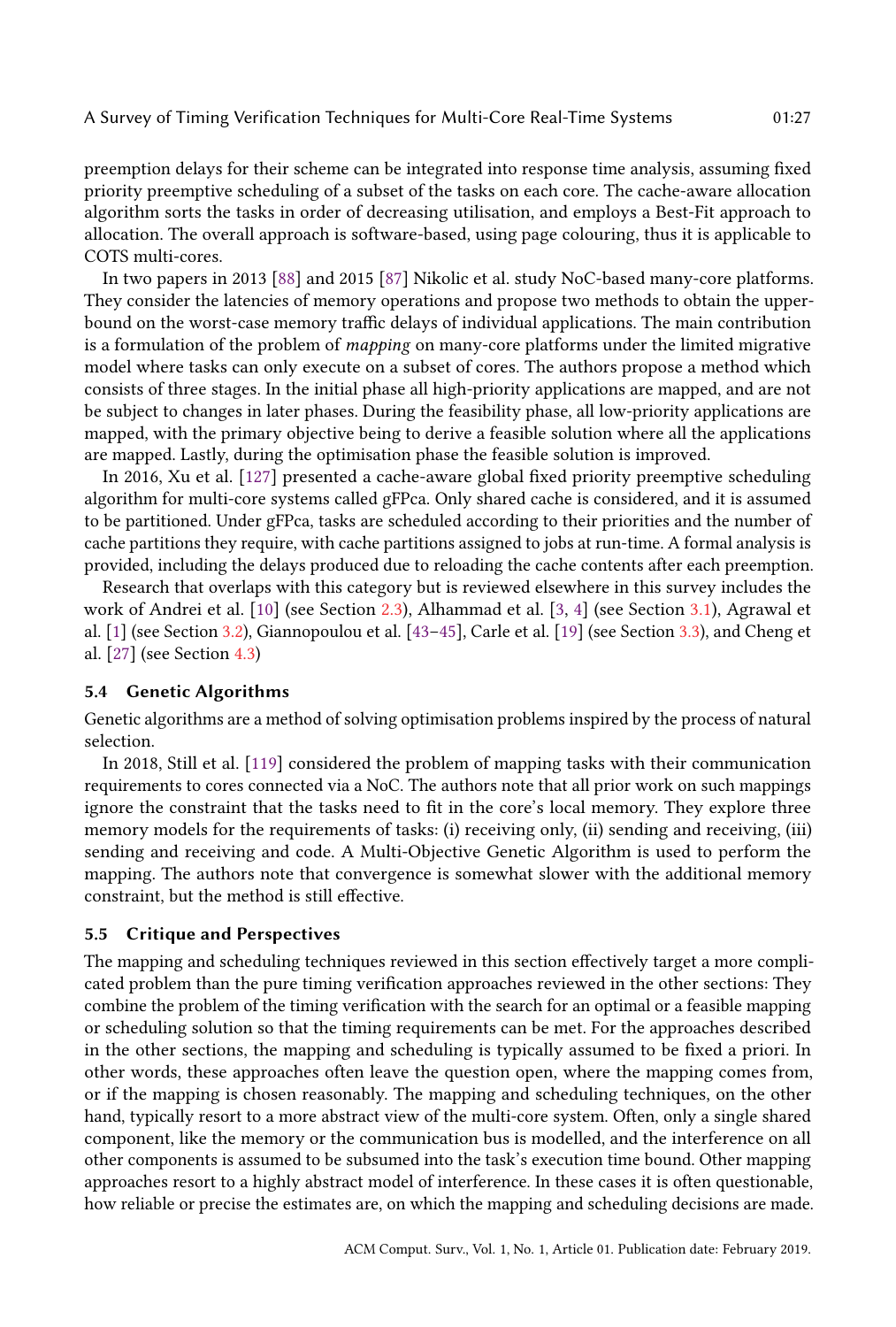preemption delays for their scheme can be integrated into response time analysis, assuming fixed priority preemptive scheduling of a subset of the tasks on each core. The cache-aware allocation algorithm sorts the tasks in order of decreasing utilisation, and employs a Best-Fit approach to allocation. The overall approach is software-based, using page colouring, thus it is applicable to COTS multi-cores.

In two papers in 2013 [88] and 2015 [87] Nikolic et al. study NoC-based many-core platforms. They consider the latencies of memory operations and propose two methods to obtain the upper-bound on the worst-case memory traffic delays of individual applications. The main contribution is a formulation of the problem of *mapping* on many-core platforms under the limited migrative model where tasks can only execute on a subset of cores. The authors propose a method which consists of three stages. In the initial phase all high-priority applications are mapped, and are not be subject to changes in later phases. During the feasibility phase, all low-priority applications are mapped, with the primary objective being to derive a feasible solution where all the applications are mapped. Lastly, during the optimisation phase the feasible solution is improved.

In 2016, Xu et al. [127] presented a cache-aware global fixed priority preemptive scheduling algorithm for multi-core systems called gFPca. Only shared cache is considered, and it is assumed to be partitioned. Under gFPca, tasks are scheduled according to their priorities and the number of cache partitions they require, with cache partitions assigned to jobs at run-time. A formal analysis is provided, including the delays produced due to reloading the cache contents after each preemption.

Research that overlaps with this category but is reviewed elsewhere in this survey includes the work of Andrei et al. [10] (see Section 2.3), Alhammad et al. [3, 4] (see Section 3.1), Agrawal et al. [1] (see Section 3.2), Giannopoulou et al. [43–45], Carle et al. [19] (see Section 3.3), and Cheng et al. [27] (see Section 4.3)

### 5.4 Genetic Algorithms

Genetic algorithms are a method of solving optimisation problems inspired by the process of natural selection.

In 2018, Still et al. [119] considered the problem of mapping tasks with their communication requirements to cores connected via a NoC. The authors note that all prior work on such mappings ignore the constraint that the tasks need to fit in the core's local memory. They explore three memory models for the requirements of tasks: (i) receiving only, (ii) sending and receiving, (iii) sending and receiving and code. A Multi-Objective Genetic Algorithm is used to perform the mapping. The authors note that convergence is somewhat slower with the additional memory constraint, but the method is still effective.

### 5.5 Critique and Perspectives

The mapping and scheduling techniques reviewed in this section effectively target a more complicated problem than the pure timing verification approaches reviewed in the other sections: They combine the problem of the timing verification with the search for an optimal or a feasible mapping or scheduling solution so that the timing requirements can be met. For the approaches described in the other sections, the mapping and scheduling is typically assumed to be fixed a priori. In other words, these approaches often leave the question open, where the mapping comes from, or if the mapping is chosen reasonably. The mapping and scheduling techniques, on the other hand, typically resort to a more abstract view of the multi-core system. Often, only a single shared component, like the memory or the communication bus is modelled, and the interference on all other components is assumed to be subsumed into the task's execution time bound. Other mapping approaches resort to a highly abstract model of interference. In these cases it is often questionable, how reliable or precise the estimates are, on which the mapping and scheduling decisions are made.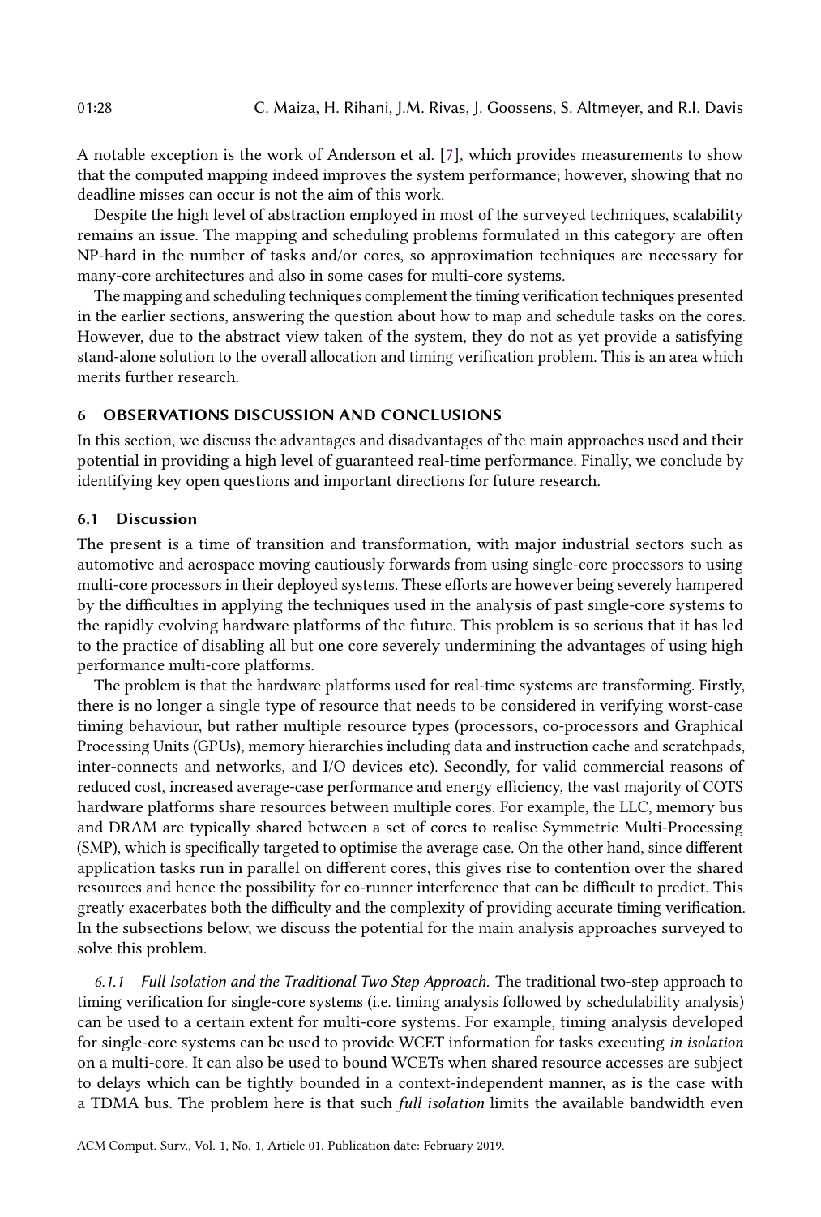A notable exception is the work of Anderson et al. [7], which provides measurements to show that the computed mapping indeed improves the system performance; however, showing that no deadline misses can occur is not the aim of this work.

Despite the high level of abstraction employed in most of the surveyed techniques, scalability remains an issue. The mapping and scheduling problems formulated in this category are often NP-hard in the number of tasks and/or cores, so approximation techniques are necessary for many-core architectures and also in some cases for multi-core systems.

The mapping and scheduling techniques complement the timing verification techniques presented in the earlier sections, answering the question about how to map and schedule tasks on the cores. However, due to the abstract view taken of the system, they do not as yet provide a satisfying stand-alone solution to the overall allocation and timing verification problem. This is an area which merits further research.

## 6 OBSERVATIONS DISCUSSION AND CONCLUSIONS

In this section, we discuss the advantages and disadvantages of the main approaches used and their potential in providing a high level of guaranteed real-time performance. Finally, we conclude by identifying key open questions and important directions for future research.

### 6.1 Discussion

The present is a time of transition and transformation, with major industrial sectors such as automotive and aerospace moving cautiously forwards from using single-core processors to using multi-core processors in their deployed systems. These efforts are however being severely hampered by the difficulties in applying the techniques used in the analysis of past single-core systems to the rapidly evolving hardware platforms of the future. This problem is so serious that it has led to the practice of disabling all but one core severely undermining the advantages of using high performance multi-core platforms.

The problem is that the hardware platforms used for real-time systems are transforming. Firstly, there is no longer a single type of resource that needs to be considered in verifying worst-case timing behaviour, but rather multiple resource types (processors, co-processors and Graphical Processing Units (GPUs), memory hierarchies including data and instruction cache and scratchpads, inter-connects and networks, and I/O devices etc). Secondly, for valid commercial reasons of reduced cost, increased average-case performance and energy efficiency, the vast majority of COTS hardware platforms share resources between multiple cores. For example, the LLC, memory bus and DRAM are typically shared between a set of cores to realise Symmetric Multi-Processing (SMP), which is specifically targeted to optimise the average case. On the other hand, since different application tasks run in parallel on different cores, this gives rise to contention over the shared resources and hence the possibility for co-runner interference that can be difficult to predict. This greatly exacerbates both the difficulty and the complexity of providing accurate timing verification. In the subsections below, we discuss the potential for the main analysis approaches surveyed to solve this problem.

#### 6.1.1 *Full Isolation and the Traditional Two Step Approach.*

The traditional two-step approach to timing verification for single-core systems (i.e. timing analysis followed by schedulability analysis) can be used to a certain extent for multi-core systems. For example, timing analysis developed for single-core systems can be used to provide WCET information for tasks executing *in isolation* on a multi-core. It can also be used to bound WCETs when shared resource accesses are subject to delays which can be tightly bounded in a context-independent manner, as is the case with a TDMA bus. The problem here is that such *full isolation* limits the available bandwidth even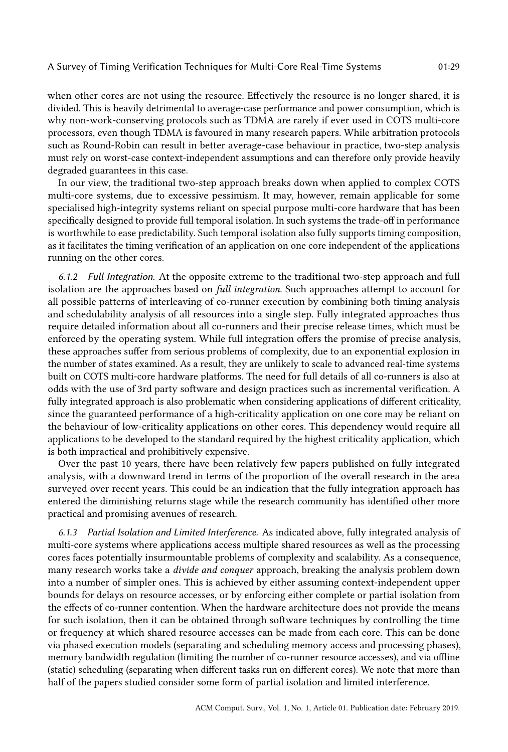when other cores are not using the resource. Effectively the resource is no longer shared, it is divided. This is heavily detrimental to average-case performance and power consumption, which is why non-work-conserving protocols such as TDMA are rarely if ever used in COTS multi-core processors, even though TDMA is favoured in many research papers. While arbitration protocols such as Round-Robin can result in better average-case behaviour in practice, two-step analysis must rely on worst-case context-independent assumptions and can therefore only provide heavily degraded guarantees in this case.

In our view, the traditional two-step approach breaks down when applied to complex COTS multi-core systems, due to excessive pessimism. It may, however, remain applicable for some specialised high-integrity systems reliant on special purpose multi-core hardware that has been specifically designed to provide full temporal isolation. In such systems the trade-off in performance is worthwhile to ease predictability. Such temporal isolation also fully supports timing composition, as it facilitates the timing verification of an application on one core independent of the applications running on the other cores.

#### 6.1.2 *Full Integration.*

At the opposite extreme to the traditional two-step approach and full isolation are the approaches based on *full integration*. Such approaches attempt to account for all possible patterns of interleaving of co-runner execution by combining both timing analysis and schedulability analysis of all resources into a single step. Fully integrated approaches thus require detailed information about all co-runners and their precise release times, which must be enforced by the operating system. While full integration offers the promise of precise analysis, these approaches suffer from serious problems of complexity, due to an exponential explosion in the number of states examined. As a result, they are unlikely to scale to advanced real-time systems built on COTS multi-core hardware platforms. The need for full details of all co-runners is also at odds with the use of 3rd party software and design practices such as incremental verification. A fully integrated approach is also problematic when considering applications of different criticality, since the guaranteed performance of a high-criticality application on one core may be reliant on the behaviour of low-criticality applications on other cores. This dependency would require all applications to be developed to the standard required by the highest criticality application, which is both impractical and prohibitively expensive.

Over the past 10 years, there have been relatively few papers published on fully integrated analysis, with a downward trend in terms of the proportion of the overall research in the area surveyed over recent years. This could be an indication that the fully integration approach has entered the diminishing returns stage while the research community has identified other more practical and promising avenues of research.

#### 6.1.3 *Partial Isolation and Limited Interference.*

As indicated above, fully integrated analysis of multi-core systems where applications access multiple shared resources as well as the processing cores faces potentially insurmountable problems of complexity and scalability. As a consequence, many research works take a *divide and conquer* approach, breaking the analysis problem down into a number of simpler ones. This is achieved by either assuming context-independent upper bounds for delays on resource accesses, or by enforcing either complete or partial isolation from the effects of co-runner contention. When the hardware architecture does not provide the means for such isolation, then it can be obtained through software techniques by controlling the time or frequency at which shared resource accesses can be made from each core. This can be done via phased execution models (separating and scheduling memory access and processing phases), memory bandwidth regulation (limiting the number of co-runner resource accesses), and via offline (static) scheduling (separating when different tasks run on different cores). We note that more than half of the papers studied consider some form of partial isolation and limited interference.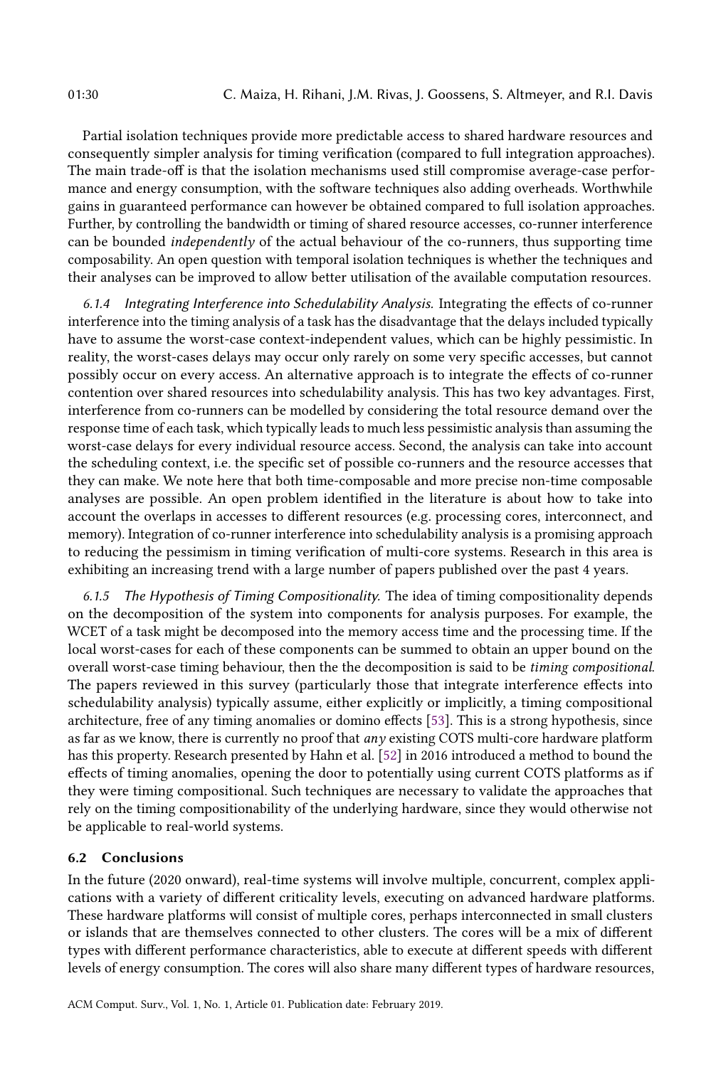Partial isolation techniques provide more predictable access to shared hardware resources and consequently simpler analysis for timing verification (compared to full integration approaches). The main trade-off is that the isolation mechanisms used still compromise average-case performance and energy consumption, with the software techniques also adding overheads. Worthwhile gains in guaranteed performance can however be obtained compared to full isolation approaches. Further, by controlling the bandwidth or timing of shared resource accesses, co-runner interference can be bounded *independently* of the actual behaviour of the co-runners, thus supporting time composability. An open question with temporal isolation techniques is whether the techniques and their analyses can be improved to allow better utilisation of the available computation resources.

#### 6.1.4 Integrating Interference into Schedulability Analysis.

Integrating the effects of co-runner interference into the timing analysis of a task has the disadvantage that the delays included typically have to assume the worst-case context-independent values, which can be highly pessimistic. In reality, the worst-cases delays may occur only rarely on some very specific accesses, but cannot possibly occur on every access. An alternative approach is to integrate the effects of co-runner contention over shared resources into schedulability analysis. This has two key advantages. First, interference from co-runners can be modelled by considering the total resource demand over the response time of each task, which typically leads to much less pessimistic analysis than assuming the worst-case delays for every individual resource access. Second, the analysis can take into account the scheduling context, i.e. the specific set of possible co-runners and the resource accesses that they can make. We note here that both time-composable and more precise non-time composable analyses are possible. An open problem identified in the literature is about how to take into account the overlaps in accesses to different resources (e.g. processing cores, interconnect, and memory). Integration of co-runner interference into schedulability analysis is a promising approach to reducing the pessimism in timing verification of multi-core systems. Research in this area is exhibiting an increasing trend with a large number of papers published over the past 4 years.

#### 6.1.5 The Hypothesis of Timing Compositionality.

The idea of timing compositionality depends on the decomposition of the system into components for analysis purposes. For example, the WCET of a task might be decomposed into the memory access time and the processing time. If the local worst-cases for each of these components can be summed to obtain an upper bound on the overall worst-case timing behaviour, then the the decomposition is said to be *timing compositional*. The papers reviewed in this survey (particularly those that integrate interference effects into schedulability analysis) typically assume, either explicitly or implicitly, a timing compositional architecture, free of any timing anomalies or domino effects [53]. This is a strong hypothesis, since as far as we know, there is currently no proof that *any* existing COTS multi-core hardware platform has this property. Research presented by Hahn et al. [52] in 2016 introduced a method to bound the effects of timing anomalies, opening the door to potentially using current COTS platforms as if they were timing compositional. Such techniques are necessary to validate the approaches that rely on the timing compositionability of the underlying hardware, since they would otherwise not be applicable to real-world systems.

### 6.2 Conclusions

In the future (2020 onward), real-time systems will involve multiple, concurrent, complex applications with a variety of different criticality levels, executing on advanced hardware platforms. These hardware platforms will consist of multiple cores, perhaps interconnected in small clusters or islands that are themselves connected to other clusters. The cores will be a mix of different types with different performance characteristics, able to execute at different speeds with different levels of energy consumption. The cores will also share many different types of hardware resources,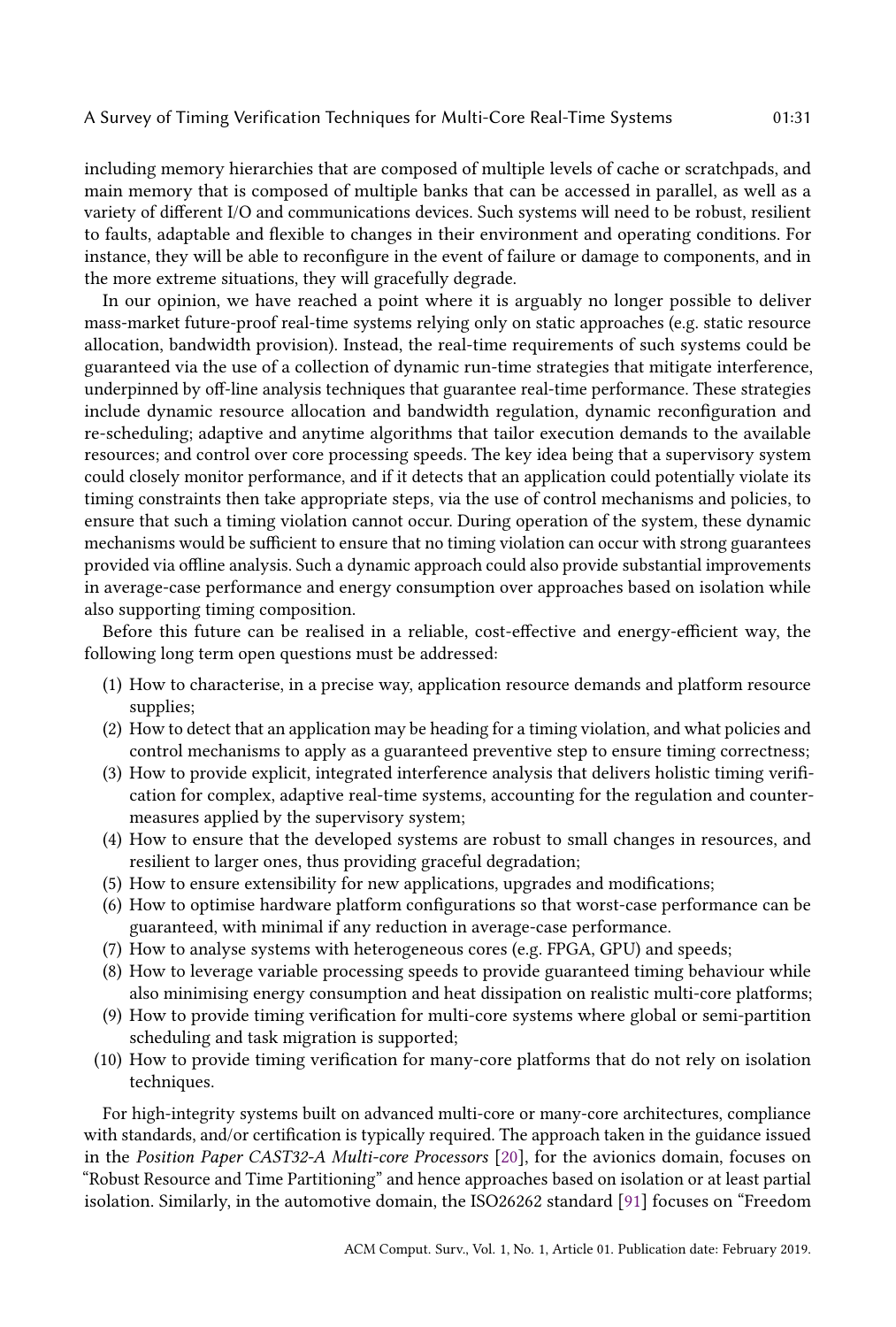including memory hierarchies that are composed of multiple levels of cache or scratchpads, and main memory that is composed of multiple banks that can be accessed in parallel, as well as a variety of different I/O and communications devices. Such systems will need to be robust, resilient to faults, adaptable and flexible to changes in their environment and operating conditions. For instance, they will be able to reconfigure in the event of failure or damage to components, and in the more extreme situations, they will gracefully degrade.

In our opinion, we have reached a point where it is arguably no longer possible to deliver mass-market future-proof real-time systems relying only on static approaches (e.g. static resource allocation, bandwidth provision). Instead, the real-time requirements of such systems could be guaranteed via the use of a collection of dynamic run-time strategies that mitigate interference, underpinned by off-line analysis techniques that guarantee real-time performance. These strategies include dynamic resource allocation and bandwidth regulation, dynamic reconfiguration and re-scheduling; adaptive and anytime algorithms that tailor execution demands to the available resources; and control over core processing speeds. The key idea being that a supervisory system could closely monitor performance, and if it detects that an application could potentially violate its timing constraints then take appropriate steps, via the use of control mechanisms and policies, to ensure that such a timing violation cannot occur. During operation of the system, these dynamic mechanisms would be sufficient to ensure that no timing violation can occur with strong guarantees provided via offline analysis. Such a dynamic approach could also provide substantial improvements in average-case performance and energy consumption over approaches based on isolation while also supporting timing composition.

Before this future can be realised in a reliable, cost-effective and energy-efficient way, the following long term open questions must be addressed:

1. How to characterise, in a precise way, application resource demands and platform resource supplies;
2. How to detect that an application may be heading for a timing violation, and what policies and control mechanisms to apply as a guaranteed preventive step to ensure timing correctness;
3. How to provide explicit, integrated interference analysis that delivers holistic timing verification for complex, adaptive real-time systems, accounting for the regulation and countermeasures applied by the supervisory system;
4. How to ensure that the developed systems are robust to small changes in resources, and resilient to larger ones, thus providing graceful degradation;
5. How to ensure extensibility for new applications, upgrades and modifications;
6. How to optimise hardware platform configurations so that worst-case performance can be guaranteed, with minimal if any reduction in average-case performance.
7. How to analyse systems with heterogeneous cores (e.g. FPGA, GPU) and speeds;
8. How to leverage variable processing speeds to provide guaranteed timing behaviour while also minimising energy consumption and heat dissipation on realistic multi-core platforms;
9. How to provide timing verification for multi-core systems where global or semi-partition scheduling and task migration is supported;
10. How to provide timing verification for many-core platforms that do not rely on isolation techniques.

For high-integrity systems built on advanced multi-core or many-core architectures, compliance with standards, and/or certification is typically required. The approach taken in the guidance issued in the *Position Paper CAST32-A Multi-core Processors* [20], for the avionics domain, focuses on "Robust Resource and Time Partitioning" and hence approaches based on isolation or at least partial isolation. Similarly, in the automotive domain, the ISO26262 standard [91] focuses on "Freedom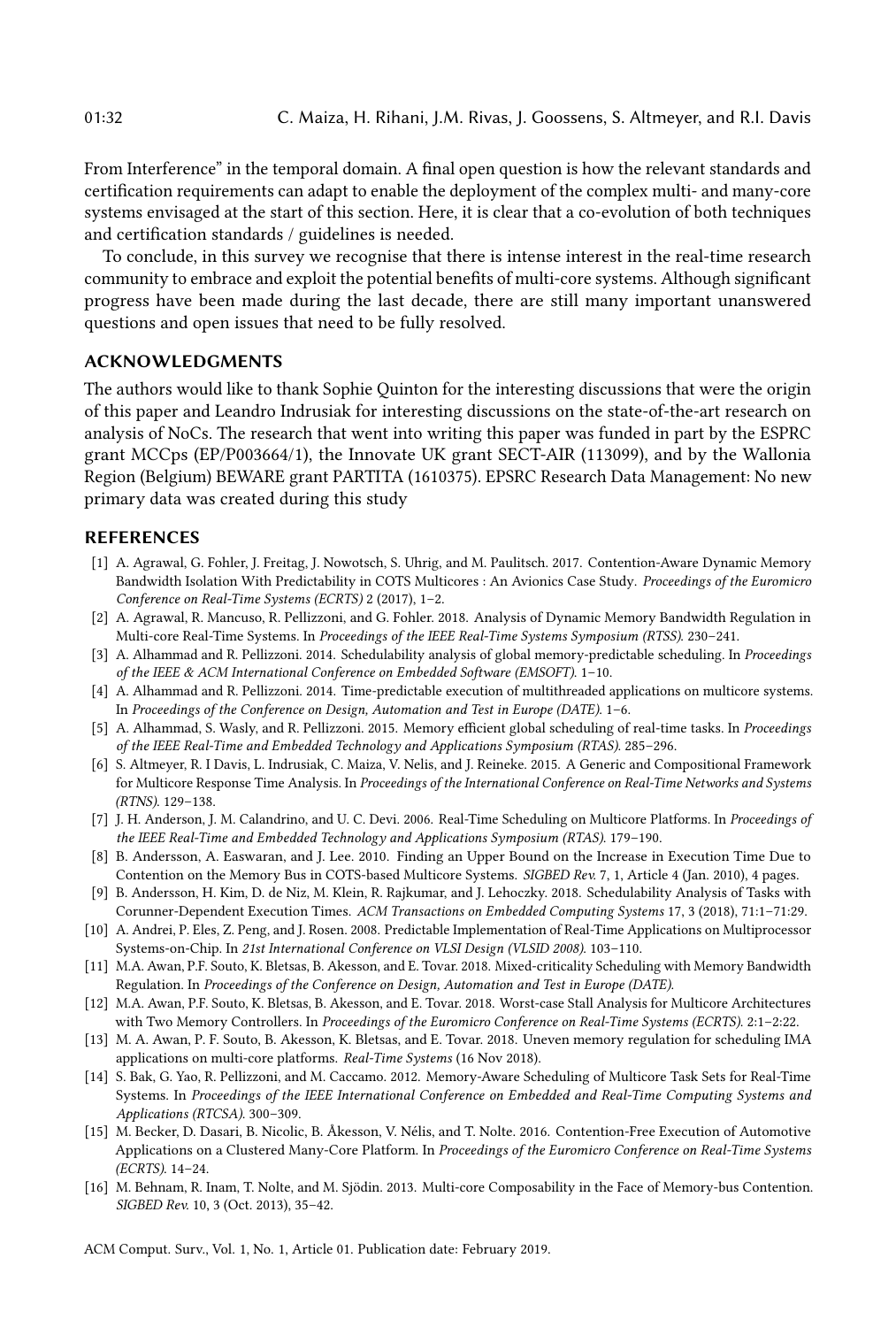From Interference" in the temporal domain. A final open question is how the relevant standards and certification requirements can adapt to enable the deployment of the complex multi- and many-core systems envisaged at the start of this section. Here, it is clear that a co-evolution of both techniques and certification standards / guidelines is needed.

To conclude, in this survey we recognise that there is intense interest in the real-time research community to embrace and exploit the potential benefits of multi-core systems. Although significant progress have been made during the last decade, there are still many important unanswered questions and open issues that need to be fully resolved.

## ACKNOWLEDGMENTS

The authors would like to thank Sophie Quinton for the interesting discussions that were the origin of this paper and Leandro Indrusiak for interesting discussions on the state-of-the-art research on analysis of NoCs. The research that went into writing this paper was funded in part by the ESPRC grant MCCps (EP/P003664/1), the Innovate UK grant SECT-AIR (113099), and by the Wallonia Region (Belgium) BEWARE grant PARTITA (1610375). EPSRC Research Data Management: No new primary data was created during this study

## REFERENCES

- [1] A. Agrawal, G. Fohler, J. Freitag, J. Nowotsch, S. Uhrig, and M. Paulitsch. 2017. Contention-Aware Dynamic Memory Bandwidth Isolation With Predictability in COTS Multicores : An Avionics Case Study. *Proceedings of the Euromicro Conference on Real-Time Systems (ECRTS)* 2 (2017), 1–2.
- [2] A. Agrawal, R. Mancuso, R. Pellizzoni, and G. Fohler. 2018. Analysis of Dynamic Memory Bandwidth Regulation in Multi-core Real-Time Systems. In *Proceedings of the IEEE Real-Time Systems Symposium (RTSS).* 230–241.
- [3] A. Alhammad and R. Pellizzoni. 2014. Schedulability analysis of global memory-predictable scheduling. In *Proceedings of the IEEE & ACM International Conference on Embedded Software (EMSOFT).* 1–10.
- [4] A. Alhammad and R. Pellizzoni. 2014. Time-predictable execution of multithreaded applications on multicore systems. In *Proceedings of the Conference on Design, Automation and Test in Europe (DATE).* 1–6.
- [5] A. Alhammad, S. Wasly, and R. Pellizzoni. 2015. Memory efficient global scheduling of real-time tasks. In *Proceedings of the IEEE Real-Time and Embedded Technology and Applications Symposium (RTAS).* 285–296.
- [6] S. Altmeyer, R. I Davis, L. Indrusiak, C. Maiza, V. Nelis, and J. Reineke. 2015. A Generic and Compositional Framework for Multicore Response Time Analysis. In *Proceedings of the International Conference on Real-Time Networks and Systems (RTNS).* 129–138.
- [7] J. H. Anderson, J. M. Calandrino, and U. C. Devi. 2006. Real-Time Scheduling on Multicore Platforms. In *Proceedings of the IEEE Real-Time and Embedded Technology and Applications Symposium (RTAS).* 179–190.
- [8] B. Andersson, A. Easwaran, and J. Lee. 2010. Finding an Upper Bound on the Increase in Execution Time Due to Contention on the Memory Bus in COTS-based Multicore Systems. *SIGBED Rev.* 7, 1, Article 4 (Jan. 2010), 4 pages.
- [9] B. Andersson, H. Kim, D. de Niz, M. Klein, R. Rajkumar, and J. Lehoczky. 2018. Schedulability Analysis of Tasks with Corunner-Dependent Execution Times. *ACM Transactions on Embedded Computing Systems* 17, 3 (2018), 71:1–71:29.
- [10] A. Andrei, P. Eles, Z. Peng, and J. Rosen. 2008. Predictable Implementation of Real-Time Applications on Multiprocessor Systems-on-Chip. In *21st International Conference on VLSI Design (VLSID 2008).* 103–110.
- [11] M.A. Awan, P.F. Souto, K. Bletsas, B. Akesson, and E. Tovar. 2018. Mixed-criticality Scheduling with Memory Bandwidth Regulation. In *Proceedings of the Conference on Design, Automation and Test in Europe (DATE).*
- [12] M.A. Awan, P.F. Souto, K. Bletsas, B. Akesson, and E. Tovar. 2018. Worst-case Stall Analysis for Multicore Architectures with Two Memory Controllers. In *Proceedings of the Euromicro Conference on Real-Time Systems (ECRTS).* 2:1–2:22.
- [13] M. A. Awan, P. F. Souto, B. Akesson, K. Bletsas, and E. Tovar. 2018. Uneven memory regulation for scheduling IMA applications on multi-core platforms. *Real-Time Systems* (16 Nov 2018).
- [14] S. Bak, G. Yao, R. Pellizzoni, and M. Caccamo. 2012. Memory-Aware Scheduling of Multicore Task Sets for Real-Time Systems. In *Proceedings of the IEEE International Conference on Embedded and Real-Time Computing Systems and Applications (RTCSA).* 300–309.
- [15] M. Becker, D. Dasari, B. Nicolic, B. Åkesson, V. Nélis, and T. Nolte. 2016. Contention-Free Execution of Automotive Applications on a Clustered Many-Core Platform. In *Proceedings of the Euromicro Conference on Real-Time Systems (ECRTS).* 14–24.
- [16] M. Behnam, R. Inam, T. Nolte, and M. Sjödin. 2013. Multi-core Composability in the Face of Memory-bus Contention. *SIGBED Rev.* 10, 3 (Oct. 2013), 35–42.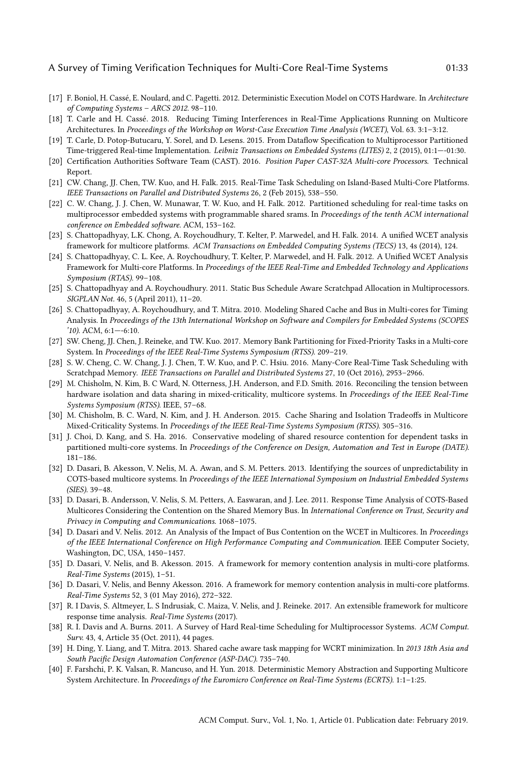- [17] F. Boniol, H. Cassé, E. Noulard, and C. Pagetti. 2012. Deterministic Execution Model on COTS Hardware. In *Architecture of Computing Systems – ARCS 2012*. 98–110.
- [18] T. Carle and H. Cassé. 2018. Reducing Timing Interferences in Real-Time Applications Running on Multicore Architectures. In *Proceedings of the Workshop on Worst-Case Execution Time Analysis (WCET)*, Vol. 63. 3:1–3:12.
- [19] T. Carle, D. Potop-Butucaru, Y. Sorel, and D. Lesens. 2015. From Dataflow Specification to Multiprocessor Partitioned Time-triggered Real-time Implementation. *Leibniz Transactions on Embedded Systems (LITES)* 2, 2 (2015), 01:1—-01:30.
- [20] Certification Authorities Software Team (CAST). 2016. *Position Paper CAST-32A Multi-core Processors*. Technical Report.
- [21] CW. Chang, JJ. Chen, TW. Kuo, and H. Falk. 2015. Real-Time Task Scheduling on Island-Based Multi-Core Platforms. *IEEE Transactions on Parallel and Distributed Systems* 26, 2 (Feb 2015), 538–550.
- [22] C. W. Chang, J. J. Chen, W. Munawar, T. W. Kuo, and H. Falk. 2012. Partitioned scheduling for real-time tasks on multiprocessor embedded systems with programmable shared srams. In *Proceedings of the tenth ACM international conference on Embedded software*. ACM, 153–162.
- [23] S. Chattopadhyay, L.K. Chong, A. Roychoudhury, T. Kelter, P. Marwedel, and H. Falk. 2014. A unified WCET analysis framework for multicore platforms. *ACM Transactions on Embedded Computing Systems (TECS)* 13, 4s (2014), 124.
- [24] S. Chattopadhyay, C. L. Kee, A. Roychoudhury, T. Kelter, P. Marwedel, and H. Falk. 2012. A Unified WCET Analysis Framework for Multi-core Platforms. In *Proceedings of the IEEE Real-Time and Embedded Technology and Applications Symposium (RTAS)*. 99–108.
- [25] S. Chattopadhyay and A. Roychoudhury. 2011. Static Bus Schedule Aware Scratchpad Allocation in Multiprocessors. *SIGPLAN Not.* 46, 5 (April 2011), 11–20.
- [26] S. Chattopadhyay, A. Roychoudhury, and T. Mitra. 2010. Modeling Shared Cache and Bus in Multi-cores for Timing Analysis. In *Proceedings of the 13th International Workshop on Software and Compilers for Embedded Systems (SCOPES '10)*. ACM, 6:1—-6:10.
- [27] SW. Cheng, JJ. Chen, J. Reineke, and TW. Kuo. 2017. Memory Bank Partitioning for Fixed-Priority Tasks in a Multi-core System. In *Proceedings of the IEEE Real-Time Systems Symposium (RTSS)*. 209–219.
- [28] S. W. Cheng, C. W. Chang, J. J. Chen, T. W. Kuo, and P. C. Hsiu. 2016. Many-Core Real-Time Task Scheduling with Scratchpad Memory. *IEEE Transactions on Parallel and Distributed Systems* 27, 10 (Oct 2016), 2953–2966.
- [29] M. Chisholm, N. Kim, B. C Ward, N. Otterness, J.H. Anderson, and F.D. Smith. 2016. Reconciling the tension between hardware isolation and data sharing in mixed-criticality, multicore systems. In *Proceedings of the IEEE Real-Time Systems Symposium (RTSS)*. IEEE, 57–68.
- [30] M. Chisholm, B. C. Ward, N. Kim, and J. H. Anderson. 2015. Cache Sharing and Isolation Tradeoffs in Multicore Mixed-Criticality Systems. In *Proceedings of the IEEE Real-Time Systems Symposium (RTSS)*. 305–316.
- [31] J. Choi, D. Kang, and S. Ha. 2016. Conservative modeling of shared resource contention for dependent tasks in partitioned multi-core systems. In *Proceedings of the Conference on Design, Automation and Test in Europe (DATE)*. 181–186.
- [32] D. Dasari, B. Akesson, V. Nelis, M. A. Awan, and S. M. Petters. 2013. Identifying the sources of unpredictability in COTS-based multicore systems. In *Proceedings of the IEEE International Symposium on Industrial Embedded Systems (SIES)*. 39–48.
- [33] D. Dasari, B. Andersson, V. Nelis, S. M. Petters, A. Easwaran, and J. Lee. 2011. Response Time Analysis of COTS-Based Multicores Considering the Contention on the Shared Memory Bus. In *International Conference on Trust, Security and Privacy in Computing and Communications*. 1068–1075.
- [34] D. Dasari and V. Nelis. 2012. An Analysis of the Impact of Bus Contention on the WCET in Multicores. In *Proceedings of the IEEE International Conference on High Performance Computing and Communication*. IEEE Computer Society, Washington, DC, USA, 1450–1457.
- [35] D. Dasari, V. Nelis, and B. Akesson. 2015. A framework for memory contention analysis in multi-core platforms. *Real-Time Systems* (2015), 1–51.
- [36] D. Dasari, V. Nelis, and Benny Akesson. 2016. A framework for memory contention analysis in multi-core platforms. *Real-Time Systems* 52, 3 (01 May 2016), 272–322.
- [37] R. I Davis, S. Altmeyer, L. S Indrusiak, C. Maiza, V. Nelis, and J. Reineke. 2017. An extensible framework for multicore response time analysis. *Real-Time Systems* (2017).
- [38] R. I. Davis and A. Burns. 2011. A Survey of Hard Real-time Scheduling for Multiprocessor Systems. *ACM Comput. Surv.* 43, 4, Article 35 (Oct. 2011), 44 pages.
- [39] H. Ding, Y. Liang, and T. Mitra. 2013. Shared cache aware task mapping for WCRT minimization. In *2013 18th Asia and South Pacific Design Automation Conference (ASP-DAC)*. 735–740.
- [40] F. Farshchi, P. K. Valsan, R. Mancuso, and H. Yun. 2018. Deterministic Memory Abstraction and Supporting Multicore System Architecture. In *Proceedings of the Euromicro Conference on Real-Time Systems (ECRTS)*. 1:1–1:25.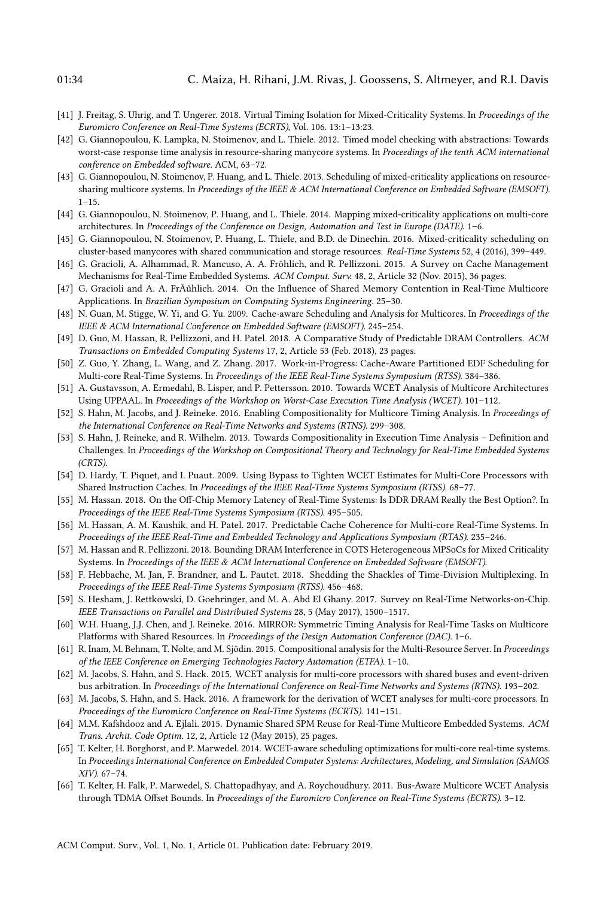[41] J. Freitag, S. Uhrig, and T. Ungerer. 2018. Virtual Timing Isolation for Mixed-Criticality Systems. In *Proceedings of the Euromicro Conference on Real-Time Systems (ECRTS)*, Vol. 106. 13:1–13:23.

[42] G. Giannopoulou, K. Lampka, N. Stoimenov, and L. Thiele. 2012. Timed model checking with abstractions: Towards worst-case response time analysis in resource-sharing manycore systems. In *Proceedings of the tenth ACM international conference on Embedded software*. ACM, 63–72.

[43] G. Giannopoulou, N. Stoimenov, P. Huang, and L. Thiele. 2013. Scheduling of mixed-criticality applications on resource-sharing multicore systems. In *Proceedings of the IEEE & ACM International Conference on Embedded Software (EMSOFT)*. 1–15.

[44] G. Giannopoulou, N. Stoimenov, P. Huang, and L. Thiele. 2014. Mapping mixed-criticality applications on multi-core architectures. In *Proceedings of the Conference on Design, Automation and Test in Europe (DATE)*. 1–6.

[45] G. Giannopoulou, N. Stoimenov, P. Huang, L. Thiele, and B.D. de Dinechin. 2016. Mixed-criticality scheduling on cluster-based manycores with shared communication and storage resources. *Real-Time Systems* 52, 4 (2016), 399–449.

[46] G. Gracioli, A. Alhammad, R. Mancuso, A. A. Fröhlich, and R. Pellizzoni. 2015. A Survey on Cache Management Mechanisms for Real-Time Embedded Systems. *ACM Comput. Surv.* 48, 2, Article 32 (Nov. 2015), 36 pages.

[47] G. Gracioli and A. A. FrÃűhlich. 2014. On the Influence of Shared Memory Contention in Real-Time Multicore Applications. In *Brazilian Symposium on Computing Systems Engineering*. 25–30.

[48] N. Guan, M. Stigge, W. Yi, and G. Yu. 2009. Cache-aware Scheduling and Analysis for Multicores. In *Proceedings of the IEEE & ACM International Conference on Embedded Software (EMSOFT)*. 245–254.

[49] D. Guo, M. Hassan, R. Pellizzoni, and H. Patel. 2018. A Comparative Study of Predictable DRAM Controllers. *ACM Transactions on Embedded Computing Systems* 17, 2, Article 53 (Feb. 2018), 23 pages.

[50] Z. Guo, Y. Zhang, L. Wang, and Z. Zhang. 2017. Work-in-Progress: Cache-Aware Partitioned EDF Scheduling for Multi-core Real-Time Systems. In *Proceedings of the IEEE Real-Time Systems Symposium (RTSS)*. 384–386.

[51] A. Gustavsson, A. Ermedahl, B. Lisper, and P. Pettersson. 2010. Towards WCET Analysis of Multicore Architectures Using UPPAAL. In *Proceedings of the Workshop on Worst-Case Execution Time Analysis (WCET)*. 101–112.

[52] S. Hahn, M. Jacobs, and J. Reineke. 2016. Enabling Compositionality for Multicore Timing Analysis. In *Proceedings of the International Conference on Real-Time Networks and Systems (RTNS)*. 299–308.

[53] S. Hahn, J. Reineke, and R. Wilhelm. 2013. Towards Compositionality in Execution Time Analysis – Definition and Challenges. In *Proceedings of the Workshop on Compositional Theory and Technology for Real-Time Embedded Systems (CRTS)*.

[54] D. Hardy, T. Piquet, and I. Puaut. 2009. Using Bypass to Tighten WCET Estimates for Multi-Core Processors with Shared Instruction Caches. In *Proceedings of the IEEE Real-Time Systems Symposium (RTSS)*. 68–77.

[55] M. Hassan. 2018. On the Off-Chip Memory Latency of Real-Time Systems: Is DDR DRAM Really the Best Option?. In *Proceedings of the IEEE Real-Time Systems Symposium (RTSS)*. 495–505.

[56] M. Hassan, A. M. Kaushik, and H. Patel. 2017. Predictable Cache Coherence for Multi-core Real-Time Systems. In *Proceedings of the IEEE Real-Time and Embedded Technology and Applications Symposium (RTAS)*. 235–246.

[57] M. Hassan and R. Pellizzoni. 2018. Bounding DRAM Interference in COTS Heterogeneous MPSoCs for Mixed Criticality Systems. In *Proceedings of the IEEE & ACM International Conference on Embedded Software (EMSOFT)*.

[58] F. Hebbache, M. Jan, F. Brandner, and L. Pautet. 2018. Shedding the Shackles of Time-Division Multiplexing. In *Proceedings of the IEEE Real-Time Systems Symposium (RTSS)*. 456–468.

[59] S. Hesham, J. Rettkowski, D. Goehringer, and M. A. Abd El Ghany. 2017. Survey on Real-Time Networks-on-Chip. *IEEE Transactions on Parallel and Distributed Systems* 28, 5 (May 2017), 1500–1517.

[60] W.H. Huang, J.J. Chen, and J. Reineke. 2016. MIRROR: Symmetric Timing Analysis for Real-Time Tasks on Multicore Platforms with Shared Resources. In *Proceedings of the Design Automation Conference (DAC)*. 1–6.

[61] R. Inam, M. Behnam, T. Nolte, and M. Sjödin. 2015. Compositional analysis for the Multi-Resource Server. In *Proceedings of the IEEE Conference on Emerging Technologies Factory Automation (ETFA)*. 1–10.

[62] M. Jacobs, S. Hahn, and S. Hack. 2015. WCET analysis for multi-core processors with shared buses and event-driven bus arbitration. In *Proceedings of the International Conference on Real-Time Networks and Systems (RTNS)*. 193–202.

[63] M. Jacobs, S. Hahn, and S. Hack. 2016. A framework for the derivation of WCET analyses for multi-core processors. In *Proceedings of the Euromicro Conference on Real-Time Systems (ECRTS)*. 141–151.

[64] M.M. Kafshdooz and A. Ejlali. 2015. Dynamic Shared SPM Reuse for Real-Time Multicore Embedded Systems. *ACM Trans. Archit. Code Optim.* 12, 2, Article 12 (May 2015), 25 pages.

[65] T. Kelter, H. Borghorst, and P. Marwedel. 2014. WCET-aware scheduling optimizations for multi-core real-time systems. In *Proceedings International Conference on Embedded Computer Systems: Architectures, Modeling, and Simulation (SAMOS XIV)*. 67–74.

[66] T. Kelter, H. Falk, P. Marwedel, S. Chattopadhyay, and A. Roychoudhury. 2011. Bus-Aware Multicore WCET Analysis through TDMA Offset Bounds. In *Proceedings of the Euromicro Conference on Real-Time Systems (ECRTS)*. 3–12.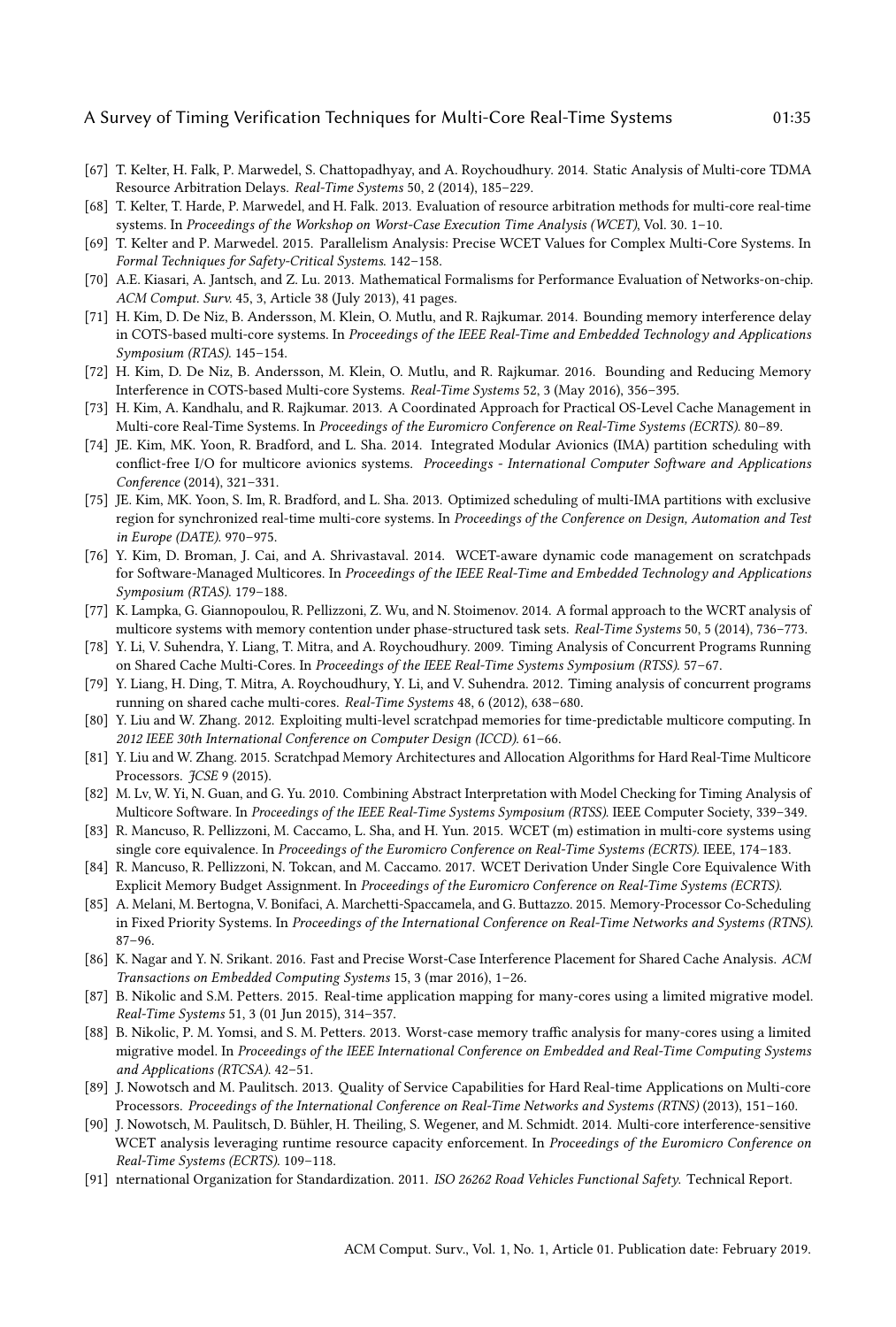[67] T. Kelter, H. Falk, P. Marwedel, S. Chattopadhyay, and A. Roychoudhury. 2014. Static Analysis of Multi-core TDMA Resource Arbitration Delays. *Real-Time Systems* 50, 2 (2014), 185–229.

[68] T. Kelter, T. Harde, P. Marwedel, and H. Falk. 2013. Evaluation of resource arbitration methods for multi-core real-time systems. In *Proceedings of the Workshop on Worst-Case Execution Time Analysis (WCET)*, Vol. 30. 1–10.

[69] T. Kelter and P. Marwedel. 2015. Parallelism Analysis: Precise WCET Values for Complex Multi-Core Systems. In *Formal Techniques for Safety-Critical Systems*. 142–158.

[70] A.E. Kiasari, A. Jantsch, and Z. Lu. 2013. Mathematical Formalisms for Performance Evaluation of Networks-on-chip. *ACM Comput. Surv.* 45, 3, Article 38 (July 2013), 41 pages.

[71] H. Kim, D. De Niz, B. Andersson, M. Klein, O. Mutlu, and R. Rajkumar. 2014. Bounding memory interference delay in COTS-based multi-core systems. In *Proceedings of the IEEE Real-Time and Embedded Technology and Applications Symposium (RTAS)*. 145–154.

[72] H. Kim, D. De Niz, B. Andersson, M. Klein, O. Mutlu, and R. Rajkumar. 2016. Bounding and Reducing Memory Interference in COTS-based Multi-core Systems. *Real-Time Systems* 52, 3 (May 2016), 356–395.

[73] H. Kim, A. Kandhalu, and R. Rajkumar. 2013. A Coordinated Approach for Practical OS-Level Cache Management in Multi-core Real-Time Systems. In *Proceedings of the Euromicro Conference on Real-Time Systems (ECRTS)*. 80–89.

[74] JE. Kim, MK. Yoon, R. Bradford, and L. Sha. 2014. Integrated Modular Avionics (IMA) partition scheduling with conflict-free I/O for multicore avionics systems. *Proceedings - International Computer Software and Applications Conference* (2014), 321–331.

[75] JE. Kim, MK. Yoon, S. Im, R. Bradford, and L. Sha. 2013. Optimized scheduling of multi-IMA partitions with exclusive region for synchronized real-time multi-core systems. In *Proceedings of the Conference on Design, Automation and Test in Europe (DATE)*. 970–975.

[76] Y. Kim, D. Broman, J. Cai, and A. Shrivastaval. 2014. WCET-aware dynamic code management on scratchpads for Software-Managed Multicores. In *Proceedings of the IEEE Real-Time and Embedded Technology and Applications Symposium (RTAS)*. 179–188.

[77] K. Lampka, G. Giannopoulou, R. Pellizzoni, Z. Wu, and N. Stoimenov. 2014. A formal approach to the WCRT analysis of multicore systems with memory contention under phase-structured task sets. *Real-Time Systems* 50, 5 (2014), 736–773.

[78] Y. Li, V. Suhendra, Y. Liang, T. Mitra, and A. Roychoudhury. 2009. Timing Analysis of Concurrent Programs Running on Shared Cache Multi-Cores. In *Proceedings of the IEEE Real-Time Systems Symposium (RTSS)*. 57–67.

[79] Y. Liang, H. Ding, T. Mitra, A. Roychoudhury, Y. Li, and V. Suhendra. 2012. Timing analysis of concurrent programs running on shared cache multi-cores. *Real-Time Systems* 48, 6 (2012), 638–680.

[80] Y. Liu and W. Zhang. 2012. Exploiting multi-level scratchpad memories for time-predictable multicore computing. In *2012 IEEE 30th International Conference on Computer Design (ICCD)*. 61–66.

[81] Y. Liu and W. Zhang. 2015. Scratchpad Memory Architectures and Allocation Algorithms for Hard Real-Time Multicore Processors. *JCSE* 9 (2015).

[82] M. Lv, W. Yi, N. Guan, and G. Yu. 2010. Combining Abstract Interpretation with Model Checking for Timing Analysis of Multicore Software. In *Proceedings of the IEEE Real-Time Systems Symposium (RTSS)*. IEEE Computer Society, 339–349.

[83] R. Mancuso, R. Pellizzoni, M. Caccamo, L. Sha, and H. Yun. 2015. WCET (m) estimation in multi-core systems using single core equivalence. In *Proceedings of the Euromicro Conference on Real-Time Systems (ECRTS)*. IEEE, 174–183.

[84] R. Mancuso, R. Pellizzoni, N. Tokcan, and M. Caccamo. 2017. WCET Derivation Under Single Core Equivalence With Explicit Memory Budget Assignment. In *Proceedings of the Euromicro Conference on Real-Time Systems (ECRTS)*.

[85] A. Melani, M. Bertogna, V. Bonifaci, A. Marchetti-Spaccamela, and G. Buttazzo. 2015. Memory-Processor Co-Scheduling in Fixed Priority Systems. In *Proceedings of the International Conference on Real-Time Networks and Systems (RTNS)*. 87–96.

[86] K. Nagar and Y. N. Srikant. 2016. Fast and Precise Worst-Case Interference Placement for Shared Cache Analysis. *ACM Transactions on Embedded Computing Systems* 15, 3 (mar 2016), 1–26.

[87] B. Nikolic and S.M. Petters. 2015. Real-time application mapping for many-cores using a limited migrative model. *Real-Time Systems* 51, 3 (01 Jun 2015), 314–357.

[88] B. Nikolic, P. M. Yomsi, and S. M. Petters. 2013. Worst-case memory traffic analysis for many-cores using a limited migrative model. In *Proceedings of the IEEE International Conference on Embedded and Real-Time Computing Systems and Applications (RTCSA)*. 42–51.

[89] J. Nowotsch and M. Paulitsch. 2013. Quality of Service Capabilities for Hard Real-time Applications on Multi-core Processors. *Proceedings of the International Conference on Real-Time Networks and Systems (RTNS)* (2013), 151–160.

[90] J. Nowotsch, M. Paulitsch, D. Bühler, H. Theiling, S. Wegener, and M. Schmidt. 2014. Multi-core interference-sensitive WCET analysis leveraging runtime resource capacity enforcement. In *Proceedings of the Euromicro Conference on Real-Time Systems (ECRTS)*. 109–118.

[91] nternational Organization for Standardization. 2011. *ISO 26262 Road Vehicles Functional Safety*. Technical Report.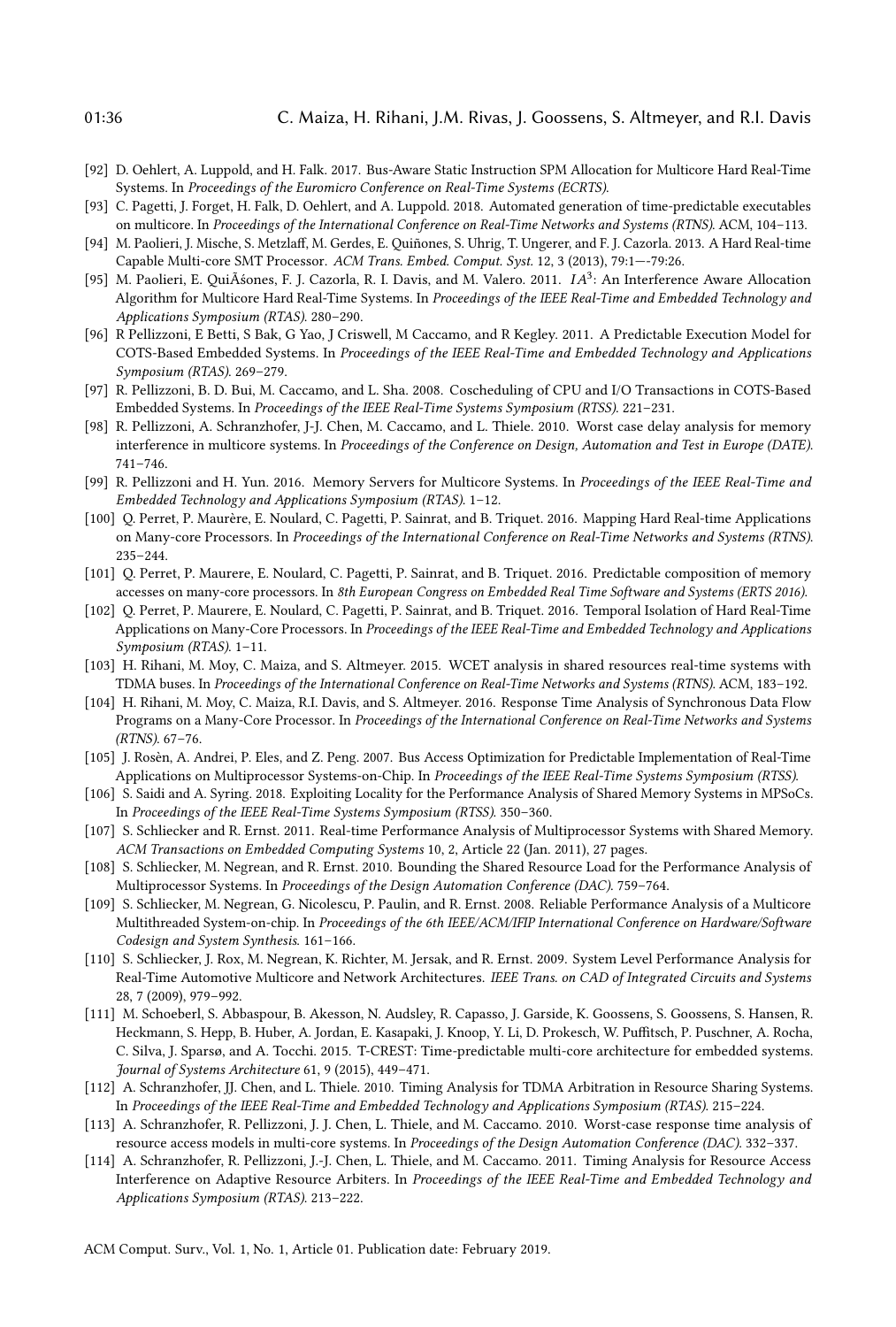[92] D. Oehlert, A. Luppold, and H. Falk. 2017. Bus-Aware Static Instruction SPM Allocation for Multicore Hard Real-Time Systems. In *Proceedings of the Euromicro Conference on Real-Time Systems (ECRTS)*.

[93] C. Pagetti, J. Forget, H. Falk, D. Oehlert, and A. Luppold. 2018. Automated generation of time-predictable executables on multicore. In *Proceedings of the International Conference on Real-Time Networks and Systems (RTNS)*. ACM, 104–113.

[94] M. Paolieri, J. Mische, S. Metzlaff, M. Gerdes, E. Quiñones, S. Uhrig, T. Ungerer, and F. J. Cazorla. 2013. A Hard Real-time Capable Multi-core SMT Processor. *ACM Trans. Embed. Comput. Syst.* 12, 3 (2013), 79:1—-79:26.

[95] M. Paolieri, E. QuiÃśones, F. J. Cazorla, R. I. Davis, and M. Valero. 2011. $IA^3$: An Interference Aware Allocation Algorithm for Multicore Hard Real-Time Systems. In *Proceedings of the IEEE Real-Time and Embedded Technology and Applications Symposium (RTAS)*. 280–290.

[96] R Pellizzoni, E Betti, S Bak, G Yao, J Criswell, M Caccamo, and R Kegley. 2011. A Predictable Execution Model for COTS-Based Embedded Systems. In *Proceedings of the IEEE Real-Time and Embedded Technology and Applications Symposium (RTAS)*. 269–279.

[97] R. Pellizzoni, B. D. Bui, M. Caccamo, and L. Sha. 2008. Coscheduling of CPU and I/O Transactions in COTS-Based Embedded Systems. In *Proceedings of the IEEE Real-Time Systems Symposium (RTSS)*. 221–231.

[98] R. Pellizzoni, A. Schranzhofer, J-J. Chen, M. Caccamo, and L. Thiele. 2010. Worst case delay analysis for memory interference in multicore systems. In *Proceedings of the Conference on Design, Automation and Test in Europe (DATE)*. 741–746.

[99] R. Pellizzoni and H. Yun. 2016. Memory Servers for Multicore Systems. In *Proceedings of the IEEE Real-Time and Embedded Technology and Applications Symposium (RTAS)*. 1–12.

[100] Q. Perret, P. Maurère, E. Noulard, C. Pagetti, P. Sainrat, and B. Triquet. 2016. Mapping Hard Real-time Applications on Many-core Processors. In *Proceedings of the International Conference on Real-Time Networks and Systems (RTNS)*. 235–244.

[101] Q. Perret, P. Maurere, E. Noulard, C. Pagetti, P. Sainrat, and B. Triquet. 2016. Predictable composition of memory accesses on many-core processors. In *8th European Congress on Embedded Real Time Software and Systems (ERTS 2016)*.

[102] Q. Perret, P. Maurere, E. Noulard, C. Pagetti, P. Sainrat, and B. Triquet. 2016. Temporal Isolation of Hard Real-Time Applications on Many-Core Processors. In *Proceedings of the IEEE Real-Time and Embedded Technology and Applications Symposium (RTAS)*. 1–11.

[103] H. Rihani, M. Moy, C. Maiza, and S. Altmeyer. 2015. WCET analysis in shared resources real-time systems with TDMA buses. In *Proceedings of the International Conference on Real-Time Networks and Systems (RTNS)*. ACM, 183–192.

[104] H. Rihani, M. Moy, C. Maiza, R.I. Davis, and S. Altmeyer. 2016. Response Time Analysis of Synchronous Data Flow Programs on a Many-Core Processor. In *Proceedings of the International Conference on Real-Time Networks and Systems (RTNS)*. 67–76.

[105] J. Rosèn, A. Andrei, P. Eles, and Z. Peng. 2007. Bus Access Optimization for Predictable Implementation of Real-Time Applications on Multiprocessor Systems-on-Chip. In *Proceedings of the IEEE Real-Time Systems Symposium (RTSS)*.

[106] S. Saidi and A. Syring. 2018. Exploiting Locality for the Performance Analysis of Shared Memory Systems in MPSoCs. In *Proceedings of the IEEE Real-Time Systems Symposium (RTSS)*. 350–360.

[107] S. Schliecker and R. Ernst. 2011. Real-time Performance Analysis of Multiprocessor Systems with Shared Memory. *ACM Transactions on Embedded Computing Systems* 10, 2, Article 22 (Jan. 2011), 27 pages.

[108] S. Schliecker, M. Negrean, and R. Ernst. 2010. Bounding the Shared Resource Load for the Performance Analysis of Multiprocessor Systems. In *Proceedings of the Design Automation Conference (DAC)*. 759–764.

[109] S. Schliecker, M. Negrean, G. Nicolescu, P. Paulin, and R. Ernst. 2008. Reliable Performance Analysis of a Multicore Multithreaded System-on-chip. In *Proceedings of the 6th IEEE/ACM/IFIP International Conference on Hardware/Software Codesign and System Synthesis*. 161–166.

[110] S. Schliecker, J. Rox, M. Negrean, K. Richter, M. Jersak, and R. Ernst. 2009. System Level Performance Analysis for Real-Time Automotive Multicore and Network Architectures. *IEEE Trans. on CAD of Integrated Circuits and Systems* 28, 7 (2009), 979–992.

[111] M. Schoeberl, S. Abbaspour, B. Akesson, N. Audsley, R. Capasso, J. Garside, K. Goossens, S. Goossens, S. Hansen, R. Heckmann, S. Hepp, B. Huber, A. Jordan, E. Kasapaki, J. Knoop, Y. Li, D. Prokesch, W. Puffitsch, P. Puschner, A. Rocha, C. Silva, J. Sparsø, and A. Tocchi. 2015. T-CREST: Time-predictable multi-core architecture for embedded systems. *Journal of Systems Architecture* 61, 9 (2015), 449–471.

[112] A. Schranzhofer, JJ. Chen, and L. Thiele. 2010. Timing Analysis for TDMA Arbitration in Resource Sharing Systems. In *Proceedings of the IEEE Real-Time and Embedded Technology and Applications Symposium (RTAS)*. 215–224.

[113] A. Schranzhofer, R. Pellizzoni, J. J. Chen, L. Thiele, and M. Caccamo. 2010. Worst-case response time analysis of resource access models in multi-core systems. In *Proceedings of the Design Automation Conference (DAC)*. 332–337.

[114] A. Schranzhofer, R. Pellizzoni, J.-J. Chen, L. Thiele, and M. Caccamo. 2011. Timing Analysis for Resource Access Interference on Adaptive Resource Arbiters. In *Proceedings of the IEEE Real-Time and Embedded Technology and Applications Symposium (RTAS)*. 213–222.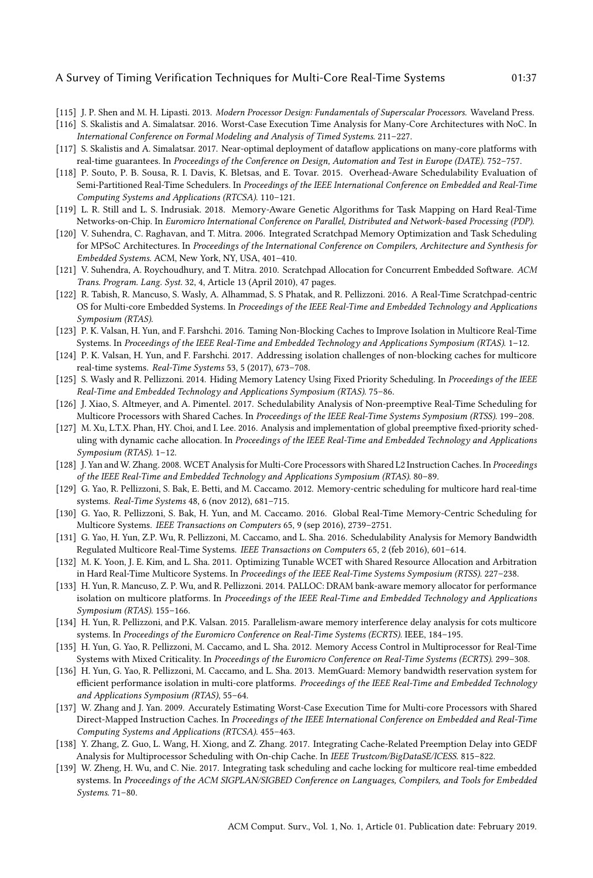[115] J. P. Shen and M. H. Lipasti. 2013. *Modern Processor Design: Fundamentals of Superscalar Processors.* Waveland Press.

[116] S. Skalistis and A. Simalatsar. 2016. Worst-Case Execution Time Analysis for Many-Core Architectures with NoC. In *International Conference on Formal Modeling and Analysis of Timed Systems.* 211–227.

[117] S. Skalistis and A. Simalatsar. 2017. Near-optimal deployment of dataflow applications on many-core platforms with real-time guarantees. In *Proceedings of the Conference on Design, Automation and Test in Europe (DATE).* 752–757.

[118] P. Souto, P. B. Sousa, R. I. Davis, K. Bletsas, and E. Tovar. 2015. Overhead-Aware Schedulability Evaluation of Semi-Partitioned Real-Time Schedulers. In *Proceedings of the IEEE International Conference on Embedded and Real-Time Computing Systems and Applications (RTCSA).* 110–121.

[119] L. R. Still and L. S. Indrusiak. 2018. Memory-Aware Genetic Algorithms for Task Mapping on Hard Real-Time Networks-on-Chip. In *Euromicro International Conference on Parallel, Distributed and Network-based Processing (PDP).*

[120] V. Suhendra, C. Raghavan, and T. Mitra. 2006. Integrated Scratchpad Memory Optimization and Task Scheduling for MPSoC Architectures. In *Proceedings of the International Conference on Compilers, Architecture and Synthesis for Embedded Systems.* ACM, New York, NY, USA, 401–410.

[121] V. Suhendra, A. Roychoudhury, and T. Mitra. 2010. Scratchpad Allocation for Concurrent Embedded Software. *ACM Trans. Program. Lang. Syst.* 32, 4, Article 13 (April 2010), 47 pages.

[122] R. Tabish, R. Mancuso, S. Wasly, A. Alhammad, S S Phatak, and R. Pellizzoni. 2016. A Real-Time Scratchpad-centric OS for Multi-core Embedded Systems. In *Proceedings of the IEEE Real-Time and Embedded Technology and Applications Symposium (RTAS).*

[123] P. K. Valsan, H. Yun, and F. Farshchi. 2016. Taming Non-Blocking Caches to Improve Isolation in Multicore Real-Time Systems. In *Proceedings of the IEEE Real-Time and Embedded Technology and Applications Symposium (RTAS).* 1–12.

[124] P. K. Valsan, H. Yun, and F. Farshchi. 2017. Addressing isolation challenges of non-blocking caches for multicore real-time systems. *Real-Time Systems* 53, 5 (2017), 673–708.

[125] S. Wasly and R. Pellizzoni. 2014. Hiding Memory Latency Using Fixed Priority Scheduling. In *Proceedings of the IEEE Real-Time and Embedded Technology and Applications Symposium (RTAS).* 75–86.

[126] J. Xiao, S. Altmeyer, and A. Pimentel. 2017. Schedulability Analysis of Non-preemptive Real-Time Scheduling for Multicore Processors with Shared Caches. In *Proceedings of the IEEE Real-Time Systems Symposium (RTSS).* 199–208.

[127] M. Xu, L.T.X. Phan, HY. Choi, and I. Lee. 2016. Analysis and implementation of global preemptive fixed-priority scheduling with dynamic cache allocation. In *Proceedings of the IEEE Real-Time and Embedded Technology and Applications Symposium (RTAS).* 1–12.

[128] J. Yan and W. Zhang. 2008. WCET Analysis for Multi-Core Processors with Shared L2 Instruction Caches. In *Proceedings of the IEEE Real-Time and Embedded Technology and Applications Symposium (RTAS).* 80–89.

[129] G. Yao, R. Pellizzoni, S. Bak, E. Betti, and M. Caccamo. 2012. Memory-centric scheduling for multicore hard real-time systems. *Real-Time Systems* 48, 6 (nov 2012), 681–715.

[130] G. Yao, R. Pellizzoni, S. Bak, H. Yun, and M. Caccamo. 2016. Global Real-Time Memory-Centric Scheduling for Multicore Systems. *IEEE Transactions on Computers* 65, 9 (sep 2016), 2739–2751.

[131] G. Yao, H. Yun, Z.P. Wu, R. Pellizzoni, M. Caccamo, and L. Sha. 2016. Schedulability Analysis for Memory Bandwidth Regulated Multicore Real-Time Systems. *IEEE Transactions on Computers* 65, 2 (feb 2016), 601–614.

[132] M. K. Yoon, J. E. Kim, and L. Sha. 2011. Optimizing Tunable WCET with Shared Resource Allocation and Arbitration in Hard Real-Time Multicore Systems. In *Proceedings of the IEEE Real-Time Systems Symposium (RTSS).* 227–238.

[133] H. Yun, R. Mancuso, Z. P. Wu, and R. Pellizzoni. 2014. PALLOC: DRAM bank-aware memory allocator for performance isolation on multicore platforms. In *Proceedings of the IEEE Real-Time and Embedded Technology and Applications Symposium (RTAS).* 155–166.

[134] H. Yun, R. Pellizzoni, and P.K. Valsan. 2015. Parallelism-aware memory interference delay analysis for cots multicore systems. In *Proceedings of the Euromicro Conference on Real-Time Systems (ECRTS).* IEEE, 184–195.

[135] H. Yun, G. Yao, R. Pellizzoni, M. Caccamo, and L. Sha. 2012. Memory Access Control in Multiprocessor for Real-Time Systems with Mixed Criticality. In *Proceedings of the Euromicro Conference on Real-Time Systems (ECRTS).* 299–308.

[136] H. Yun, G. Yao, R. Pellizzoni, M. Caccamo, and L. Sha. 2013. MemGuard: Memory bandwidth reservation system for efficient performance isolation in multi-core platforms. *Proceedings of the IEEE Real-Time and Embedded Technology and Applications Symposium (RTAS)*, 55–64.

[137] W. Zhang and J. Yan. 2009. Accurately Estimating Worst-Case Execution Time for Multi-core Processors with Shared Direct-Mapped Instruction Caches. In *Proceedings of the IEEE International Conference on Embedded and Real-Time Computing Systems and Applications (RTCSA).* 455–463.

[138] Y. Zhang, Z. Guo, L. Wang, H. Xiong, and Z. Zhang. 2017. Integrating Cache-Related Preemption Delay into GEDF Analysis for Multiprocessor Scheduling with On-chip Cache. In *IEEE Trustcom/BigDataSE/ICESS.* 815–822.

[139] W. Zheng, H. Wu, and C. Nie. 2017. Integrating task scheduling and cache locking for multicore real-time embedded systems. In *Proceedings of the ACM SIGPLAN/SIGBED Conference on Languages, Compilers, and Tools for Embedded Systems.* 71–80.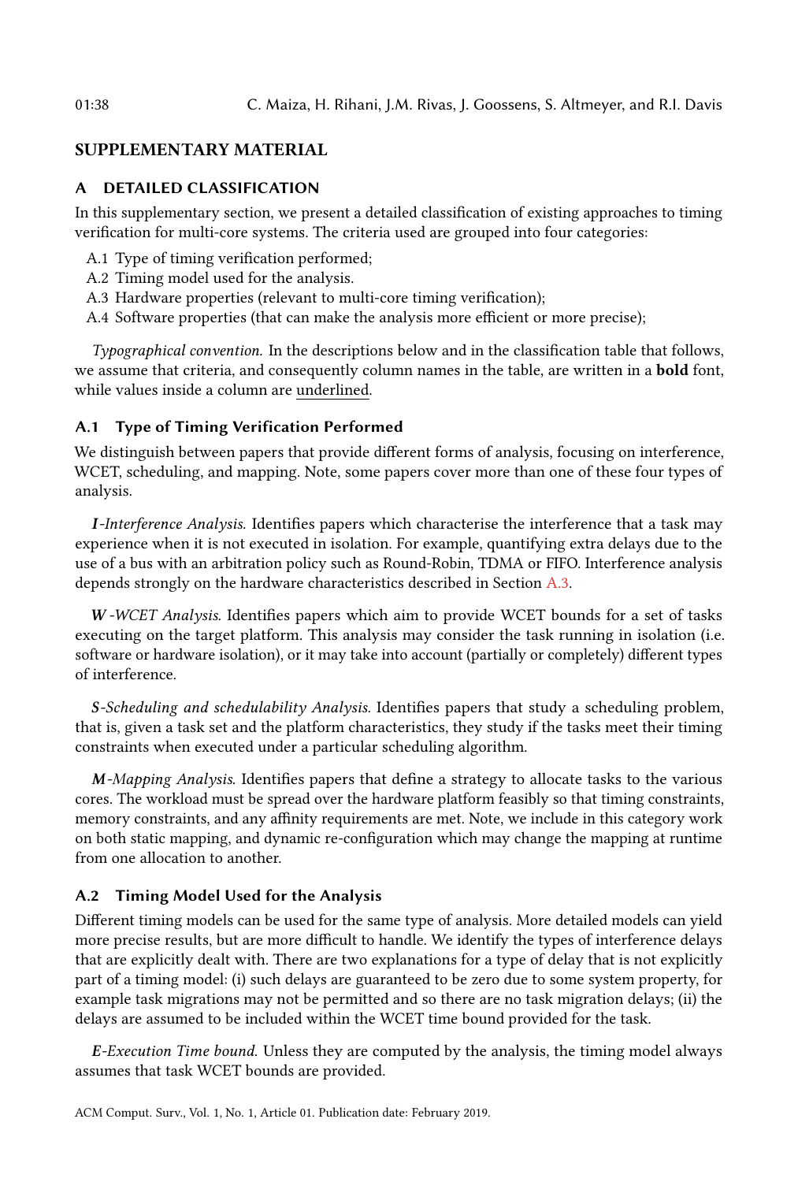## SUPPLEMENTARY MATERIAL

## A DETAILED CLASSIFICATION

In this supplementary section, we present a detailed classification of existing approaches to timing verification for multi-core systems. The criteria used are grouped into four categories:

A.1 Type of timing verification performed;
A.2 Timing model used for the analysis.
A.3 Hardware properties (relevant to multi-core timing verification);
A.4 Software properties (that can make the analysis more efficient or more precise);

*Typographical convention.* In the descriptions below and in the classification table that follows, we assume that criteria, and consequently column names in the table, are written in a **bold** font, while values inside a column are underlined.

### A.1 Type of Timing Verification Performed

We distinguish between papers that provide different forms of analysis, focusing on interference, WCET, scheduling, and mapping. Note, some papers cover more than one of these four types of analysis.

***I**-Interference Analysis.* Identifies papers which characterise the interference that a task may experience when it is not executed in isolation. For example, quantifying extra delays due to the use of a bus with an arbitration policy such as Round-Robin, TDMA or FIFO. Interference analysis depends strongly on the hardware characteristics described in Section A.3.

***W**-WCET Analysis.* Identifies papers which aim to provide WCET bounds for a set of tasks executing on the target platform. This analysis may consider the task running in isolation (i.e. software or hardware isolation), or it may take into account (partially or completely) different types of interference.

***S**-Scheduling and schedulability Analysis.* Identifies papers that study a scheduling problem, that is, given a task set and the platform characteristics, they study if the tasks meet their timing constraints when executed under a particular scheduling algorithm.

***M**-Mapping Analysis.* Identifies papers that define a strategy to allocate tasks to the various cores. The workload must be spread over the hardware platform feasibly so that timing constraints, memory constraints, and any affinity requirements are met. Note, we include in this category work on both static mapping, and dynamic re-configuration which may change the mapping at runtime from one allocation to another.

### A.2 Timing Model Used for the Analysis

Different timing models can be used for the same type of analysis. More detailed models can yield more precise results, but are more difficult to handle. We identify the types of interference delays that are explicitly dealt with. There are two explanations for a type of delay that is not explicitly part of a timing model: (i) such delays are guaranteed to be zero due to some system property, for example task migrations may not be permitted and so there are no task migration delays; (ii) the delays are assumed to be included within the WCET time bound provided for the task.

***E**-Execution Time bound.* Unless they are computed by the analysis, the timing model always assumes that task WCET bounds are provided.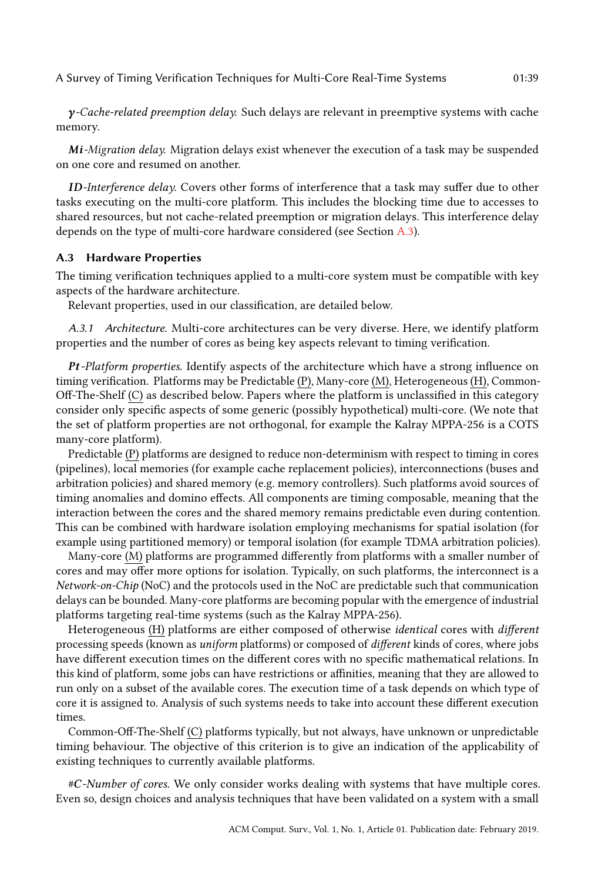*γ-Cache-related preemption delay.* Such delays are relevant in preemptive systems with cache memory.

***Mi**-Migration delay.* Migration delays exist whenever the execution of a task may be suspended on one core and resumed on another.

***ID**-Interference delay.* Covers other forms of interference that a task may suffer due to other tasks executing on the multi-core platform. This includes the blocking time due to accesses to shared resources, but not cache-related preemption or migration delays. This interference delay depends on the type of multi-core hardware considered (see Section A.3).

### A.3 Hardware Properties

The timing verification techniques applied to a multi-core system must be compatible with key aspects of the hardware architecture.

Relevant properties, used in our classification, are detailed below.

*A.3.1 Architecture.* Multi-core architectures can be very diverse. Here, we identify platform properties and the number of cores as being key aspects relevant to timing verification.

***Pt**-Platform properties.* Identify aspects of the architecture which have a strong influence on timing verification. Platforms may be Predictable (P), Many-core (M), Heterogeneous (H), Common-Off-The-Shelf (C) as described below. Papers where the platform is unclassified in this category consider only specific aspects of some generic (possibly hypothetical) multi-core. (We note that the set of platform properties are not orthogonal, for example the Kalray MPPA-256 is a COTS many-core platform).

Predictable (P) platforms are designed to reduce non-determinism with respect to timing in cores (pipelines), local memories (for example cache replacement policies), interconnections (buses and arbitration policies) and shared memory (e.g. memory controllers). Such platforms avoid sources of timing anomalies and domino effects. All components are timing composable, meaning that the interaction between the cores and the shared memory remains predictable even during contention. This can be combined with hardware isolation employing mechanisms for spatial isolation (for example using partitioned memory) or temporal isolation (for example TDMA arbitration policies).

Many-core (M) platforms are programmed differently from platforms with a smaller number of cores and may offer more options for isolation. Typically, on such platforms, the interconnect is a *Network-on-Chip* (NoC) and the protocols used in the NoC are predictable such that communication delays can be bounded. Many-core platforms are becoming popular with the emergence of industrial platforms targeting real-time systems (such as the Kalray MPPA-256).

Heterogeneous (H) platforms are either composed of otherwise *identical* cores with *different* processing speeds (known as *uniform* platforms) or composed of *different* kinds of cores, where jobs have different execution times on the different cores with no specific mathematical relations. In this kind of platform, some jobs can have restrictions or affinities, meaning that they are allowed to run only on a subset of the available cores. The execution time of a task depends on which type of core it is assigned to. Analysis of such systems needs to take into account these different execution times.

Common-Off-The-Shelf (C) platforms typically, but not always, have unknown or unpredictable timing behaviour. The objective of this criterion is to give an indication of the applicability of existing techniques to currently available platforms.

***#C**-Number of cores.* We only consider works dealing with systems that have multiple cores. Even so, design choices and analysis techniques that have been validated on a system with a small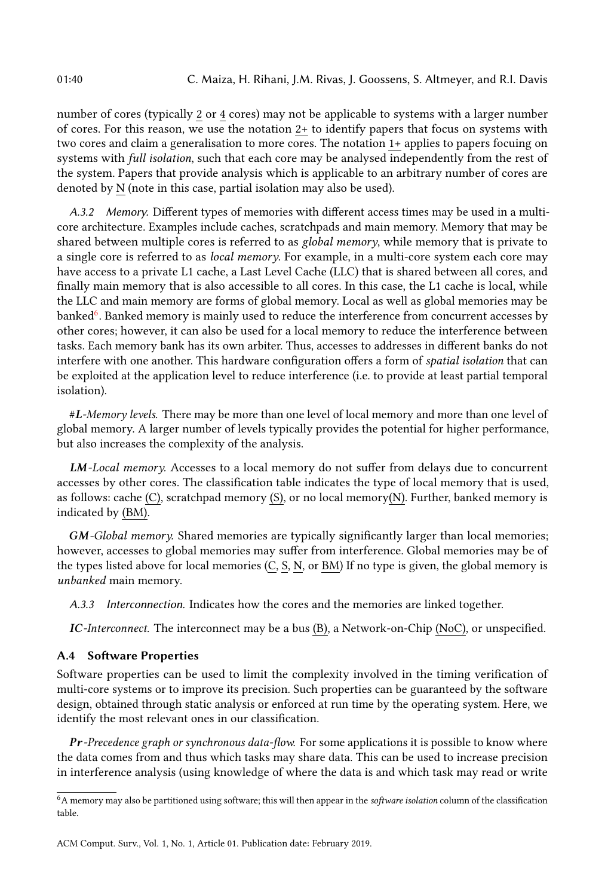number of cores (typically 2 or 4 cores) may not be applicable to systems with a larger number of cores. For this reason, we use the notation 2+ to identify papers that focus on systems with two cores and claim a generalisation to more cores. The notation 1+ applies to papers focuing on systems with *full isolation*, such that each core may be analysed independently from the rest of the system. Papers that provide analysis which is applicable to an arbitrary number of cores are denoted by N (note in this case, partial isolation may also be used).

*A.3.2 Memory.* Different types of memories with different access times may be used in a multi-core architecture. Examples include caches, scratchpads and main memory. Memory that may be shared between multiple cores is referred to as *global memory*, while memory that is private to a single core is referred to as *local memory*. For example, in a multi-core system each core may have access to a private L1 cache, a Last Level Cache (LLC) that is shared between all cores, and finally main memory that is also accessible to all cores. In this case, the L1 cache is local, while the LLC and main memory are forms of global memory. Local as well as global memories may be banked[6]. Banked memory is mainly used to reduce the interference from concurrent accesses by other cores; however, it can also be used for a local memory to reduce the interference between tasks. Each memory bank has its own arbiter. Thus, accesses to addresses in different banks do not interfere with one another. This hardware configuration offers a form of *spatial isolation* that can be exploited at the application level to reduce interference (i.e. to provide at least partial temporal isolation).

***#L**-Memory levels.* There may be more than one level of local memory and more than one level of global memory. A larger number of levels typically provides the potential for higher performance, but also increases the complexity of the analysis.

***LM**-Local memory.* Accesses to a local memory do not suffer from delays due to concurrent accesses by other cores. The classification table indicates the type of local memory that is used, as follows: cache (C), scratchpad memory (S), or no local memory(N). Further, banked memory is indicated by (BM).

***GM**-Global memory.* Shared memories are typically significantly larger than local memories; however, accesses to global memories may suffer from interference. Global memories may be of the types listed above for local memories (C, S, N, or BM) If no type is given, the global memory is *unbanked* main memory.

*A.3.3 Interconnection.* Indicates how the cores and the memories are linked together.

***IC**-Interconnect.* The interconnect may be a bus (B), a Network-on-Chip (NoC), or unspecified.

### A.4 Software Properties

Software properties can be used to limit the complexity involved in the timing verification of multi-core systems or to improve its precision. Such properties can be guaranteed by the software design, obtained through static analysis or enforced at run time by the operating system. Here, we identify the most relevant ones in our classification.

***Pr**-Precedence graph or synchronous data-flow.* For some applications it is possible to know where the data comes from and thus which tasks may share data. This can be used to increase precision in interference analysis (using knowledge of where the data is and which task may read or write

[6] A memory may also be partitioned using software; this will then appear in the *software isolation* column of the classification table.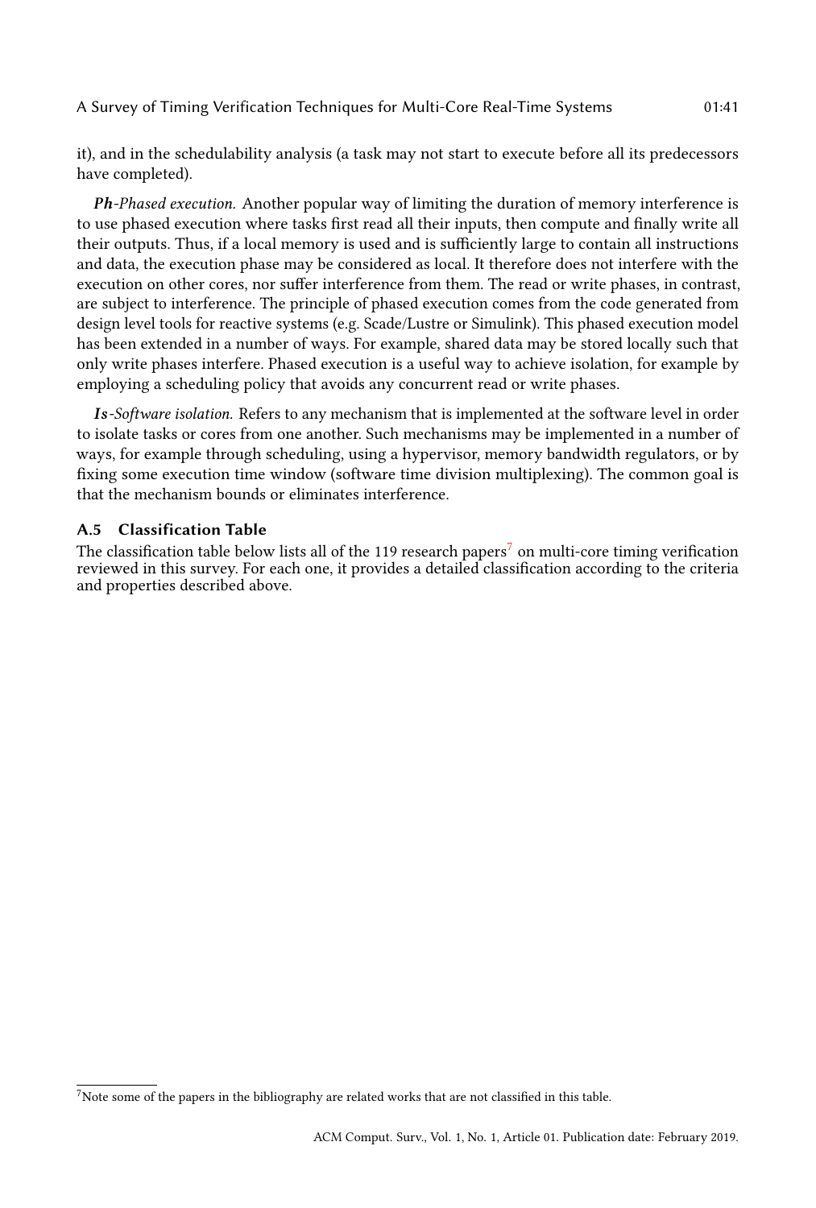it), and in the schedulability analysis (a task may not start to execute before all its predecessors have completed).

***Ph**-Phased execution.* Another popular way of limiting the duration of memory interference is to use phased execution where tasks first read all their inputs, then compute and finally write all their outputs. Thus, if a local memory is used and is sufficiently large to contain all instructions and data, the execution phase may be considered as local. It therefore does not interfere with the execution on other cores, nor suffer interference from them. The read or write phases, in contrast, are subject to interference. The principle of phased execution comes from the code generated from design level tools for reactive systems (e.g. Scade/Lustre or Simulink). This phased execution model has been extended in a number of ways. For example, shared data may be stored locally such that only write phases interfere. Phased execution is a useful way to achieve isolation, for example by employing a scheduling policy that avoids any concurrent read or write phases.

***Is**-Software isolation.* Refers to any mechanism that is implemented at the software level in order to isolate tasks or cores from one another. Such mechanisms may be implemented in a number of ways, for example through scheduling, using a hypervisor, memory bandwidth regulators, or by fixing some execution time window (software time division multiplexing). The common goal is that the mechanism bounds or eliminates interference.

### A.5 Classification Table

The classification table below lists all of the 119 research papers[7] on multi-core timing verification reviewed in this survey. For each one, it provides a detailed classification according to the criteria and properties described above.

[7] Note some of the papers in the bibliography are related works that are not classified in this table.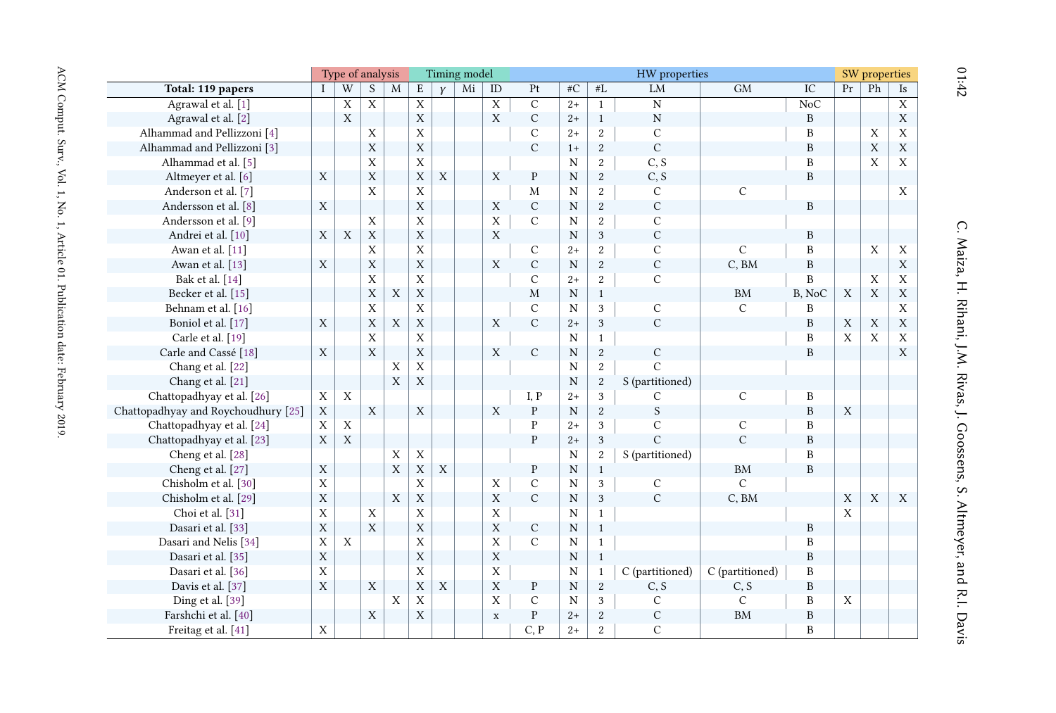| | Type of analysis | | | | Timing model | | | | HW properties | | | | | | SW properties | | |
|---|---|---|---|---|---|---|---|---|---|---|---|---|---|---|---|---|---|
| **Total: 119 papers** | I | W | S | M | E | $\gamma$ | Mi | ID | Pt | #C | #L | LM | GM | IC | Pr | Ph | Is |
| Agrawal et al. [1] | | X | X | | X | | | X | C | 2+ | 1 | N | | NoC | | | X |
| Agrawal et al. [2] | | X | | | X | | | X | C | 2+ | 1 | N | | B | | | X |
| Alhammad and Pellizzoni [4] | | | X | | X | | | | C | 2+ | 2 | C | | B | | X | X |
| Alhammad and Pellizzoni [3] | | | X | | X | | | | C | 1+ | 2 | C | | B | | X | X |
| Alhammad et al. [5] | | | X | | X | | | | | N | 2 | C, S | | B | | X | X |
| Altmeyer et al. [6] | X | | X | | X | X | | X | P | N | 2 | C, S | | B | | | |
| Anderson et al. [7] | | | X | | X | | | | M | N | 2 | C | C | | | | X |
| Andersson et al. [8] | X | | | | X | | | X | C | N | 2 | C | | B | | | |
| Andersson et al. [9] | | | X | | X | | | X | C | N | 2 | C | | | | | |
| Andrei et al. [10] | X | X | X | | X | | | X | | N | 3 | C | | B | | | |
| Awan et al. [11] | | | X | | X | | | | C | 2+ | 2 | C | C | B | | X | X |
| Awan et al. [13] | X | | X | | X | | | X | C | N | 2 | C | C, BM | B | | | X |
| Bak et al. [14] | | | X | | X | | | | C | 2+ | 2 | C | | B | | X | X |
| Becker et al. [15] | | | X | X | X | | | | M | N | 1 | | BM | B, NoC | X | X | X |
| Behnam et al. [16] | | | X | | X | | | | C | N | 3 | C | C | B | | | X |
| Boniol et al. [17] | X | | X | X | X | | | X | C | 2+ | 3 | C | | B | X | X | X |
| Carle et al. [19] | | | X | | X | | | | | N | 1 | | | B | X | X | X |
| Carle and Cassé [18] | X | | X | | X | | | X | C | N | 2 | C | | B | | | X |
| Chang et al. [22] | | | | X | X | | | | | N | 2 | C | | | | | |
| Chang et al. [21] | | | | X | X | | | | | N | 2 | S (partitioned) | | | | | |
| Chattopadhyay et al. [26] | X | X | | | | | | | I, P | 2+ | 3 | C | C | B | | | |
| Chattopadhyay and Roychoudhury [25] | X | | X | | X | | | X | P | N | 2 | S | | B | X | | |
| Chattopadhyay et al. [24] | X | X | | | | | | | P | 2+ | 3 | C | C | B | | | |
| Chattopadhyay et al. [23] | X | X | | | | | | | P | 2+ | 3 | C | C | B | | | |
| Cheng et al. [28] | | | | X | X | | | | | N | 2 | S (partitioned) | | B | | | |
| Cheng et al. [27] | X | | | X | X | X | | | P | N | 1 | | BM | B | | | |
| Chisholm et al. [30] | X | | | | X | | | X | C | N | 3 | C | C | | | | |
| Chisholm et al. [29] | X | | | X | X | | | X | C | N | 3 | C | C, BM | | X | X | X |
| Choi et al. [31] | X | | X | | X | | | X | | N | 1 | | | | X | | |
| Dasari et al. [33] | X | | X | | X | | | X | C | N | 1 | | | B | | | |
| Dasari and Nelis [34] | X | X | | | X | | | X | C | N | 1 | | | B | | | |
| Dasari et al. [35] | X | | | | X | | | X | | N | 1 | | | B | | | |
| Dasari et al. [36] | X | | | | X | | | X | | N | 1 | C (partitioned) | C (partitioned) | B | | | |
| Davis et al. [37] | X | | X | | X | X | | X | P | N | 2 | C, S | C, S | B | | | |
| Ding et al. [39] | | | | X | X | | | X | C | N | 3 | C | C | B | X | | |
| Farshchi et al. [40] | | | X | | X | | | x | P | 2+ | 2 | C | BM | B | | | |
| Freitag et al. [41] | X | | | | | | | | C, P | 2+ | 2 | C | | B | | | |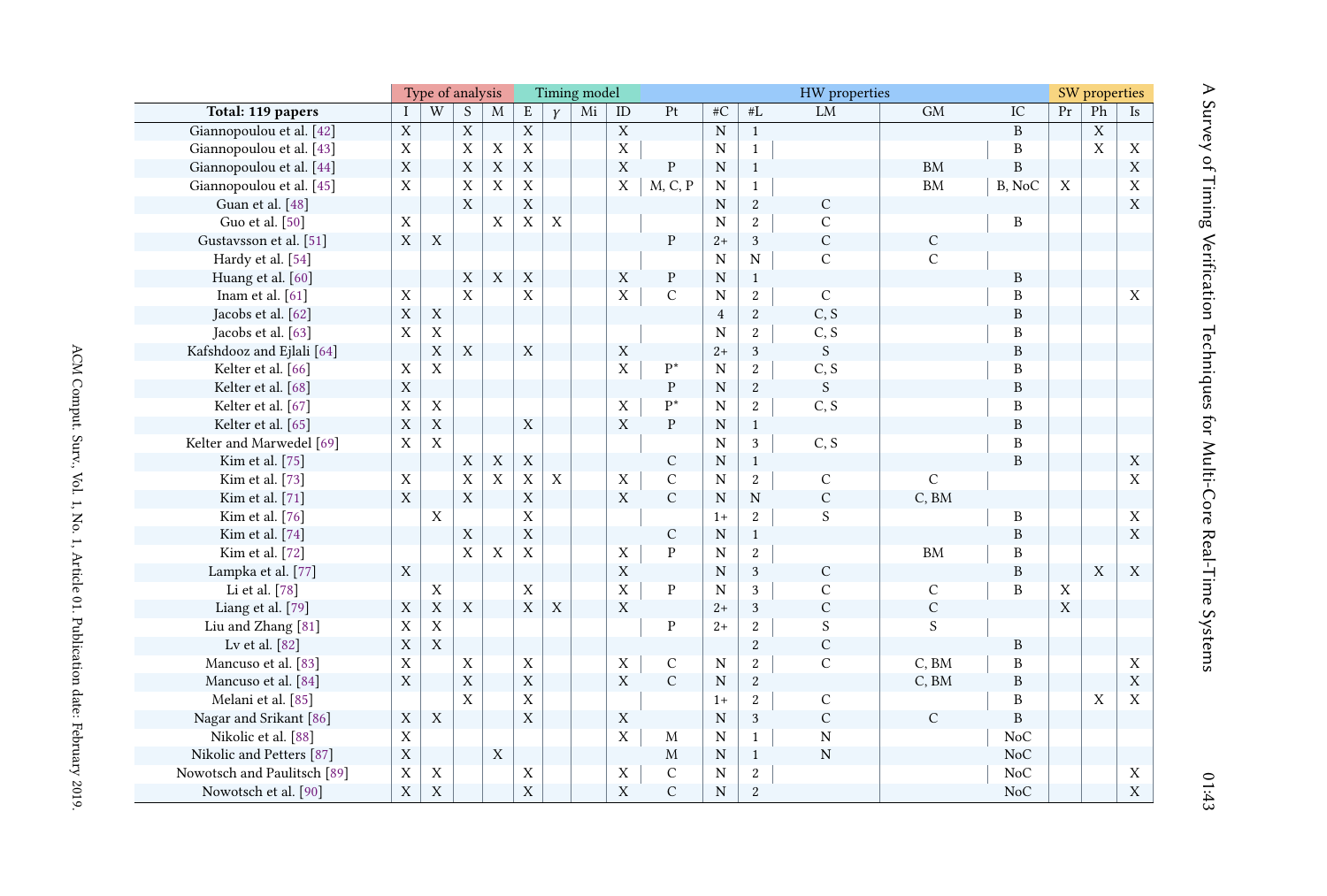| | Type of analysis | | | | Timing model | | | | HW properties | | | | | | SW properties | | |
|---|---|---|---|---|---|---|---|---|---|---|---|---|---|---|---|---|---|
| **Total: 119 papers** | I | W | S | M | E | $\gamma$ | Mi | ID | Pt | #C | #L | LM | GM | IC | Pr | Ph | Is |
| Giannopoulou et al. [42] | X | | X | | X | | | X | | N | 1 | | | B | | X | |
| Giannopoulou et al. [43] | X | | X | X | X | | | X | | N | 1 | | | B | | X | X |
| Giannopoulou et al. [44] | X | | X | X | X | | | X | P | N | 1 | | BM | B | | | X |
| Giannopoulou et al. [45] | X | | X | X | X | | | X | M, C, P | N | 1 | | BM | B, NoC | X | | X |
| Guan et al. [48] | | | X | | X | | | | | N | 2 | C | | | | | X |
| Guo et al. [50] | X | | | X | X | X | | | | N | 2 | C | | B | | | |
| Gustavsson et al. [51] | X | X | | | | | | | P | 2+ | 3 | C | C | | | | |
| Hardy et al. [54] | | | | | | | | | | N | N | C | C | | | | |
| Huang et al. [60] | | | X | X | X | | | X | P | N | 1 | | | B | | | |
| Inam et al. [61] | X | | X | | X | | | X | C | N | 2 | C | | B | | | X |
| Jacobs et al. [62] | X | X | | | | | | | | 4 | 2 | C, S | | B | | | |
| Jacobs et al. [63] | X | X | | | | | | | | N | 2 | C, S | | B | | | |
| Kafshdooz and Ejlali [64] | | X | X | | X | | | X | | 2+ | 3 | S | | B | | | |
| Kelter et al. [66] | X | X | | | | | | X | P* | N | 2 | C, S | | B | | | |
| Kelter et al. [68] | X | | | | | | | | P | N | 2 | S | | B | | | |
| Kelter et al. [67] | X | X | | | | | | X | P* | N | 2 | C, S | | B | | | |
| Kelter et al. [65] | X | X | | | X | | | X | P | N | 1 | | | B | | | |
| Kelter and Marwedel [69] | X | X | | | | | | | | N | 3 | C, S | | B | | | |
| Kim et al. [75] | | | X | X | X | | | | C | N | 1 | | | B | | | X |
| Kim et al. [73] | X | | X | X | X | X | | X | C | N | 2 | C | C | | | | X |
| Kim et al. [71] | X | | X | | X | | | X | C | N | N | C | C, BM | | | | |
| Kim et al. [76] | | X | | | X | | | | | 1+ | 2 | S | | B | | | X |
| Kim et al. [74] | | | X | | X | | | | C | N | 1 | | | B | | | X |
| Kim et al. [72] | | | X | X | X | | | X | P | N | 2 | | BM | B | | | |
| Lampka et al. [77] | X | | | | | | | X | | N | 3 | C | | B | | X | X |
| Li et al. [78] | | X | | | X | | | X | P | N | 3 | C | C | B | X | | |
| Liang et al. [79] | X | X | X | | X | X | | X | | 2+ | 3 | C | C | | X | | |
| Liu and Zhang [81] | X | X | | | | | | | P | 2+ | 2 | S | S | | | | |
| Lv et al. [82] | X | X | | | | | | | | | 2 | C | | B | | | |
| Mancuso et al. [83] | X | | X | | X | | | X | C | N | 2 | C | C, BM | B | | | X |
| Mancuso et al. [84] | X | | X | | X | | | X | C | N | 2 | | C, BM | B | | | X |
| Melani et al. [85] | | | X | | X | | | | | 1+ | 2 | C | | B | | X | X |
| Nagar and Srikant [86] | X | X | | | X | | | X | | N | 3 | C | C | B | | | |
| Nikolic et al. [88] | X | | | | | | | X | M | N | 1 | N | | NoC | | | |
| Nikolic and Petters [87] | X | | | X | | | | | M | N | 1 | N | | NoC | | | |
| Nowotsch and Paulitsch [89] | X | X | | | X | | | X | C | N | 2 | | | NoC | | | X |
| Nowotsch et al. [90] | X | X | | | X | | | X | C | N | 2 | | | NoC | | | X |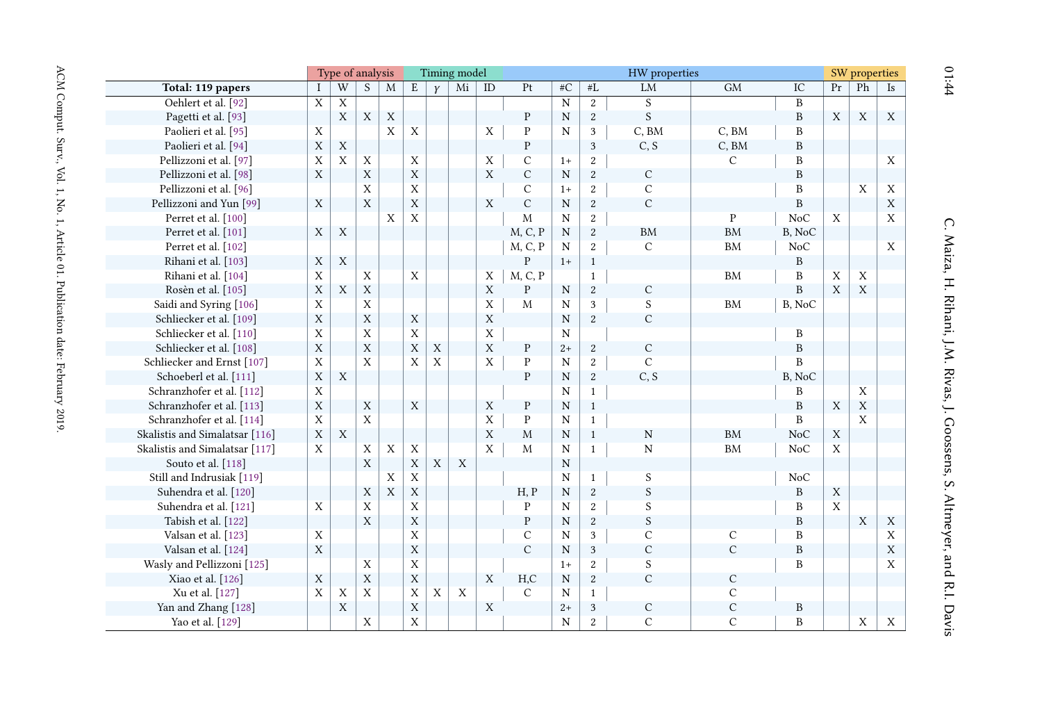| Total: 119 papers | Type of analysis | | | | Timing model | | | | HW properties | | | | | | SW properties | | |
|---|---|---|---|---|---|---|---|---|---|---|---|---|---|---|---|---|---|
| | I | W | S | M | E | $\gamma$ | Mi | ID | Pt | #C | #L | LM | GM | IC | Pr | Ph | Is |
| Oehlert et al. [92] | X | X | | | | | | | | N | 2 | S | | B | | | |
| Pagetti et al. [93] | | X | X | X | | | | | P | N | 2 | S | | B | X | X | X |
| Paolieri et al. [95] | X | | | X | X | | | X | P | N | 3 | C, BM | C, BM | B | | | |
| Paolieri et al. [94] | X | X | | | | | | | P | | 3 | C, S | C, BM | B | | | |
| Pellizzoni et al. [97] | X | X | X | | X | | | X | C | 1+ | 2 | | C | B | | | X |
| Pellizzoni et al. [98] | X | | X | | X | | | X | C | N | 2 | C | | B | | | |
| Pellizzoni et al. [96] | | | X | | X | | | | C | 1+ | 2 | C | | B | | X | X |
| Pellizzoni and Yun [99] | X | | X | | X | | | X | C | N | 2 | C | | B | | | X |
| Perret et al. [100] | | | | X | X | | | | M | N | 2 | | P | NoC | X | | X |
| Perret et al. [101] | X | X | | | | | | | M, C, P | N | 2 | BM | BM | B, NoC | | | |
| Perret et al. [102] | | | | | | | | | M, C, P | N | 2 | C | BM | NoC | | | X |
| Rihani et al. [103] | X | X | | | | | | | P | 1+ | 1 | | | B | | | |
| Rihani et al. [104] | X | | X | | X | | | X | M, C, P | | 1 | | BM | B | X | X | |
| Rosèn et al. [105] | X | X | X | | | | | X | P | N | 2 | C | | B | X | X | |
| Saidi and Syring [106] | X | | X | | | | | X | M | N | 3 | S | BM | B, NoC | | | |
| Schliecker et al. [109] | X | | X | | X | | | X | | N | 2 | C | | | | | |
| Schliecker et al. [110] | X | | X | | X | | | X | | N | | | | B | | | |
| Schliecker et al. [108] | X | | X | | X | X | | X | P | 2+ | 2 | C | | B | | | |
| Schliecker and Ernst [107] | X | | X | | X | X | | X | P | N | 2 | C | | B | | | |
| Schoeberl et al. [111] | X | X | | | | | | | P | N | 2 | C, S | | B, NoC | | | |
| Schranzhofer et al. [112] | X | | | | | | | | | N | 1 | | | B | | X | |
| Schranzhofer et al. [113] | X | | X | | X | | | X | P | N | 1 | | | B | X | X | |
| Schranzhofer et al. [114] | X | | X | | | | | X | P | N | 1 | | | B | | X | |
| Skalistis and Simalatsar [116] | X | X | | | | | | X | M | N | 1 | N | BM | NoC | X | | |
| Skalistis and Simalatsar [117] | X | | X | X | X | | | X | M | N | 1 | N | BM | NoC | X | | |
| Souto et al. [118] | | | X | | X | X | X | | | N | | | | | | | |
| Still and Indrusiak [119] | | | | X | X | | | | | N | 1 | S | | NoC | | | |
| Suhendra et al. [120] | | | X | X | X | | | | H, P | N | 2 | S | | B | X | | |
| Suhendra et al. [121] | X | | X | | X | | | | P | N | 2 | S | | B | X | | |
| Tabish et al. [122] | | | X | | X | | | | P | N | 2 | S | | B | | X | X |
| Valsan et al. [123] | X | | | | X | | | | C | N | 3 | C | C | B | | | X |
| Valsan et al. [124] | X | | | | X | | | | C | N | 3 | C | C | B | | | X |
| Wasly and Pellizzoni [125] | | | X | | X | | | | | 1+ | 2 | S | | B | | | X |
| Xiao et al. [126] | X | | X | | X | | | X | H,C | N | 2 | C | C | | | | |
| Xu et al. [127] | X | X | X | | X | X | X | | C | N | 1 | | C | | | | |
| Yan and Zhang [128] | | X | | | X | | | X | | 2+ | 3 | C | C | B | | | |
| Yao et al. [129] | | | X | | X | | | | | N | 2 | C | C | B | | X | X |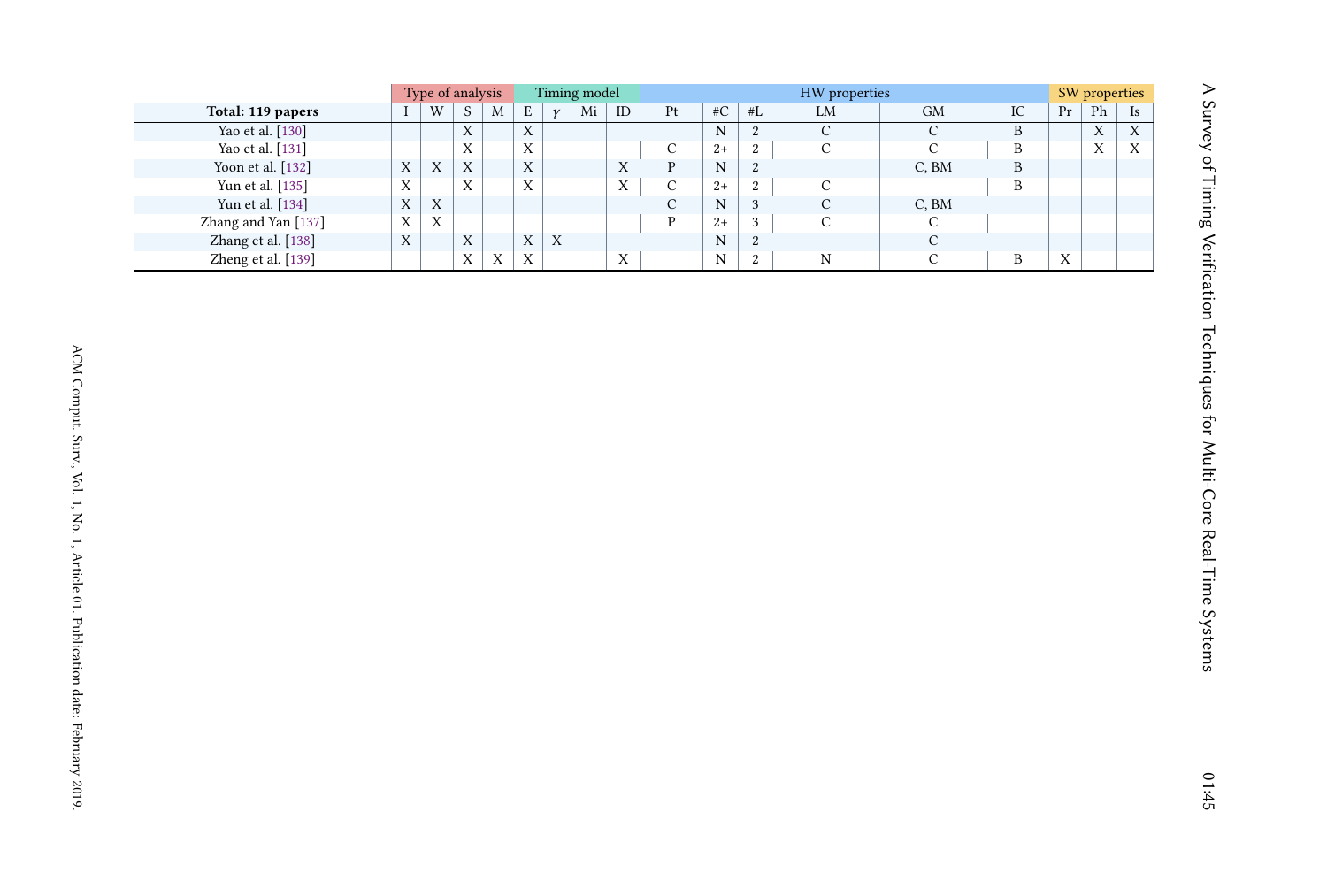| | Type of analysis | | | | Timing model | | | | HW properties | | | | | | SW properties | | |
|---|---|---|---|---|---|---|---|---|---|---|---|---|---|---|---|---|---|
| **Total: 119 papers** | I | W | S | M | E | $\gamma$ | Mi | ID | Pt | #C | #L | LM | GM | IC | Pr | Ph | Is |
| Yao et al. [130] | | | X | | X | | | | | N | 2 | C | C | B | | X | X |
| Yao et al. [131] | | | X | | X | | | | C | 2+ | 2 | C | C | B | | X | X |
| Yoon et al. [132] | X | X | X | | X | | | X | P | N | 2 | | C, BM | B | | | |
| Yun et al. [135] | X | | X | | X | | | X | C | 2+ | 2 | C | | B | | | |
| Yun et al. [134] | X | X | | | | | | | C | N | 3 | C | C, BM | | | | |
| Zhang and Yan [137] | X | X | | | | | | | P | 2+ | 3 | C | C | | | | |
| Zhang et al. [138] | X | | X | | X | X | | | | N | 2 | | C | | | | |
| Zheng et al. [139] | | | X | X | X | | | X | | N | 2 | N | C | B | X | | |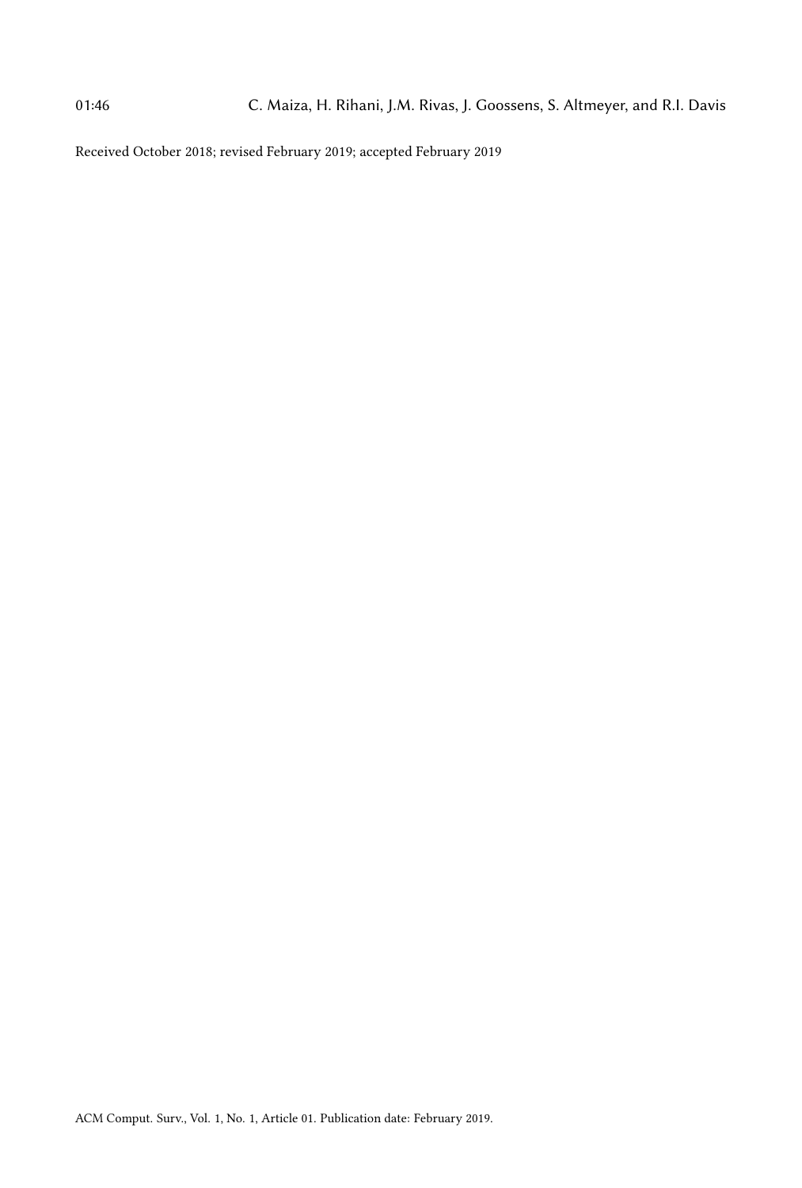Received October 2018; revised February 2019; accepted February 2019